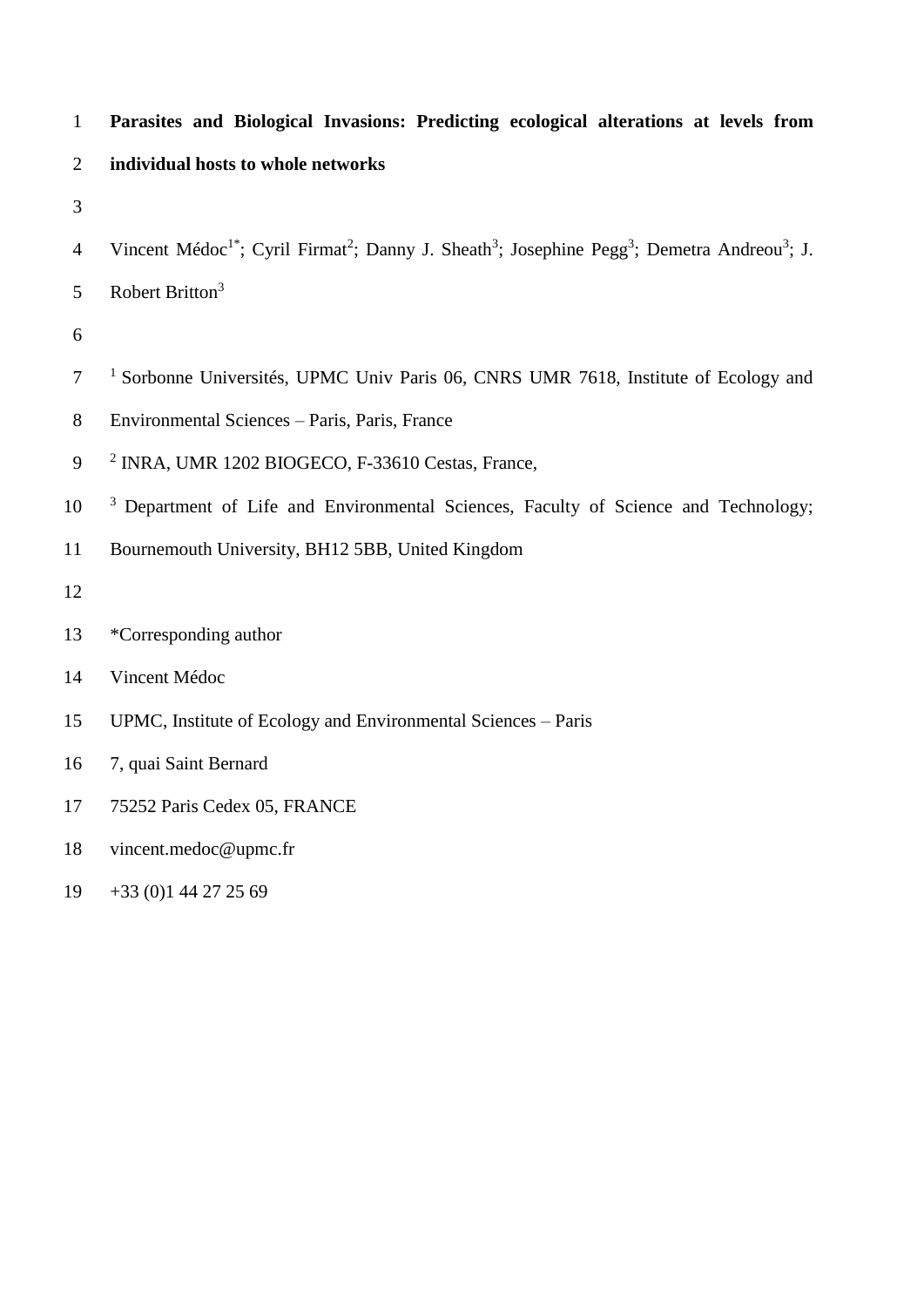**Parasites and Biological Invasions: Predicting ecological alterations at levels from individual hosts to whole networks**

Vincent Médoc[1*]; Cyril Firmat[2]; Danny J. Sheath[3]; Josephine Pegg[3]; Demetra Andreou[3]; J. Robert Britton[3]

[1] Sorbonne Universités, UPMC Univ Paris 06, CNRS UMR 7618, Institute of Ecology and Environmental Sciences – Paris, Paris, France

[2] INRA, UMR 1202 BIOGECO, F-33610 Cestas, France,

[3] Department of Life and Environmental Sciences, Faculty of Science and Technology; Bournemouth University, BH12 5BB, United Kingdom

*Corresponding author

Vincent Médoc

UPMC, Institute of Ecology and Environmental Sciences – Paris

7, quai Saint Bernard

75252 Paris Cedex 05, FRANCE

vincent.medoc@upmc.fr

+33 (0)1 44 27 25 69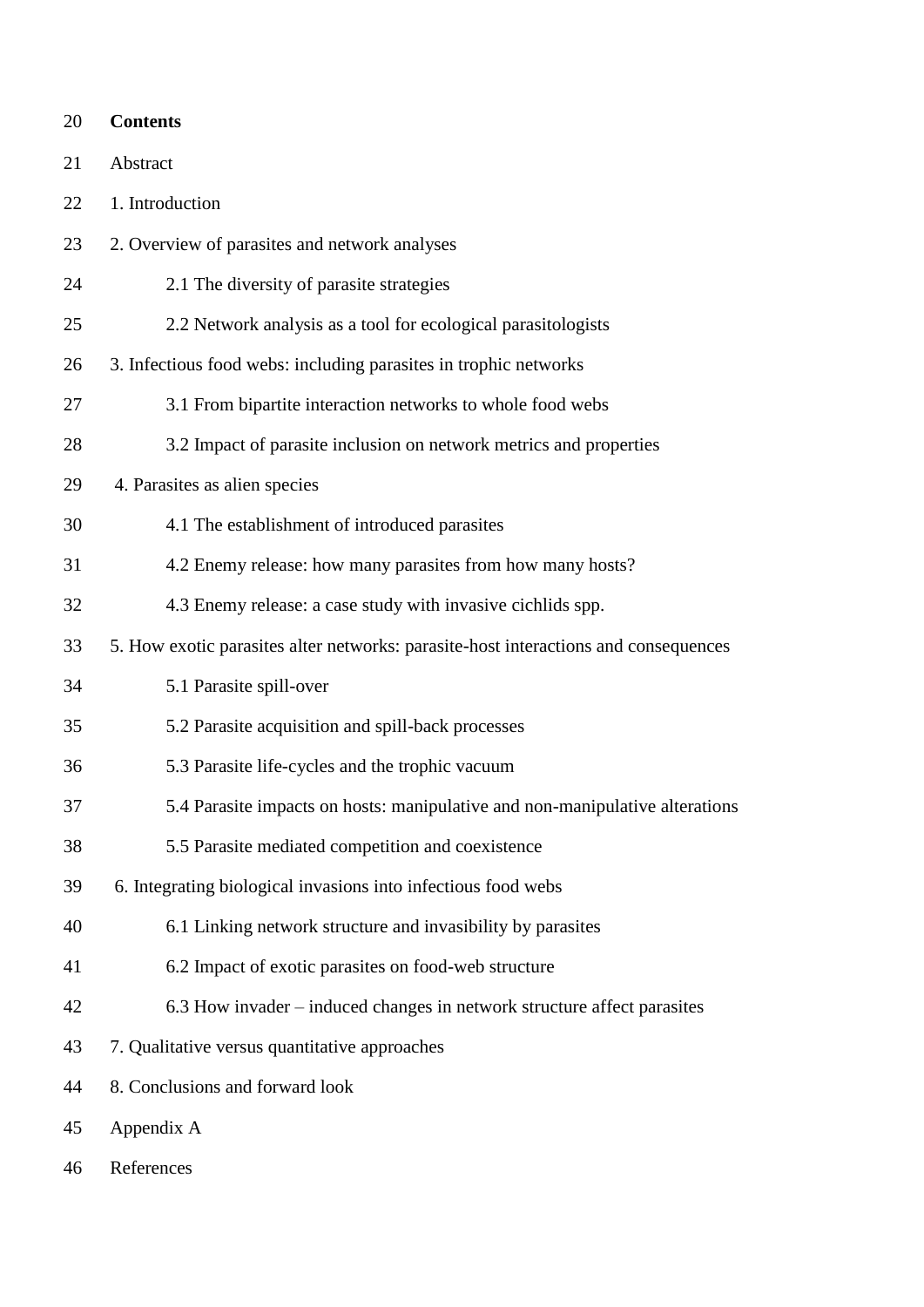**Contents**

Abstract

1. Introduction

2. Overview of parasites and network analyses

    2.1 The diversity of parasite strategies

    2.2 Network analysis as a tool for ecological parasitologists

3. Infectious food webs: including parasites in trophic networks

    3.1 From bipartite interaction networks to whole food webs

    3.2 Impact of parasite inclusion on network metrics and properties

4. Parasites as alien species

    4.1 The establishment of introduced parasites

    4.2 Enemy release: how many parasites from how many hosts?

    4.3 Enemy release: a case study with invasive cichlids spp.

5. How exotic parasites alter networks: parasite-host interactions and consequences

    5.1 Parasite spill-over

    5.2 Parasite acquisition and spill-back processes

    5.3 Parasite life-cycles and the trophic vacuum

    5.4 Parasite impacts on hosts: manipulative and non-manipulative alterations

    5.5 Parasite mediated competition and coexistence

6. Integrating biological invasions into infectious food webs

    6.1 Linking network structure and invasibility by parasites

    6.2 Impact of exotic parasites on food-web structure

    6.3 How invader – induced changes in network structure affect parasites

7. Qualitative versus quantitative approaches

8. Conclusions and forward look

Appendix A

References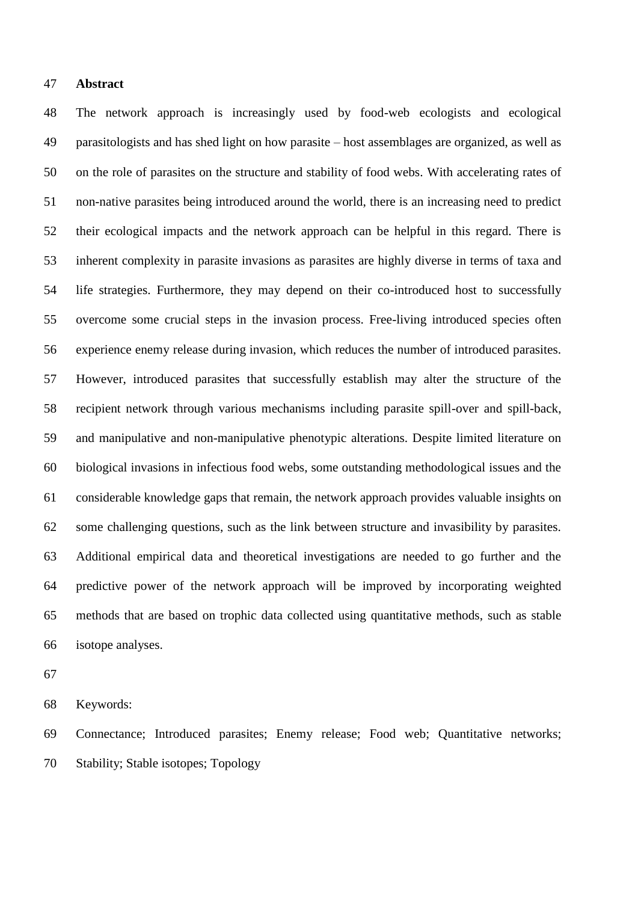## Abstract

The network approach is increasingly used by food-web ecologists and ecological parasitologists and has shed light on how parasite – host assemblages are organized, as well as on the role of parasites on the structure and stability of food webs. With accelerating rates of non-native parasites being introduced around the world, there is an increasing need to predict their ecological impacts and the network approach can be helpful in this regard. There is inherent complexity in parasite invasions as parasites are highly diverse in terms of taxa and life strategies. Furthermore, they may depend on their co-introduced host to successfully overcome some crucial steps in the invasion process. Free-living introduced species often experience enemy release during invasion, which reduces the number of introduced parasites. However, introduced parasites that successfully establish may alter the structure of the recipient network through various mechanisms including parasite spill-over and spill-back, and manipulative and non-manipulative phenotypic alterations. Despite limited literature on biological invasions in infectious food webs, some outstanding methodological issues and the considerable knowledge gaps that remain, the network approach provides valuable insights on some challenging questions, such as the link between structure and invasibility by parasites. Additional empirical data and theoretical investigations are needed to go further and the predictive power of the network approach will be improved by incorporating weighted methods that are based on trophic data collected using quantitative methods, such as stable isotope analyses.

Keywords:

Connectance; Introduced parasites; Enemy release; Food web; Quantitative networks; Stability; Stable isotopes; Topology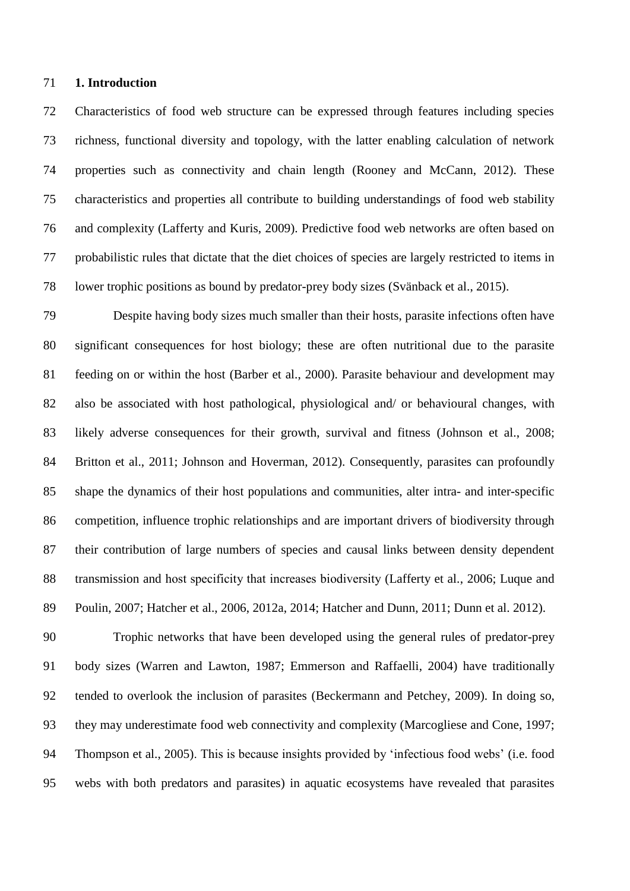## 1. Introduction

Characteristics of food web structure can be expressed through features including species richness, functional diversity and topology, with the latter enabling calculation of network properties such as connectivity and chain length (Rooney and McCann, 2012). These characteristics and properties all contribute to building understandings of food web stability and complexity (Lafferty and Kuris, 2009). Predictive food web networks are often based on probabilistic rules that dictate that the diet choices of species are largely restricted to items in lower trophic positions as bound by predator-prey body sizes (Svänback et al., 2015).

Despite having body sizes much smaller than their hosts, parasite infections often have significant consequences for host biology; these are often nutritional due to the parasite feeding on or within the host (Barber et al., 2000). Parasite behaviour and development may also be associated with host pathological, physiological and/ or behavioural changes, with likely adverse consequences for their growth, survival and fitness (Johnson et al., 2008; Britton et al., 2011; Johnson and Hoverman, 2012). Consequently, parasites can profoundly shape the dynamics of their host populations and communities, alter intra- and inter-specific competition, influence trophic relationships and are important drivers of biodiversity through their contribution of large numbers of species and causal links between density dependent transmission and host specificity that increases biodiversity (Lafferty et al., 2006; Luque and Poulin, 2007; Hatcher et al., 2006, 2012a, 2014; Hatcher and Dunn, 2011; Dunn et al. 2012).

Trophic networks that have been developed using the general rules of predator-prey body sizes (Warren and Lawton, 1987; Emmerson and Raffaelli, 2004) have traditionally tended to overlook the inclusion of parasites (Beckermann and Petchey, 2009). In doing so, they may underestimate food web connectivity and complexity (Marcogliese and Cone, 1997; Thompson et al., 2005). This is because insights provided by 'infectious food webs' (i.e. food webs with both predators and parasites) in aquatic ecosystems have revealed that parasites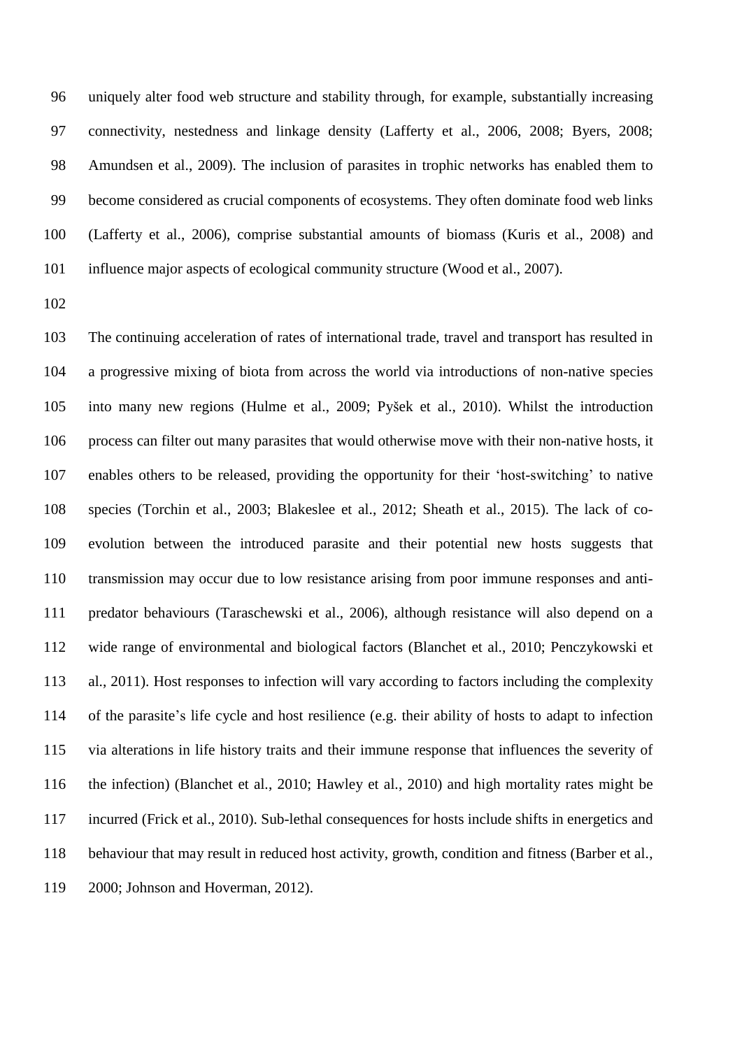uniquely alter food web structure and stability through, for example, substantially increasing connectivity, nestedness and linkage density (Lafferty et al., 2006, 2008; Byers, 2008; Amundsen et al., 2009). The inclusion of parasites in trophic networks has enabled them to become considered as crucial components of ecosystems. They often dominate food web links (Lafferty et al., 2006), comprise substantial amounts of biomass (Kuris et al., 2008) and influence major aspects of ecological community structure (Wood et al., 2007).

The continuing acceleration of rates of international trade, travel and transport has resulted in a progressive mixing of biota from across the world via introductions of non-native species into many new regions (Hulme et al., 2009; Pyšek et al., 2010). Whilst the introduction process can filter out many parasites that would otherwise move with their non-native hosts, it enables others to be released, providing the opportunity for their 'host-switching' to native species (Torchin et al., 2003; Blakeslee et al., 2012; Sheath et al., 2015). The lack of co-evolution between the introduced parasite and their potential new hosts suggests that transmission may occur due to low resistance arising from poor immune responses and anti-predator behaviours (Taraschewski et al., 2006), although resistance will also depend on a wide range of environmental and biological factors (Blanchet et al., 2010; Penczykowski et al., 2011). Host responses to infection will vary according to factors including the complexity of the parasite's life cycle and host resilience (e.g. their ability of hosts to adapt to infection via alterations in life history traits and their immune response that influences the severity of the infection) (Blanchet et al., 2010; Hawley et al., 2010) and high mortality rates might be incurred (Frick et al., 2010). Sub-lethal consequences for hosts include shifts in energetics and behaviour that may result in reduced host activity, growth, condition and fitness (Barber et al., 2000; Johnson and Hoverman, 2012).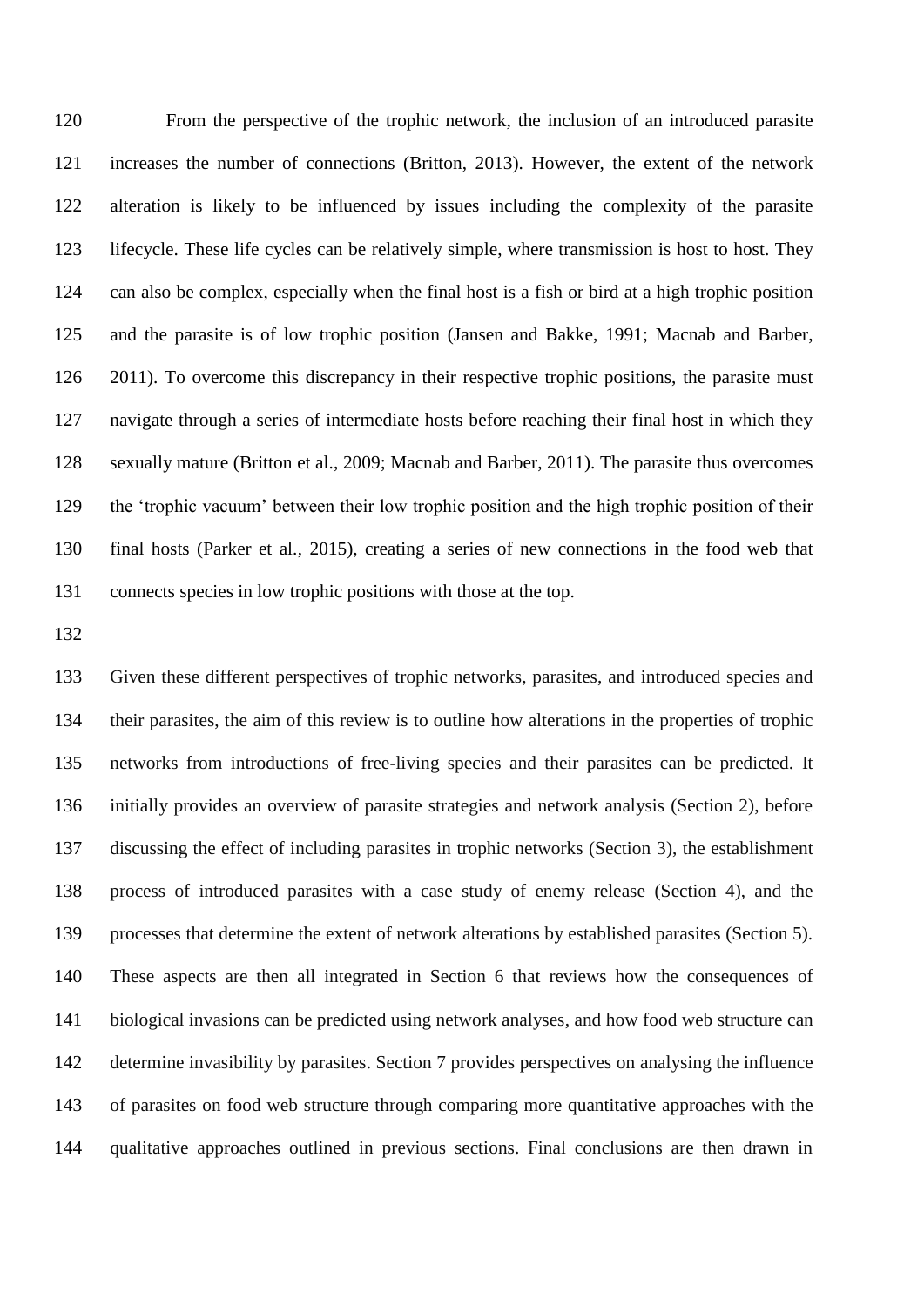From the perspective of the trophic network, the inclusion of an introduced parasite increases the number of connections (Britton, 2013). However, the extent of the network alteration is likely to be influenced by issues including the complexity of the parasite lifecycle. These life cycles can be relatively simple, where transmission is host to host. They can also be complex, especially when the final host is a fish or bird at a high trophic position and the parasite is of low trophic position (Jansen and Bakke, 1991; Macnab and Barber, 2011). To overcome this discrepancy in their respective trophic positions, the parasite must navigate through a series of intermediate hosts before reaching their final host in which they sexually mature (Britton et al., 2009; Macnab and Barber, 2011). The parasite thus overcomes the 'trophic vacuum' between their low trophic position and the high trophic position of their final hosts (Parker et al., 2015), creating a series of new connections in the food web that connects species in low trophic positions with those at the top.

Given these different perspectives of trophic networks, parasites, and introduced species and their parasites, the aim of this review is to outline how alterations in the properties of trophic networks from introductions of free-living species and their parasites can be predicted. It initially provides an overview of parasite strategies and network analysis (Section 2), before discussing the effect of including parasites in trophic networks (Section 3), the establishment process of introduced parasites with a case study of enemy release (Section 4), and the processes that determine the extent of network alterations by established parasites (Section 5). These aspects are then all integrated in Section 6 that reviews how the consequences of biological invasions can be predicted using network analyses, and how food web structure can determine invasibility by parasites. Section 7 provides perspectives on analysing the influence of parasites on food web structure through comparing more quantitative approaches with the qualitative approaches outlined in previous sections. Final conclusions are then drawn in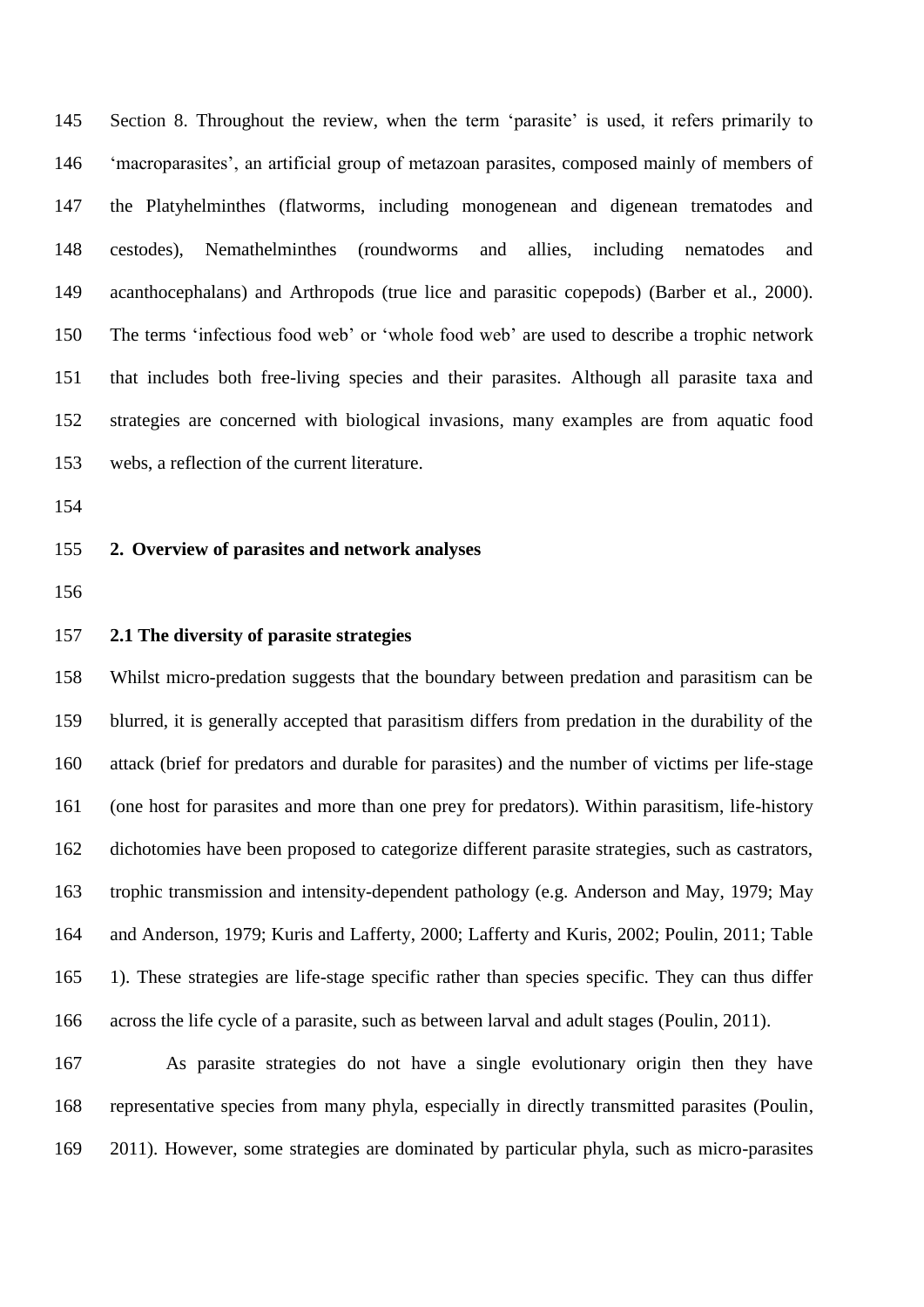Section 8. Throughout the review, when the term 'parasite' is used, it refers primarily to 'macroparasites', an artificial group of metazoan parasites, composed mainly of members of the Platyhelminthes (flatworms, including monogenean and digenean trematodes and cestodes), Nemathelminthes (roundworms and allies, including nematodes and acanthocephalans) and Arthropods (true lice and parasitic copepods) (Barber et al., 2000). The terms 'infectious food web' or 'whole food web' are used to describe a trophic network that includes both free-living species and their parasites. Although all parasite taxa and strategies are concerned with biological invasions, many examples are from aquatic food webs, a reflection of the current literature.

## 2. Overview of parasites and network analyses

### 2.1 The diversity of parasite strategies

Whilst micro-predation suggests that the boundary between predation and parasitism can be blurred, it is generally accepted that parasitism differs from predation in the durability of the attack (brief for predators and durable for parasites) and the number of victims per life-stage (one host for parasites and more than one prey for predators). Within parasitism, life-history dichotomies have been proposed to categorize different parasite strategies, such as castrators, trophic transmission and intensity-dependent pathology (e.g. Anderson and May, 1979; May and Anderson, 1979; Kuris and Lafferty, 2000; Lafferty and Kuris, 2002; Poulin, 2011; Table 1). These strategies are life-stage specific rather than species specific. They can thus differ across the life cycle of a parasite, such as between larval and adult stages (Poulin, 2011).

As parasite strategies do not have a single evolutionary origin then they have representative species from many phyla, especially in directly transmitted parasites (Poulin, 2011). However, some strategies are dominated by particular phyla, such as micro-parasites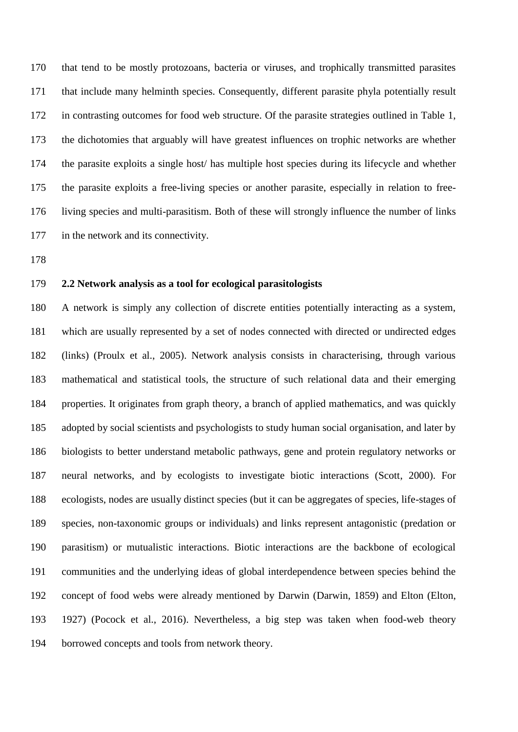that tend to be mostly protozoans, bacteria or viruses, and trophically transmitted parasites that include many helminth species. Consequently, different parasite phyla potentially result in contrasting outcomes for food web structure. Of the parasite strategies outlined in Table 1, the dichotomies that arguably will have greatest influences on trophic networks are whether the parasite exploits a single host/ has multiple host species during its lifecycle and whether the parasite exploits a free-living species or another parasite, especially in relation to free-living species and multi-parasitism. Both of these will strongly influence the number of links in the network and its connectivity.

### 2.2 Network analysis as a tool for ecological parasitologists

A network is simply any collection of discrete entities potentially interacting as a system, which are usually represented by a set of nodes connected with directed or undirected edges (links) (Proulx et al., 2005). Network analysis consists in characterising, through various mathematical and statistical tools, the structure of such relational data and their emerging properties. It originates from graph theory, a branch of applied mathematics, and was quickly adopted by social scientists and psychologists to study human social organisation, and later by biologists to better understand metabolic pathways, gene and protein regulatory networks or neural networks, and by ecologists to investigate biotic interactions (Scott, 2000). For ecologists, nodes are usually distinct species (but it can be aggregates of species, life-stages of species, non-taxonomic groups or individuals) and links represent antagonistic (predation or parasitism) or mutualistic interactions. Biotic interactions are the backbone of ecological communities and the underlying ideas of global interdependence between species behind the concept of food webs were already mentioned by Darwin (Darwin, 1859) and Elton (Elton, 1927) (Pocock et al., 2016). Nevertheless, a big step was taken when food-web theory borrowed concepts and tools from network theory.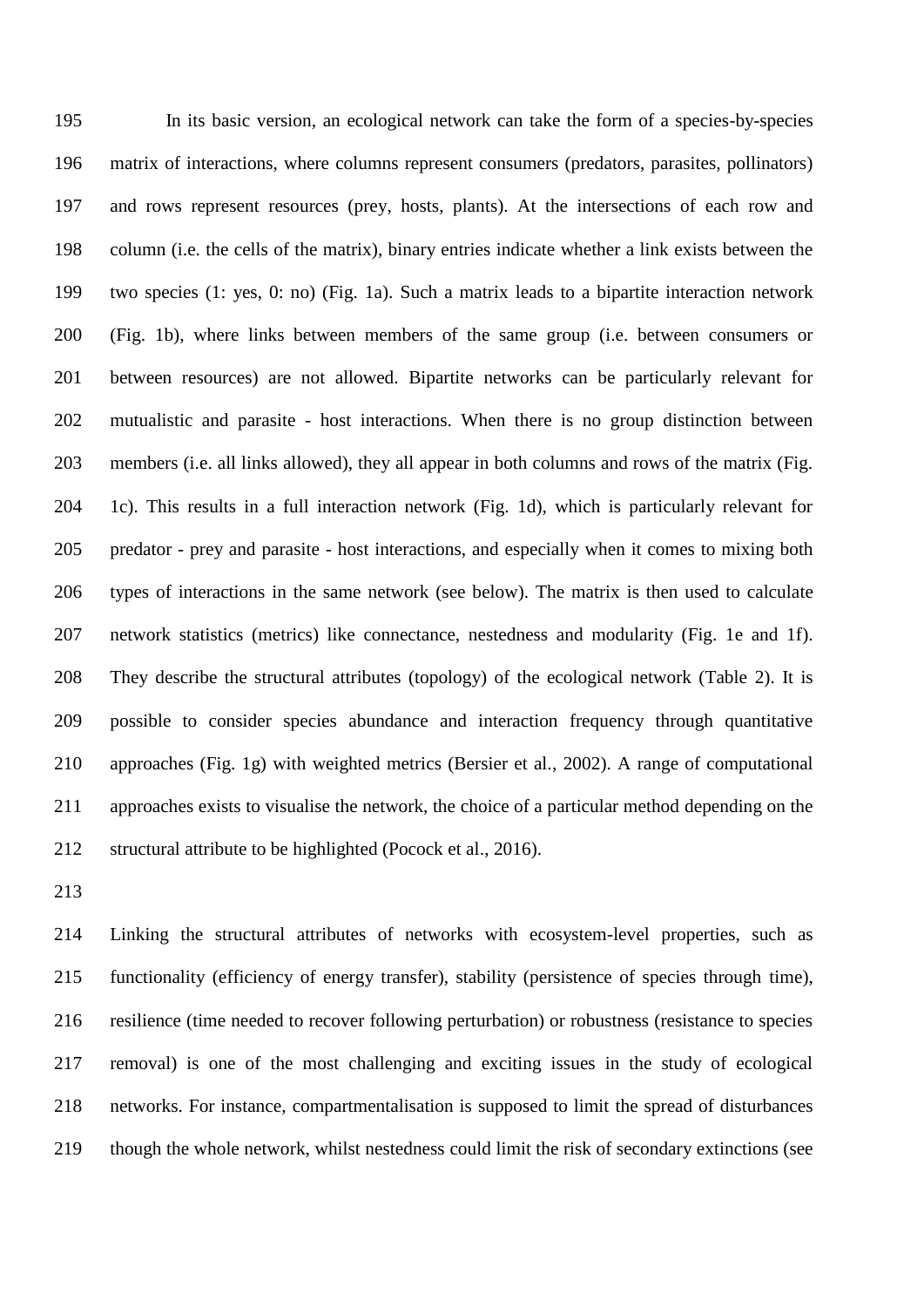In its basic version, an ecological network can take the form of a species-by-species matrix of interactions, where columns represent consumers (predators, parasites, pollinators) and rows represent resources (prey, hosts, plants). At the intersections of each row and column (i.e. the cells of the matrix), binary entries indicate whether a link exists between the two species (1: yes, 0: no) (Fig. 1a). Such a matrix leads to a bipartite interaction network (Fig. 1b), where links between members of the same group (i.e. between consumers or between resources) are not allowed. Bipartite networks can be particularly relevant for mutualistic and parasite - host interactions. When there is no group distinction between members (i.e. all links allowed), they all appear in both columns and rows of the matrix (Fig. 1c). This results in a full interaction network (Fig. 1d), which is particularly relevant for predator - prey and parasite - host interactions, and especially when it comes to mixing both types of interactions in the same network (see below). The matrix is then used to calculate network statistics (metrics) like connectance, nestedness and modularity (Fig. 1e and 1f). They describe the structural attributes (topology) of the ecological network (Table 2). It is possible to consider species abundance and interaction frequency through quantitative approaches (Fig. 1g) with weighted metrics (Bersier et al., 2002). A range of computational approaches exists to visualise the network, the choice of a particular method depending on the structural attribute to be highlighted (Pocock et al., 2016).

Linking the structural attributes of networks with ecosystem-level properties, such as functionality (efficiency of energy transfer), stability (persistence of species through time), resilience (time needed to recover following perturbation) or robustness (resistance to species removal) is one of the most challenging and exciting issues in the study of ecological networks. For instance, compartmentalisation is supposed to limit the spread of disturbances though the whole network, whilst nestedness could limit the risk of secondary extinctions (see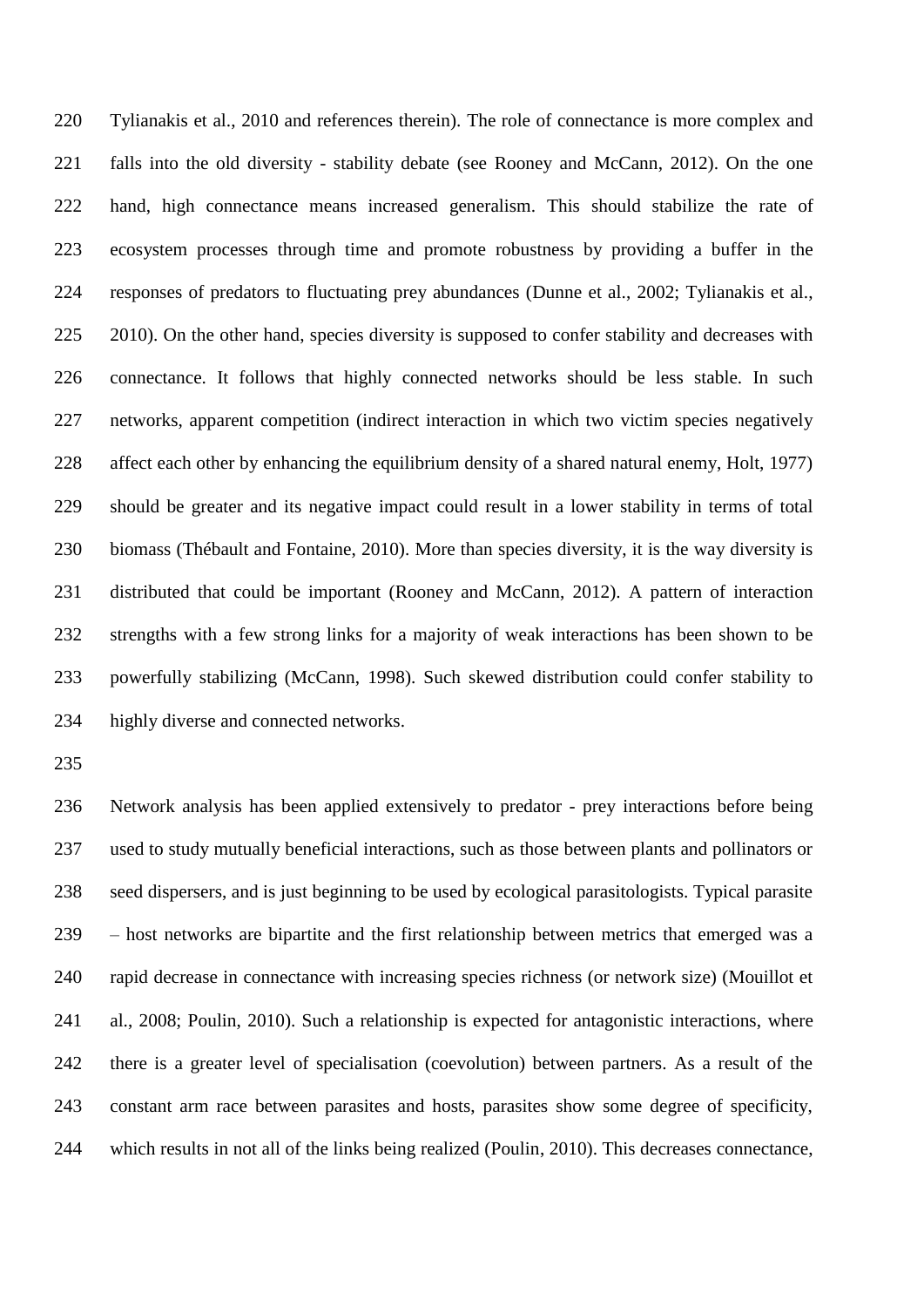Tylianakis et al., 2010 and references therein). The role of connectance is more complex and falls into the old diversity - stability debate (see Rooney and McCann, 2012). On the one hand, high connectance means increased generalism. This should stabilize the rate of ecosystem processes through time and promote robustness by providing a buffer in the responses of predators to fluctuating prey abundances (Dunne et al., 2002; Tylianakis et al., 2010). On the other hand, species diversity is supposed to confer stability and decreases with connectance. It follows that highly connected networks should be less stable. In such networks, apparent competition (indirect interaction in which two victim species negatively affect each other by enhancing the equilibrium density of a shared natural enemy, Holt, 1977) should be greater and its negative impact could result in a lower stability in terms of total biomass (Thébault and Fontaine, 2010). More than species diversity, it is the way diversity is distributed that could be important (Rooney and McCann, 2012). A pattern of interaction strengths with a few strong links for a majority of weak interactions has been shown to be powerfully stabilizing (McCann, 1998). Such skewed distribution could confer stability to highly diverse and connected networks.

Network analysis has been applied extensively to predator - prey interactions before being used to study mutually beneficial interactions, such as those between plants and pollinators or seed dispersers, and is just beginning to be used by ecological parasitologists. Typical parasite – host networks are bipartite and the first relationship between metrics that emerged was a rapid decrease in connectance with increasing species richness (or network size) (Mouillot et al., 2008; Poulin, 2010). Such a relationship is expected for antagonistic interactions, where there is a greater level of specialisation (coevolution) between partners. As a result of the constant arm race between parasites and hosts, parasites show some degree of specificity, which results in not all of the links being realized (Poulin, 2010). This decreases connectance,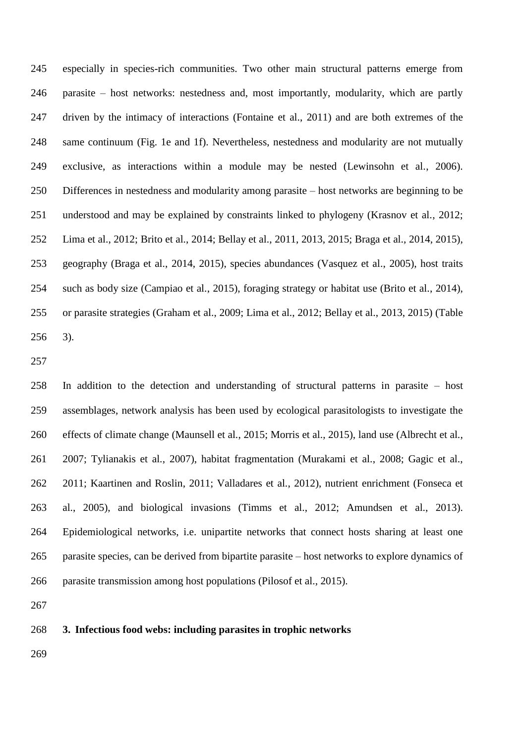especially in species-rich communities. Two other main structural patterns emerge from parasite – host networks: nestedness and, most importantly, modularity, which are partly driven by the intimacy of interactions (Fontaine et al., 2011) and are both extremes of the same continuum (Fig. 1e and 1f). Nevertheless, nestedness and modularity are not mutually exclusive, as interactions within a module may be nested (Lewinsohn et al., 2006). Differences in nestedness and modularity among parasite – host networks are beginning to be understood and may be explained by constraints linked to phylogeny (Krasnov et al., 2012; Lima et al., 2012; Brito et al., 2014; Bellay et al., 2011, 2013, 2015; Braga et al., 2014, 2015), geography (Braga et al., 2014, 2015), species abundances (Vasquez et al., 2005), host traits such as body size (Campiao et al., 2015), foraging strategy or habitat use (Brito et al., 2014), or parasite strategies (Graham et al., 2009; Lima et al., 2012; Bellay et al., 2013, 2015) (Table 3).

In addition to the detection and understanding of structural patterns in parasite – host assemblages, network analysis has been used by ecological parasitologists to investigate the effects of climate change (Maunsell et al., 2015; Morris et al., 2015), land use (Albrecht et al., 2007; Tylianakis et al., 2007), habitat fragmentation (Murakami et al., 2008; Gagic et al., 2011; Kaartinen and Roslin, 2011; Valladares et al., 2012), nutrient enrichment (Fonseca et al., 2005), and biological invasions (Timms et al., 2012; Amundsen et al., 2013). Epidemiological networks, i.e. unipartite networks that connect hosts sharing at least one parasite species, can be derived from bipartite parasite – host networks to explore dynamics of parasite transmission among host populations (Pilosof et al., 2015).

## 3. Infectious food webs: including parasites in trophic networks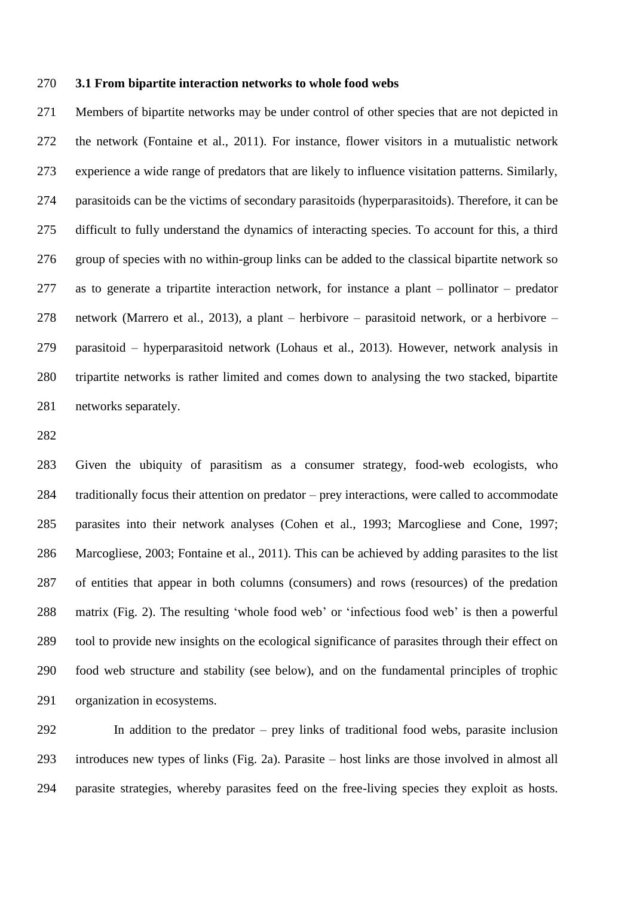### 3.1 From bipartite interaction networks to whole food webs

Members of bipartite networks may be under control of other species that are not depicted in the network (Fontaine et al., 2011). For instance, flower visitors in a mutualistic network experience a wide range of predators that are likely to influence visitation patterns. Similarly, parasitoids can be the victims of secondary parasitoids (hyperparasitoids). Therefore, it can be difficult to fully understand the dynamics of interacting species. To account for this, a third group of species with no within-group links can be added to the classical bipartite network so as to generate a tripartite interaction network, for instance a plant – pollinator – predator network (Marrero et al., 2013), a plant – herbivore – parasitoid network, or a herbivore – parasitoid – hyperparasitoid network (Lohaus et al., 2013). However, network analysis in tripartite networks is rather limited and comes down to analysing the two stacked, bipartite networks separately.

Given the ubiquity of parasitism as a consumer strategy, food-web ecologists, who traditionally focus their attention on predator – prey interactions, were called to accommodate parasites into their network analyses (Cohen et al., 1993; Marcogliese and Cone, 1997; Marcogliese, 2003; Fontaine et al., 2011). This can be achieved by adding parasites to the list of entities that appear in both columns (consumers) and rows (resources) of the predation matrix (Fig. 2). The resulting 'whole food web' or 'infectious food web' is then a powerful tool to provide new insights on the ecological significance of parasites through their effect on food web structure and stability (see below), and on the fundamental principles of trophic organization in ecosystems.

In addition to the predator – prey links of traditional food webs, parasite inclusion introduces new types of links (Fig. 2a). Parasite – host links are those involved in almost all parasite strategies, whereby parasites feed on the free-living species they exploit as hosts.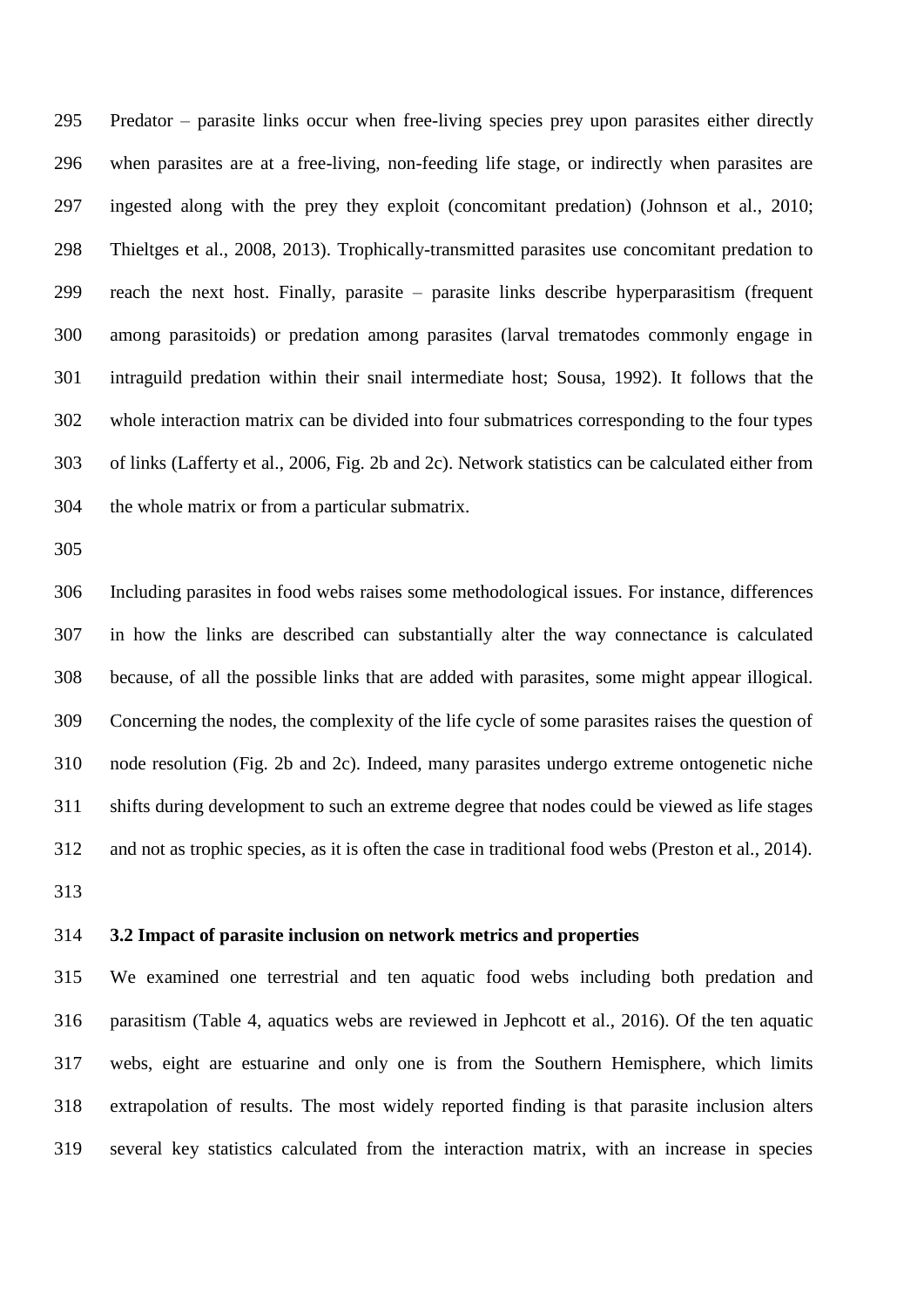Predator – parasite links occur when free-living species prey upon parasites either directly when parasites are at a free-living, non-feeding life stage, or indirectly when parasites are ingested along with the prey they exploit (concomitant predation) (Johnson et al., 2010; Thieltges et al., 2008, 2013). Trophically-transmitted parasites use concomitant predation to reach the next host. Finally, parasite – parasite links describe hyperparasitism (frequent among parasitoids) or predation among parasites (larval trematodes commonly engage in intraguild predation within their snail intermediate host; Sousa, 1992). It follows that the whole interaction matrix can be divided into four submatrices corresponding to the four types of links (Lafferty et al., 2006, Fig. 2b and 2c). Network statistics can be calculated either from the whole matrix or from a particular submatrix.

Including parasites in food webs raises some methodological issues. For instance, differences in how the links are described can substantially alter the way connectance is calculated because, of all the possible links that are added with parasites, some might appear illogical. Concerning the nodes, the complexity of the life cycle of some parasites raises the question of node resolution (Fig. 2b and 2c). Indeed, many parasites undergo extreme ontogenetic niche shifts during development to such an extreme degree that nodes could be viewed as life stages and not as trophic species, as it is often the case in traditional food webs (Preston et al., 2014).

### 3.2 Impact of parasite inclusion on network metrics and properties

We examined one terrestrial and ten aquatic food webs including both predation and parasitism (Table 4, aquatics webs are reviewed in Jephcott et al., 2016). Of the ten aquatic webs, eight are estuarine and only one is from the Southern Hemisphere, which limits extrapolation of results. The most widely reported finding is that parasite inclusion alters several key statistics calculated from the interaction matrix, with an increase in species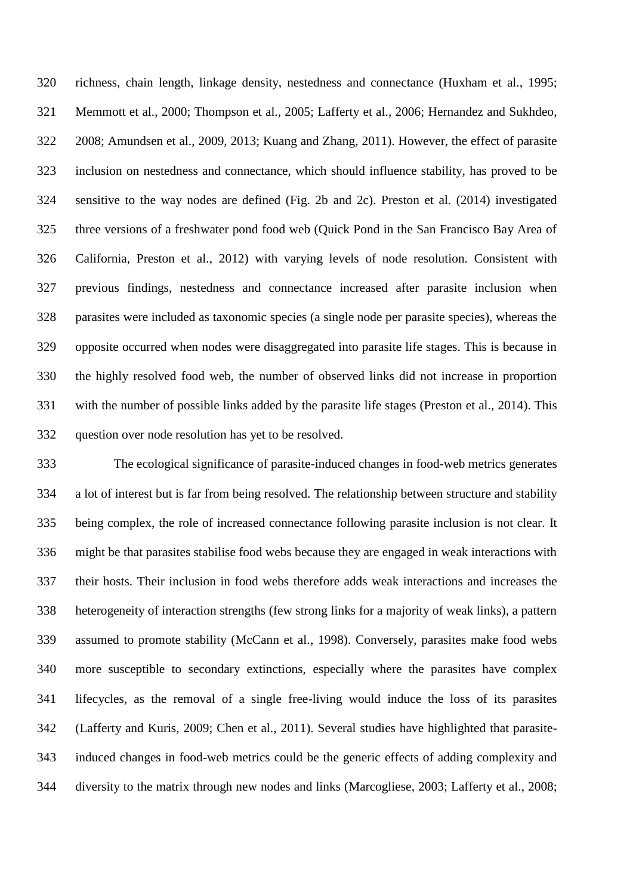richness, chain length, linkage density, nestedness and connectance (Huxham et al., 1995; Memmott et al., 2000; Thompson et al., 2005; Lafferty et al., 2006; Hernandez and Sukhdeo, 2008; Amundsen et al., 2009, 2013; Kuang and Zhang, 2011). However, the effect of parasite inclusion on nestedness and connectance, which should influence stability, has proved to be sensitive to the way nodes are defined (Fig. 2b and 2c). Preston et al. (2014) investigated three versions of a freshwater pond food web (Quick Pond in the San Francisco Bay Area of California, Preston et al., 2012) with varying levels of node resolution. Consistent with previous findings, nestedness and connectance increased after parasite inclusion when parasites were included as taxonomic species (a single node per parasite species), whereas the opposite occurred when nodes were disaggregated into parasite life stages. This is because in the highly resolved food web, the number of observed links did not increase in proportion with the number of possible links added by the parasite life stages (Preston et al., 2014). This question over node resolution has yet to be resolved.

The ecological significance of parasite-induced changes in food-web metrics generates a lot of interest but is far from being resolved. The relationship between structure and stability being complex, the role of increased connectance following parasite inclusion is not clear. It might be that parasites stabilise food webs because they are engaged in weak interactions with their hosts. Their inclusion in food webs therefore adds weak interactions and increases the heterogeneity of interaction strengths (few strong links for a majority of weak links), a pattern assumed to promote stability (McCann et al., 1998). Conversely, parasites make food webs more susceptible to secondary extinctions, especially where the parasites have complex lifecycles, as the removal of a single free-living would induce the loss of its parasites (Lafferty and Kuris, 2009; Chen et al., 2011). Several studies have highlighted that parasite-induced changes in food-web metrics could be the generic effects of adding complexity and diversity to the matrix through new nodes and links (Marcogliese, 2003; Lafferty et al., 2008;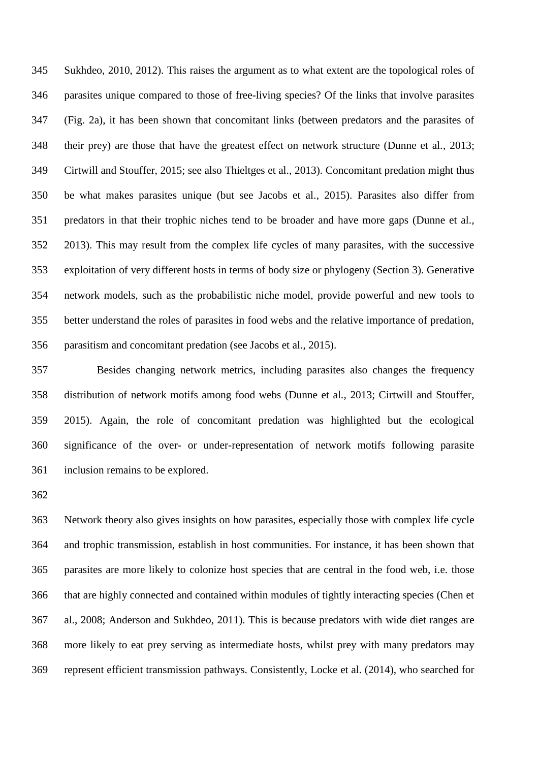Sukhdeo, 2010, 2012). This raises the argument as to what extent are the topological roles of parasites unique compared to those of free-living species? Of the links that involve parasites (Fig. 2a), it has been shown that concomitant links (between predators and the parasites of their prey) are those that have the greatest effect on network structure (Dunne et al., 2013; Cirtwill and Stouffer, 2015; see also Thieltges et al., 2013). Concomitant predation might thus be what makes parasites unique (but see Jacobs et al., 2015). Parasites also differ from predators in that their trophic niches tend to be broader and have more gaps (Dunne et al., 2013). This may result from the complex life cycles of many parasites, with the successive exploitation of very different hosts in terms of body size or phylogeny (Section 3). Generative network models, such as the probabilistic niche model, provide powerful and new tools to better understand the roles of parasites in food webs and the relative importance of predation, parasitism and concomitant predation (see Jacobs et al., 2015).

Besides changing network metrics, including parasites also changes the frequency distribution of network motifs among food webs (Dunne et al., 2013; Cirtwill and Stouffer, 2015). Again, the role of concomitant predation was highlighted but the ecological significance of the over- or under-representation of network motifs following parasite inclusion remains to be explored.

Network theory also gives insights on how parasites, especially those with complex life cycle and trophic transmission, establish in host communities. For instance, it has been shown that parasites are more likely to colonize host species that are central in the food web, i.e. those that are highly connected and contained within modules of tightly interacting species (Chen et al., 2008; Anderson and Sukhdeo, 2011). This is because predators with wide diet ranges are more likely to eat prey serving as intermediate hosts, whilst prey with many predators may represent efficient transmission pathways. Consistently, Locke et al. (2014), who searched for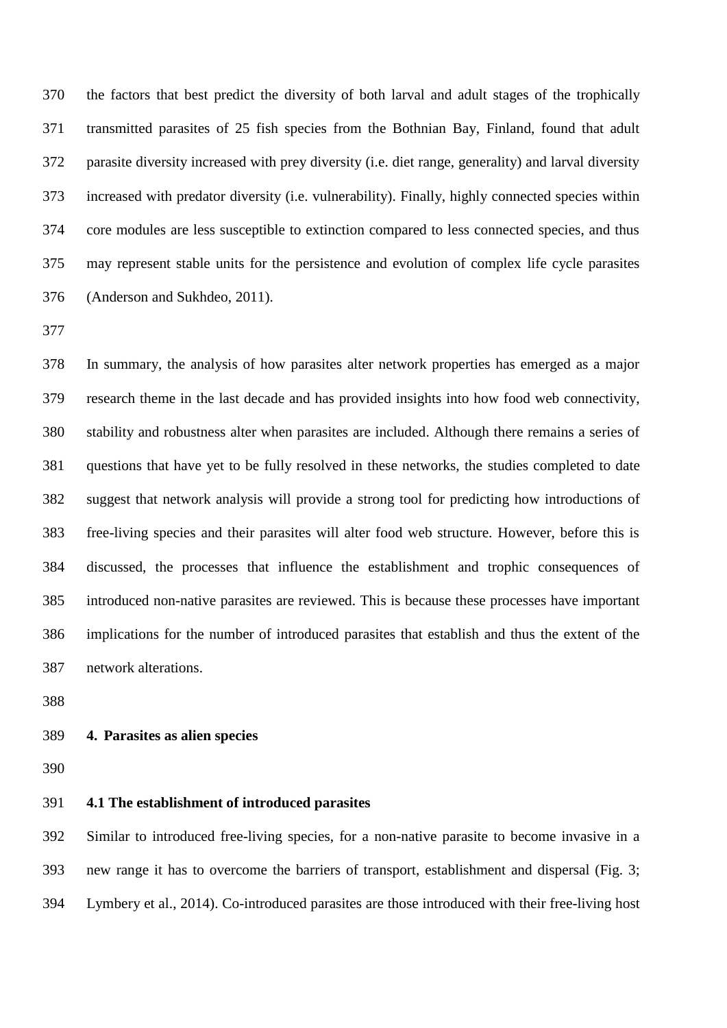the factors that best predict the diversity of both larval and adult stages of the trophically transmitted parasites of 25 fish species from the Bothnian Bay, Finland, found that adult parasite diversity increased with prey diversity (i.e. diet range, generality) and larval diversity increased with predator diversity (i.e. vulnerability). Finally, highly connected species within core modules are less susceptible to extinction compared to less connected species, and thus may represent stable units for the persistence and evolution of complex life cycle parasites (Anderson and Sukhdeo, 2011).

In summary, the analysis of how parasites alter network properties has emerged as a major research theme in the last decade and has provided insights into how food web connectivity, stability and robustness alter when parasites are included. Although there remains a series of questions that have yet to be fully resolved in these networks, the studies completed to date suggest that network analysis will provide a strong tool for predicting how introductions of free-living species and their parasites will alter food web structure. However, before this is discussed, the processes that influence the establishment and trophic consequences of introduced non-native parasites are reviewed. This is because these processes have important implications for the number of introduced parasites that establish and thus the extent of the network alterations.

## 4. Parasites as alien species

### 4.1 The establishment of introduced parasites

Similar to introduced free-living species, for a non-native parasite to become invasive in a new range it has to overcome the barriers of transport, establishment and dispersal (Fig. 3; Lymbery et al., 2014). Co-introduced parasites are those introduced with their free-living host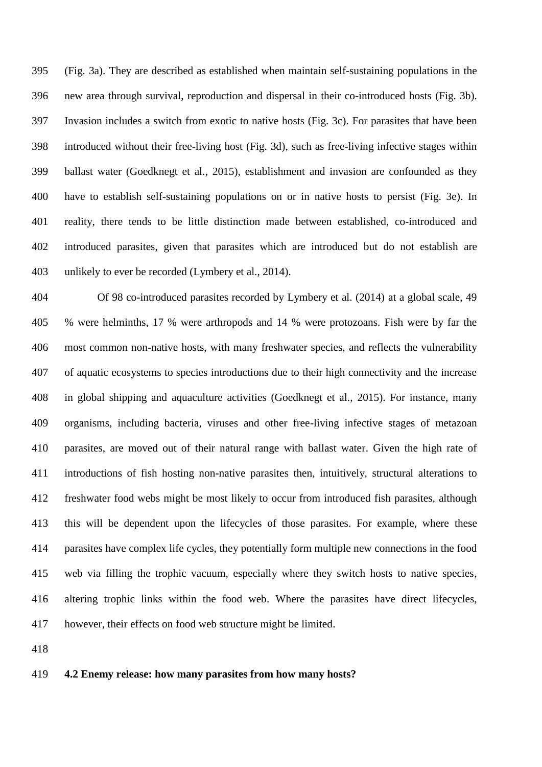(Fig. 3a). They are described as established when maintain self-sustaining populations in the new area through survival, reproduction and dispersal in their co-introduced hosts (Fig. 3b). Invasion includes a switch from exotic to native hosts (Fig. 3c). For parasites that have been introduced without their free-living host (Fig. 3d), such as free-living infective stages within ballast water (Goedknegt et al., 2015), establishment and invasion are confounded as they have to establish self-sustaining populations on or in native hosts to persist (Fig. 3e). In reality, there tends to be little distinction made between established, co-introduced and introduced parasites, given that parasites which are introduced but do not establish are unlikely to ever be recorded (Lymbery et al., 2014).

Of 98 co-introduced parasites recorded by Lymbery et al. (2014) at a global scale, 49 % were helminths, 17 % were arthropods and 14 % were protozoans. Fish were by far the most common non-native hosts, with many freshwater species, and reflects the vulnerability of aquatic ecosystems to species introductions due to their high connectivity and the increase in global shipping and aquaculture activities (Goedknegt et al., 2015). For instance, many organisms, including bacteria, viruses and other free-living infective stages of metazoan parasites, are moved out of their natural range with ballast water. Given the high rate of introductions of fish hosting non-native parasites then, intuitively, structural alterations to freshwater food webs might be most likely to occur from introduced fish parasites, although this will be dependent upon the lifecycles of those parasites. For example, where these parasites have complex life cycles, they potentially form multiple new connections in the food web via filling the trophic vacuum, especially where they switch hosts to native species, altering trophic links within the food web. Where the parasites have direct lifecycles, however, their effects on food web structure might be limited.

### 4.2 Enemy release: how many parasites from how many hosts?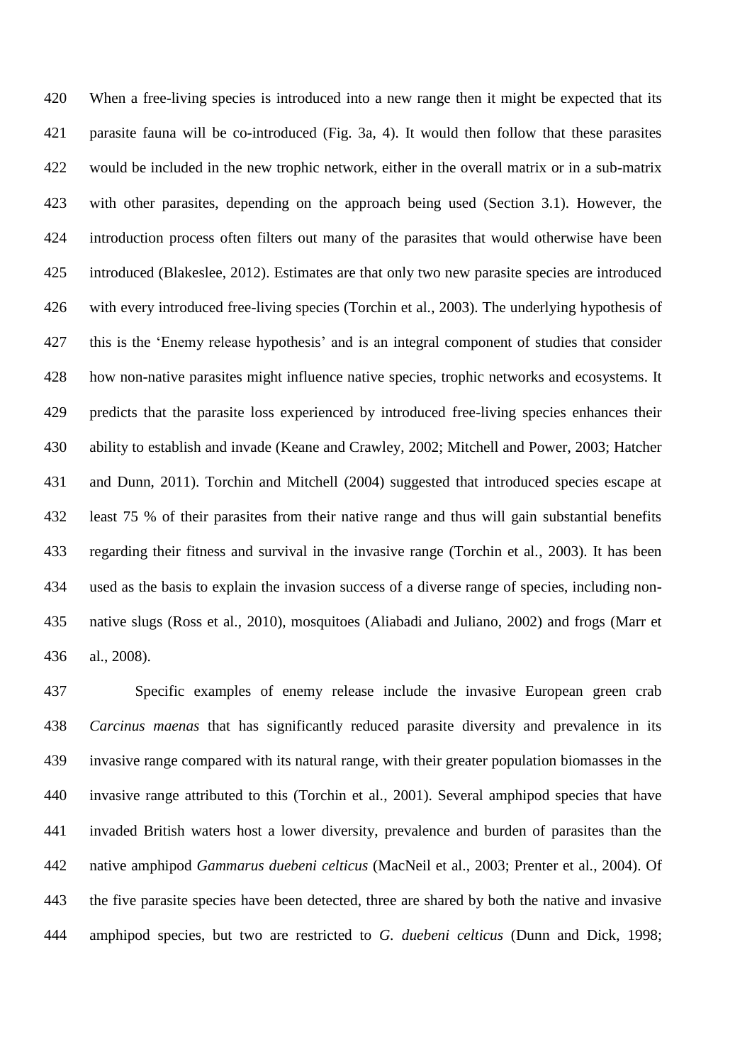When a free-living species is introduced into a new range then it might be expected that its parasite fauna will be co-introduced (Fig. 3a, 4). It would then follow that these parasites would be included in the new trophic network, either in the overall matrix or in a sub-matrix with other parasites, depending on the approach being used (Section 3.1). However, the introduction process often filters out many of the parasites that would otherwise have been introduced (Blakeslee, 2012). Estimates are that only two new parasite species are introduced with every introduced free-living species (Torchin et al., 2003). The underlying hypothesis of this is the 'Enemy release hypothesis' and is an integral component of studies that consider how non-native parasites might influence native species, trophic networks and ecosystems. It predicts that the parasite loss experienced by introduced free-living species enhances their ability to establish and invade (Keane and Crawley, 2002; Mitchell and Power, 2003; Hatcher and Dunn, 2011). Torchin and Mitchell (2004) suggested that introduced species escape at least 75 % of their parasites from their native range and thus will gain substantial benefits regarding their fitness and survival in the invasive range (Torchin et al., 2003). It has been used as the basis to explain the invasion success of a diverse range of species, including non-native slugs (Ross et al., 2010), mosquitoes (Aliabadi and Juliano, 2002) and frogs (Marr et al., 2008).

Specific examples of enemy release include the invasive European green crab *Carcinus maenas* that has significantly reduced parasite diversity and prevalence in its invasive range compared with its natural range, with their greater population biomasses in the invasive range attributed to this (Torchin et al., 2001). Several amphipod species that have invaded British waters host a lower diversity, prevalence and burden of parasites than the native amphipod *Gammarus duebeni celticus* (MacNeil et al., 2003; Prenter et al., 2004). Of the five parasite species have been detected, three are shared by both the native and invasive amphipod species, but two are restricted to *G. duebeni celticus* (Dunn and Dick, 1998;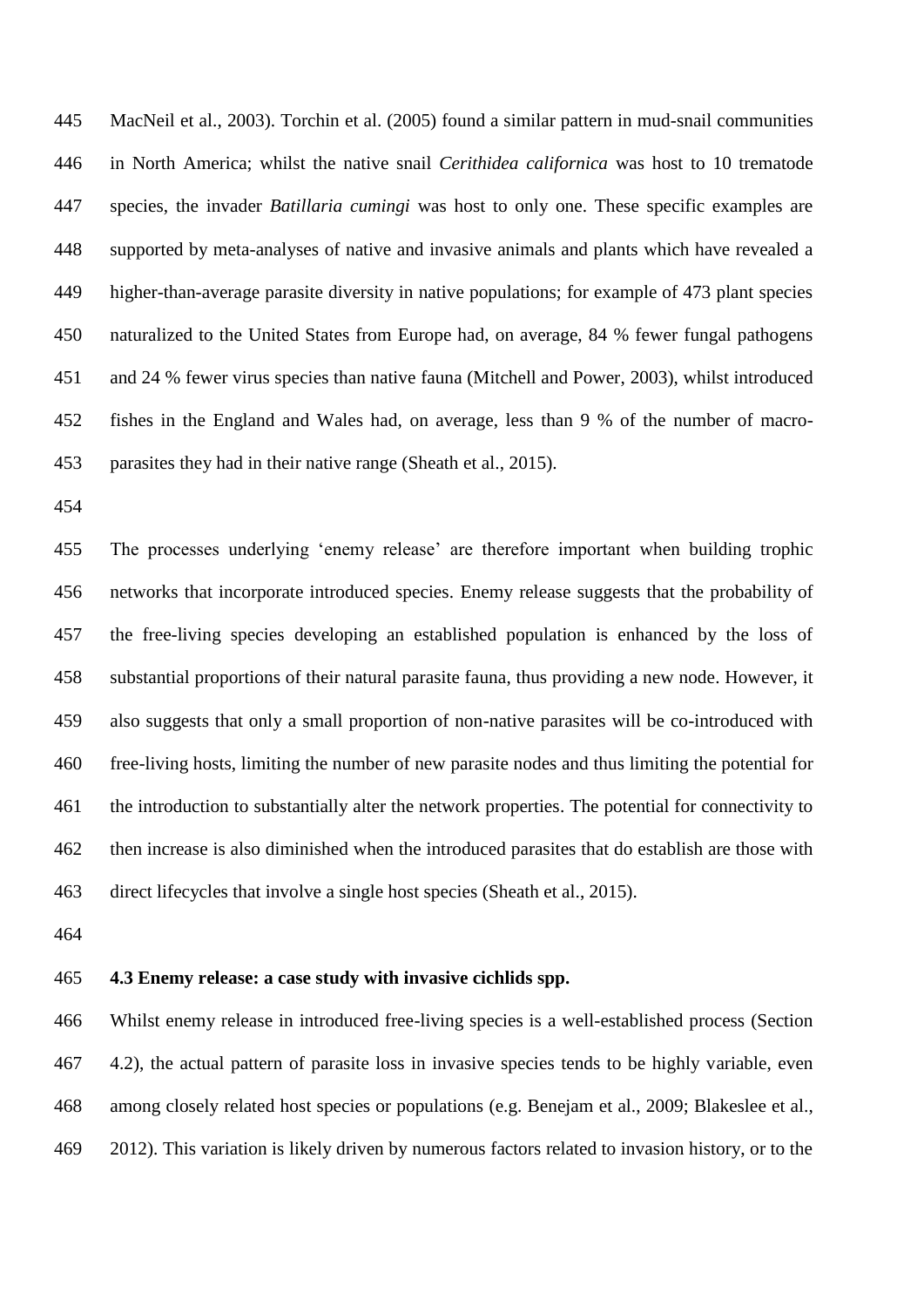MacNeil et al., 2003). Torchin et al. (2005) found a similar pattern in mud-snail communities in North America; whilst the native snail *Cerithidea californica* was host to 10 trematode species, the invader *Batillaria cumingi* was host to only one. These specific examples are supported by meta-analyses of native and invasive animals and plants which have revealed a higher-than-average parasite diversity in native populations; for example of 473 plant species naturalized to the United States from Europe had, on average, 84 % fewer fungal pathogens and 24 % fewer virus species than native fauna (Mitchell and Power, 2003), whilst introduced fishes in the England and Wales had, on average, less than 9 % of the number of macro-parasites they had in their native range (Sheath et al., 2015).

The processes underlying 'enemy release' are therefore important when building trophic networks that incorporate introduced species. Enemy release suggests that the probability of the free-living species developing an established population is enhanced by the loss of substantial proportions of their natural parasite fauna, thus providing a new node. However, it also suggests that only a small proportion of non-native parasites will be co-introduced with free-living hosts, limiting the number of new parasite nodes and thus limiting the potential for the introduction to substantially alter the network properties. The potential for connectivity to then increase is also diminished when the introduced parasites that do establish are those with direct lifecycles that involve a single host species (Sheath et al., 2015).

### 4.3 Enemy release: a case study with invasive cichlids spp.

Whilst enemy release in introduced free-living species is a well-established process (Section 4.2), the actual pattern of parasite loss in invasive species tends to be highly variable, even among closely related host species or populations (e.g. Benejam et al., 2009; Blakeslee et al., 2012). This variation is likely driven by numerous factors related to invasion history, or to the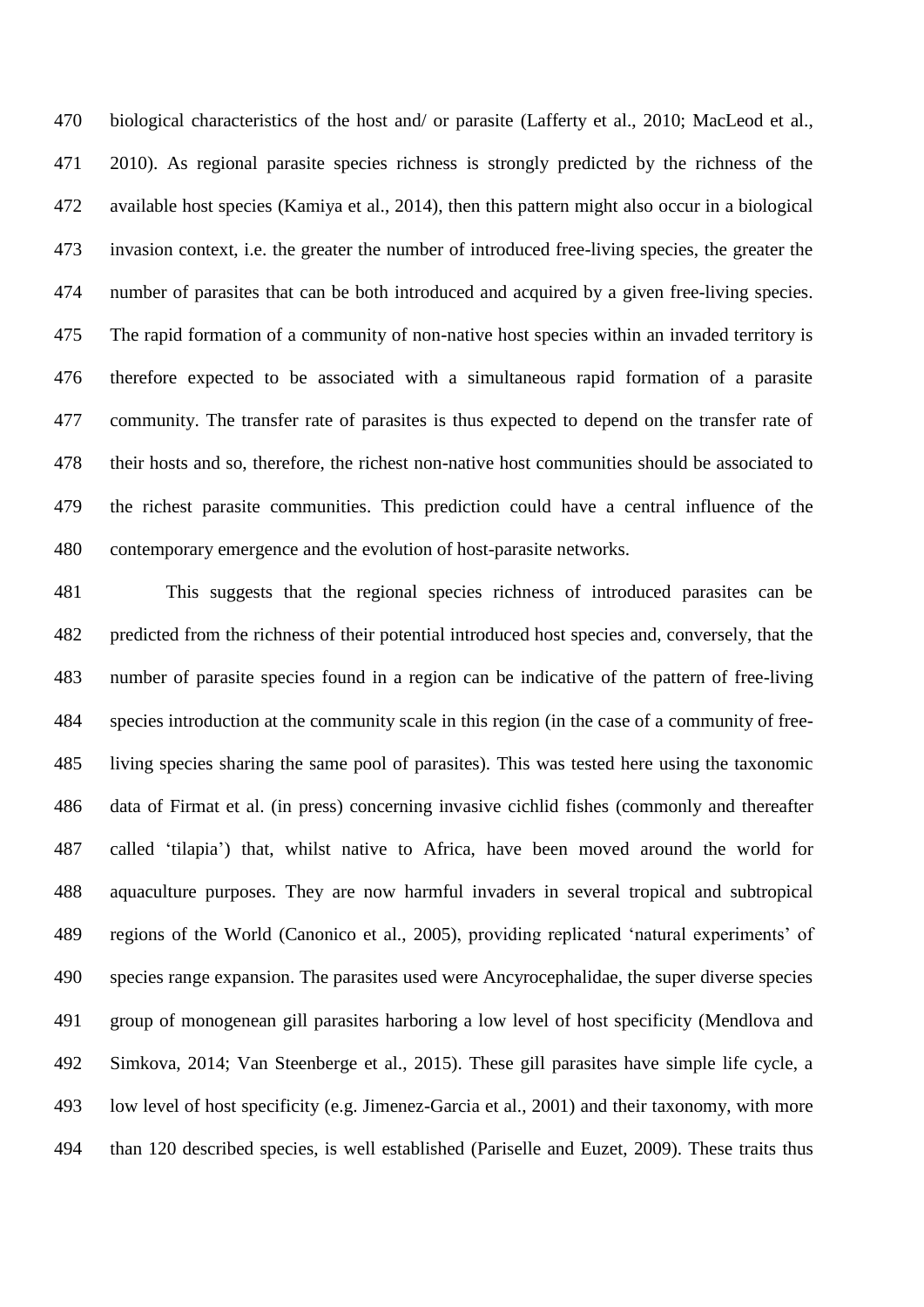biological characteristics of the host and/ or parasite (Lafferty et al., 2010; MacLeod et al., 2010). As regional parasite species richness is strongly predicted by the richness of the available host species (Kamiya et al., 2014), then this pattern might also occur in a biological invasion context, i.e. the greater the number of introduced free-living species, the greater the number of parasites that can be both introduced and acquired by a given free-living species. The rapid formation of a community of non-native host species within an invaded territory is therefore expected to be associated with a simultaneous rapid formation of a parasite community. The transfer rate of parasites is thus expected to depend on the transfer rate of their hosts and so, therefore, the richest non-native host communities should be associated to the richest parasite communities. This prediction could have a central influence of the contemporary emergence and the evolution of host-parasite networks.

This suggests that the regional species richness of introduced parasites can be predicted from the richness of their potential introduced host species and, conversely, that the number of parasite species found in a region can be indicative of the pattern of free-living species introduction at the community scale in this region (in the case of a community of free-living species sharing the same pool of parasites). This was tested here using the taxonomic data of Firmat et al. (in press) concerning invasive cichlid fishes (commonly and thereafter called 'tilapia') that, whilst native to Africa, have been moved around the world for aquaculture purposes. They are now harmful invaders in several tropical and subtropical regions of the World (Canonico et al., 2005), providing replicated 'natural experiments' of species range expansion. The parasites used were Ancyrocephalidae, the super diverse species group of monogenean gill parasites harboring a low level of host specificity (Mendlova and Simkova, 2014; Van Steenberge et al., 2015). These gill parasites have simple life cycle, a low level of host specificity (e.g. Jimenez-Garcia et al., 2001) and their taxonomy, with more than 120 described species, is well established (Pariselle and Euzet, 2009). These traits thus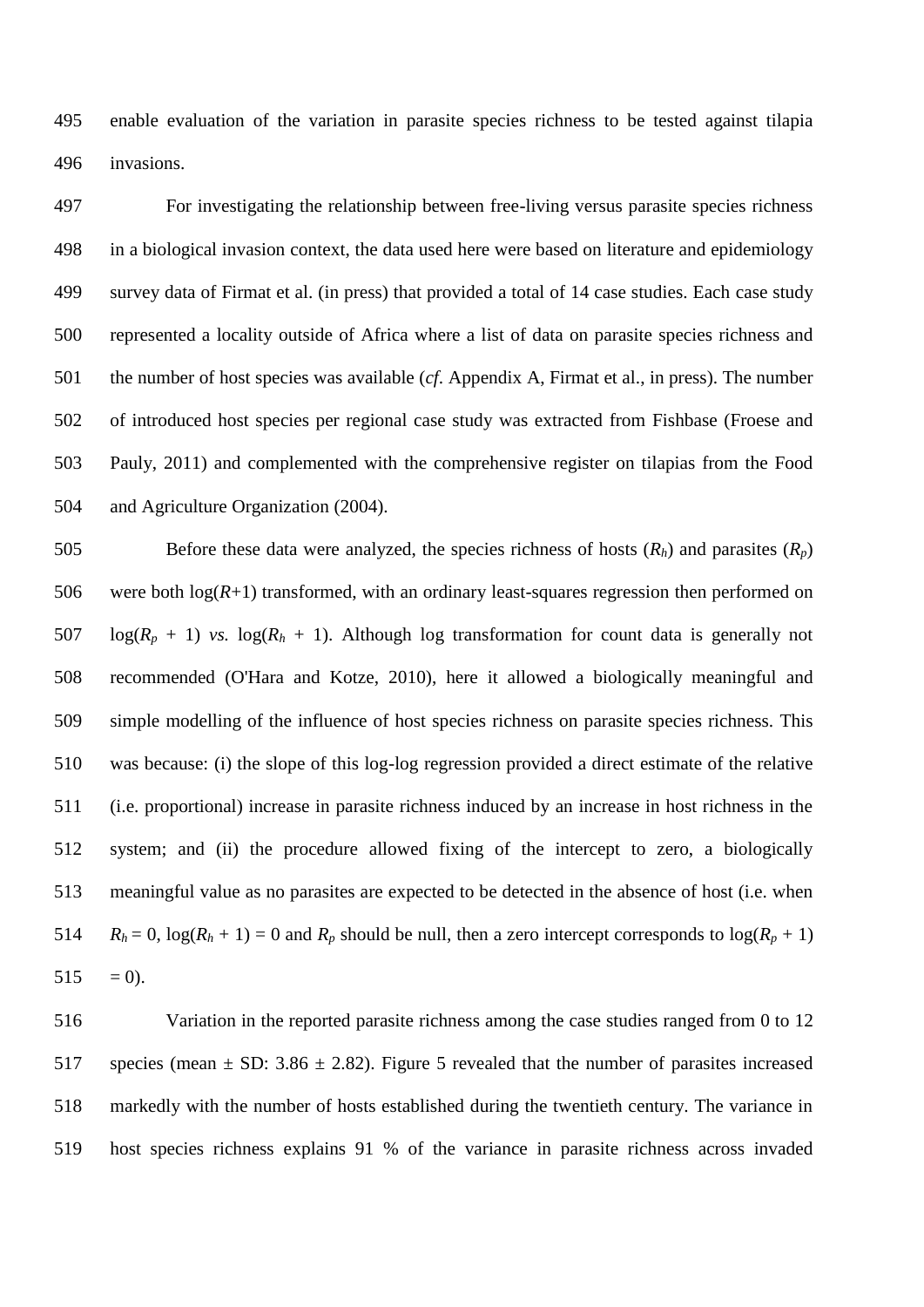enable evaluation of the variation in parasite species richness to be tested against tilapia invasions.

For investigating the relationship between free-living versus parasite species richness in a biological invasion context, the data used here were based on literature and epidemiology survey data of Firmat et al. (in press) that provided a total of 14 case studies. Each case study represented a locality outside of Africa where a list of data on parasite species richness and the number of host species was available (*cf*. Appendix A, Firmat et al., in press). The number of introduced host species per regional case study was extracted from Fishbase (Froese and Pauly, 2011) and complemented with the comprehensive register on tilapias from the Food and Agriculture Organization (2004).

Before these data were analyzed, the species richness of hosts ($R_h$) and parasites ($R_p$) were both $\log(R+1)$ transformed, with an ordinary least-squares regression then performed on $\log(R_p + 1)$ *vs.* $\log(R_h + 1)$. Although log transformation for count data is generally not recommended (O'Hara and Kotze, 2010), here it allowed a biologically meaningful and simple modelling of the influence of host species richness on parasite species richness. This was because: (i) the slope of this log-log regression provided a direct estimate of the relative (i.e. proportional) increase in parasite richness induced by an increase in host richness in the system; and (ii) the procedure allowed fixing of the intercept to zero, a biologically meaningful value as no parasites are expected to be detected in the absence of host (i.e. when $R_h = 0$, $\log(R_h + 1) = 0$ and $R_p$ should be null, then a zero intercept corresponds to $\log(R_p + 1) = 0$).

Variation in the reported parasite richness among the case studies ranged from 0 to 12 species (mean ± SD: 3.86 ± 2.82). Figure 5 revealed that the number of parasites increased markedly with the number of hosts established during the twentieth century. The variance in host species richness explains 91 % of the variance in parasite richness across invaded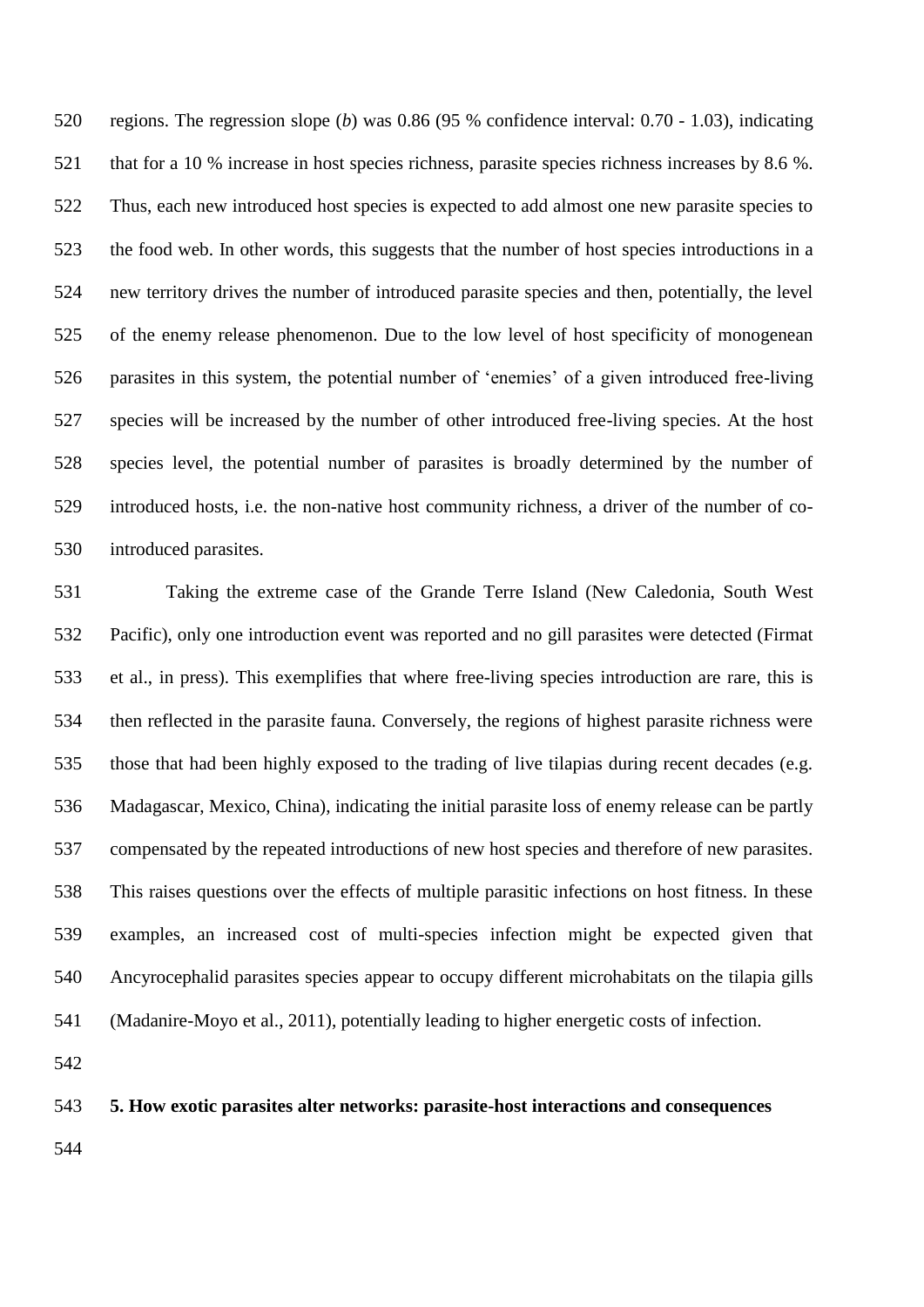regions. The regression slope (*b*) was 0.86 (95 % confidence interval: 0.70 - 1.03), indicating that for a 10 % increase in host species richness, parasite species richness increases by 8.6 %. Thus, each new introduced host species is expected to add almost one new parasite species to the food web. In other words, this suggests that the number of host species introductions in a new territory drives the number of introduced parasite species and then, potentially, the level of the enemy release phenomenon. Due to the low level of host specificity of monogenean parasites in this system, the potential number of 'enemies' of a given introduced free-living species will be increased by the number of other introduced free-living species. At the host species level, the potential number of parasites is broadly determined by the number of introduced hosts, i.e. the non-native host community richness, a driver of the number of co-introduced parasites.

Taking the extreme case of the Grande Terre Island (New Caledonia, South West Pacific), only one introduction event was reported and no gill parasites were detected (Firmat et al., in press). This exemplifies that where free-living species introduction are rare, this is then reflected in the parasite fauna. Conversely, the regions of highest parasite richness were those that had been highly exposed to the trading of live tilapias during recent decades (e.g. Madagascar, Mexico, China), indicating the initial parasite loss of enemy release can be partly compensated by the repeated introductions of new host species and therefore of new parasites. This raises questions over the effects of multiple parasitic infections on host fitness. In these examples, an increased cost of multi-species infection might be expected given that Ancyrocephalid parasites species appear to occupy different microhabitats on the tilapia gills (Madanire-Moyo et al., 2011), potentially leading to higher energetic costs of infection.

## 5. How exotic parasites alter networks: parasite-host interactions and consequences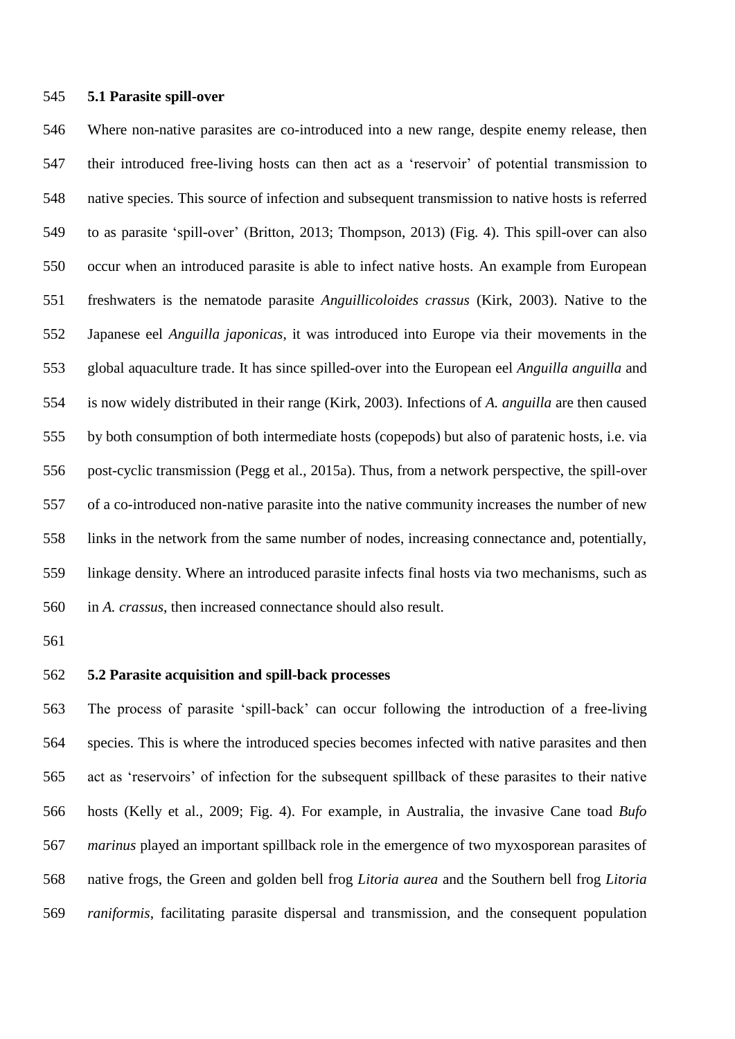### 5.1 Parasite spill-over

Where non-native parasites are co-introduced into a new range, despite enemy release, then their introduced free-living hosts can then act as a 'reservoir' of potential transmission to native species. This source of infection and subsequent transmission to native hosts is referred to as parasite 'spill-over' (Britton, 2013; Thompson, 2013) (Fig. 4). This spill-over can also occur when an introduced parasite is able to infect native hosts. An example from European freshwaters is the nematode parasite *Anguillicoloides crassus* (Kirk, 2003). Native to the Japanese eel *Anguilla japonicas*, it was introduced into Europe via their movements in the global aquaculture trade. It has since spilled-over into the European eel *Anguilla anguilla* and is now widely distributed in their range (Kirk, 2003). Infections of *A. anguilla* are then caused by both consumption of both intermediate hosts (copepods) but also of paratenic hosts, i.e. via post-cyclic transmission (Pegg et al., 2015a). Thus, from a network perspective, the spill-over of a co-introduced non-native parasite into the native community increases the number of new links in the network from the same number of nodes, increasing connectance and, potentially, linkage density. Where an introduced parasite infects final hosts via two mechanisms, such as in *A. crassus*, then increased connectance should also result.

### 5.2 Parasite acquisition and spill-back processes

The process of parasite 'spill-back' can occur following the introduction of a free-living species. This is where the introduced species becomes infected with native parasites and then act as 'reservoirs' of infection for the subsequent spillback of these parasites to their native hosts (Kelly et al., 2009; Fig. 4). For example, in Australia, the invasive Cane toad *Bufo marinus* played an important spillback role in the emergence of two myxosporean parasites of native frogs, the Green and golden bell frog *Litoria aurea* and the Southern bell frog *Litoria raniformis*, facilitating parasite dispersal and transmission, and the consequent population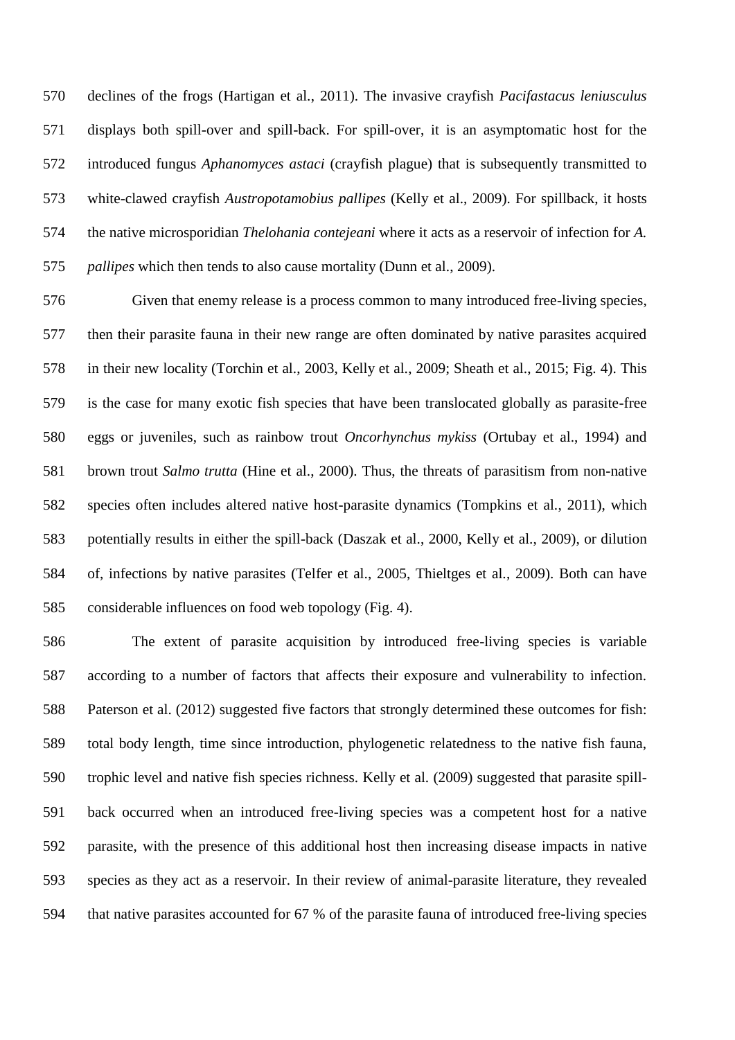declines of the frogs (Hartigan et al., 2011). The invasive crayfish *Pacifastacus leniusculus* displays both spill-over and spill-back. For spill-over, it is an asymptomatic host for the introduced fungus *Aphanomyces astaci* (crayfish plague) that is subsequently transmitted to white-clawed crayfish *Austropotamobius pallipes* (Kelly et al., 2009). For spillback, it hosts the native microsporidian *Thelohania contejeani* where it acts as a reservoir of infection for *A. pallipes* which then tends to also cause mortality (Dunn et al., 2009).

Given that enemy release is a process common to many introduced free-living species, then their parasite fauna in their new range are often dominated by native parasites acquired in their new locality (Torchin et al., 2003, Kelly et al., 2009; Sheath et al., 2015; Fig. 4). This is the case for many exotic fish species that have been translocated globally as parasite-free eggs or juveniles, such as rainbow trout *Oncorhynchus mykiss* (Ortubay et al., 1994) and brown trout *Salmo trutta* (Hine et al., 2000). Thus, the threats of parasitism from non-native species often includes altered native host-parasite dynamics (Tompkins et al., 2011), which potentially results in either the spill-back (Daszak et al., 2000, Kelly et al., 2009), or dilution of, infections by native parasites (Telfer et al., 2005, Thieltges et al., 2009). Both can have considerable influences on food web topology (Fig. 4).

The extent of parasite acquisition by introduced free-living species is variable according to a number of factors that affects their exposure and vulnerability to infection. Paterson et al. (2012) suggested five factors that strongly determined these outcomes for fish: total body length, time since introduction, phylogenetic relatedness to the native fish fauna, trophic level and native fish species richness. Kelly et al. (2009) suggested that parasite spill-back occurred when an introduced free-living species was a competent host for a native parasite, with the presence of this additional host then increasing disease impacts in native species as they act as a reservoir. In their review of animal-parasite literature, they revealed that native parasites accounted for 67 % of the parasite fauna of introduced free-living species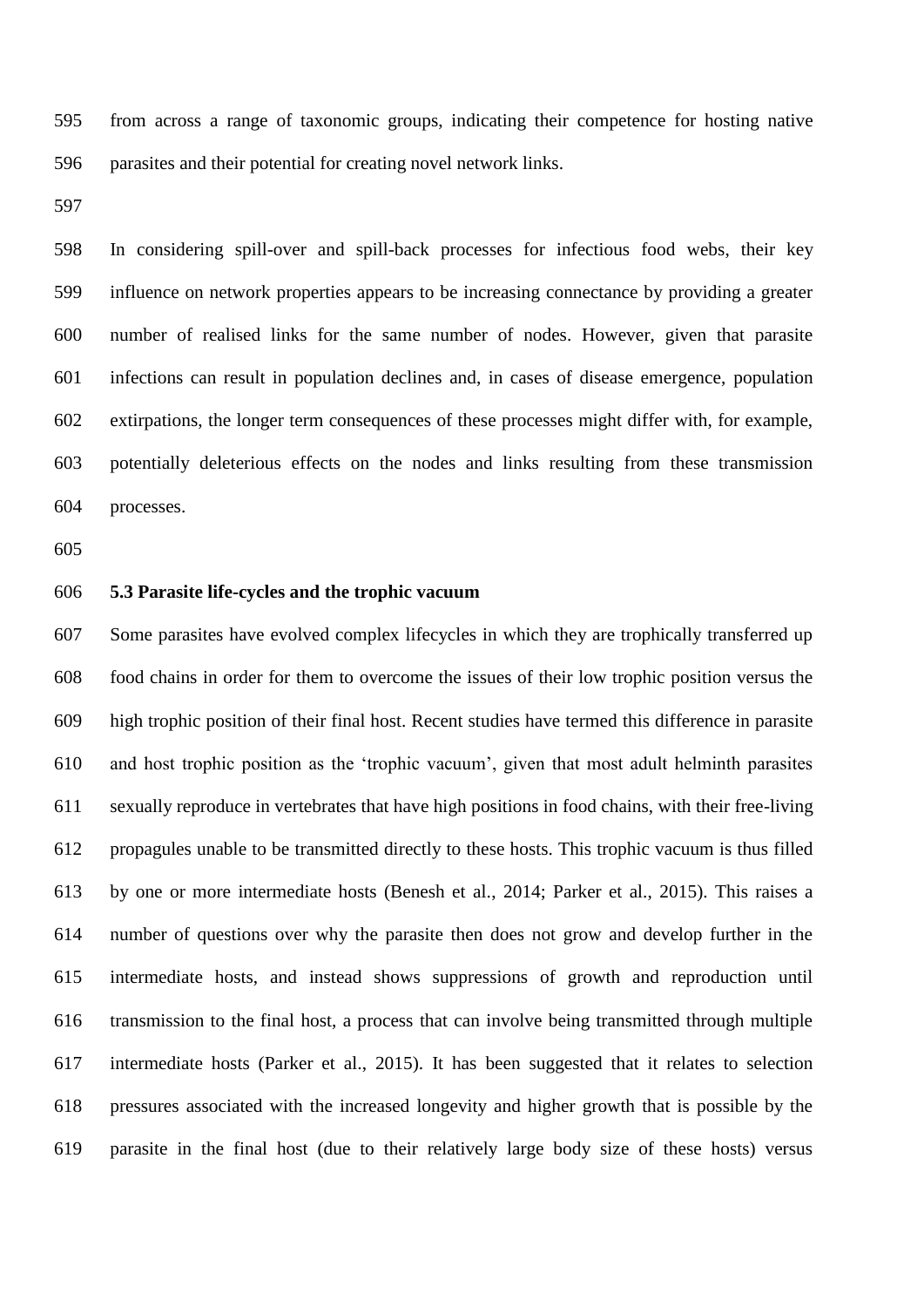from across a range of taxonomic groups, indicating their competence for hosting native parasites and their potential for creating novel network links.

In considering spill-over and spill-back processes for infectious food webs, their key influence on network properties appears to be increasing connectance by providing a greater number of realised links for the same number of nodes. However, given that parasite infections can result in population declines and, in cases of disease emergence, population extirpations, the longer term consequences of these processes might differ with, for example, potentially deleterious effects on the nodes and links resulting from these transmission processes.

### 5.3 Parasite life-cycles and the trophic vacuum

Some parasites have evolved complex lifecycles in which they are trophically transferred up food chains in order for them to overcome the issues of their low trophic position versus the high trophic position of their final host. Recent studies have termed this difference in parasite and host trophic position as the 'trophic vacuum', given that most adult helminth parasites sexually reproduce in vertebrates that have high positions in food chains, with their free-living propagules unable to be transmitted directly to these hosts. This trophic vacuum is thus filled by one or more intermediate hosts (Benesh et al., 2014; Parker et al., 2015). This raises a number of questions over why the parasite then does not grow and develop further in the intermediate hosts, and instead shows suppressions of growth and reproduction until transmission to the final host, a process that can involve being transmitted through multiple intermediate hosts (Parker et al., 2015). It has been suggested that it relates to selection pressures associated with the increased longevity and higher growth that is possible by the parasite in the final host (due to their relatively large body size of these hosts) versus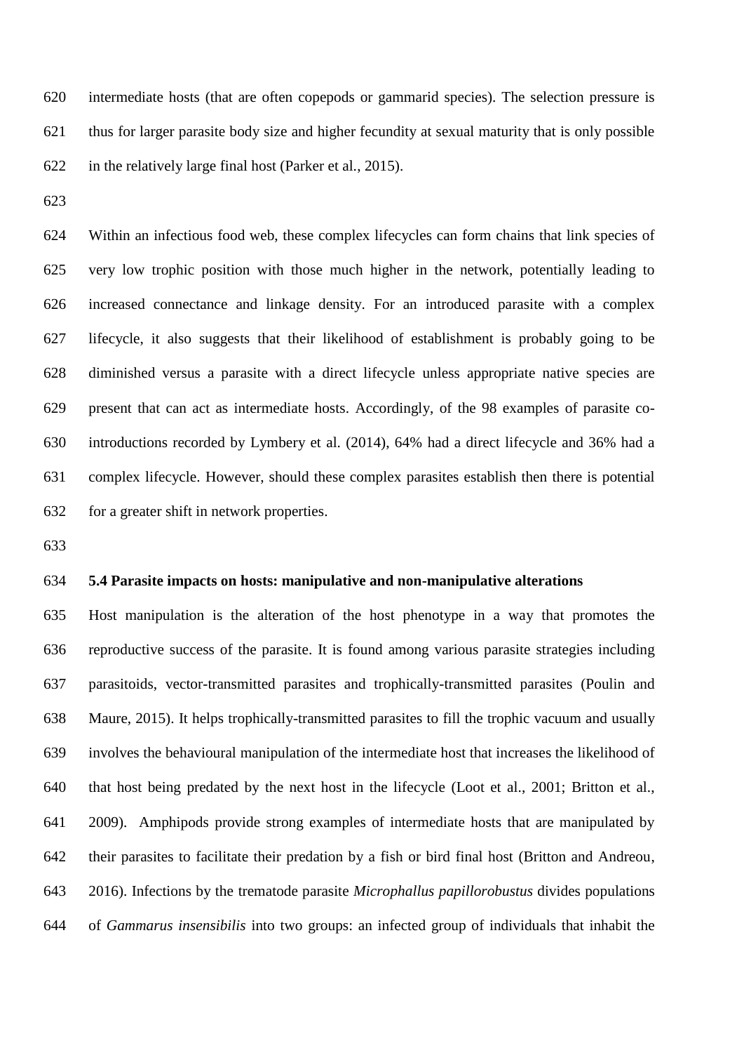intermediate hosts (that are often copepods or gammarid species). The selection pressure is thus for larger parasite body size and higher fecundity at sexual maturity that is only possible in the relatively large final host (Parker et al., 2015).

Within an infectious food web, these complex lifecycles can form chains that link species of very low trophic position with those much higher in the network, potentially leading to increased connectance and linkage density. For an introduced parasite with a complex lifecycle, it also suggests that their likelihood of establishment is probably going to be diminished versus a parasite with a direct lifecycle unless appropriate native species are present that can act as intermediate hosts. Accordingly, of the 98 examples of parasite co-introductions recorded by Lymbery et al. (2014), 64% had a direct lifecycle and 36% had a complex lifecycle. However, should these complex parasites establish then there is potential for a greater shift in network properties.

### 5.4 Parasite impacts on hosts: manipulative and non-manipulative alterations

Host manipulation is the alteration of the host phenotype in a way that promotes the reproductive success of the parasite. It is found among various parasite strategies including parasitoids, vector-transmitted parasites and trophically-transmitted parasites (Poulin and Maure, 2015). It helps trophically-transmitted parasites to fill the trophic vacuum and usually involves the behavioural manipulation of the intermediate host that increases the likelihood of that host being predated by the next host in the lifecycle (Loot et al., 2001; Britton et al., 2009). Amphipods provide strong examples of intermediate hosts that are manipulated by their parasites to facilitate their predation by a fish or bird final host (Britton and Andreou, 2016). Infections by the trematode parasite *Microphallus papillorobustus* divides populations of *Gammarus insensibilis* into two groups: an infected group of individuals that inhabit the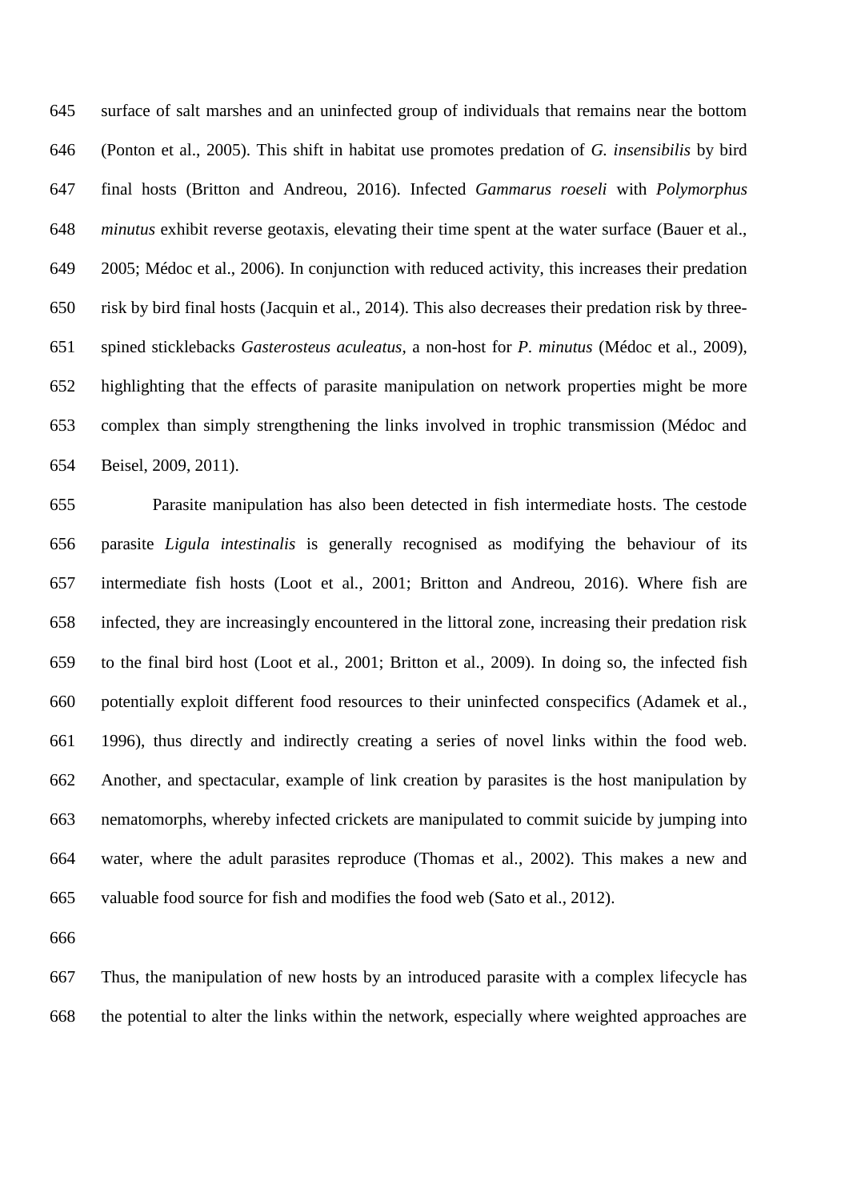surface of salt marshes and an uninfected group of individuals that remains near the bottom (Ponton et al., 2005). This shift in habitat use promotes predation of *G. insensibilis* by bird final hosts (Britton and Andreou, 2016). Infected *Gammarus roeseli* with *Polymorphus minutus* exhibit reverse geotaxis, elevating their time spent at the water surface (Bauer et al., 2005; Médoc et al., 2006). In conjunction with reduced activity, this increases their predation risk by bird final hosts (Jacquin et al., 2014). This also decreases their predation risk by three-spined sticklebacks *Gasterosteus aculeatus*, a non-host for *P. minutus* (Médoc et al., 2009), highlighting that the effects of parasite manipulation on network properties might be more complex than simply strengthening the links involved in trophic transmission (Médoc and Beisel, 2009, 2011).

Parasite manipulation has also been detected in fish intermediate hosts. The cestode parasite *Ligula intestinalis* is generally recognised as modifying the behaviour of its intermediate fish hosts (Loot et al., 2001; Britton and Andreou, 2016). Where fish are infected, they are increasingly encountered in the littoral zone, increasing their predation risk to the final bird host (Loot et al., 2001; Britton et al., 2009). In doing so, the infected fish potentially exploit different food resources to their uninfected conspecifics (Adamek et al., 1996), thus directly and indirectly creating a series of novel links within the food web. Another, and spectacular, example of link creation by parasites is the host manipulation by nematomorphs, whereby infected crickets are manipulated to commit suicide by jumping into water, where the adult parasites reproduce (Thomas et al., 2002). This makes a new and valuable food source for fish and modifies the food web (Sato et al., 2012).

Thus, the manipulation of new hosts by an introduced parasite with a complex lifecycle has the potential to alter the links within the network, especially where weighted approaches are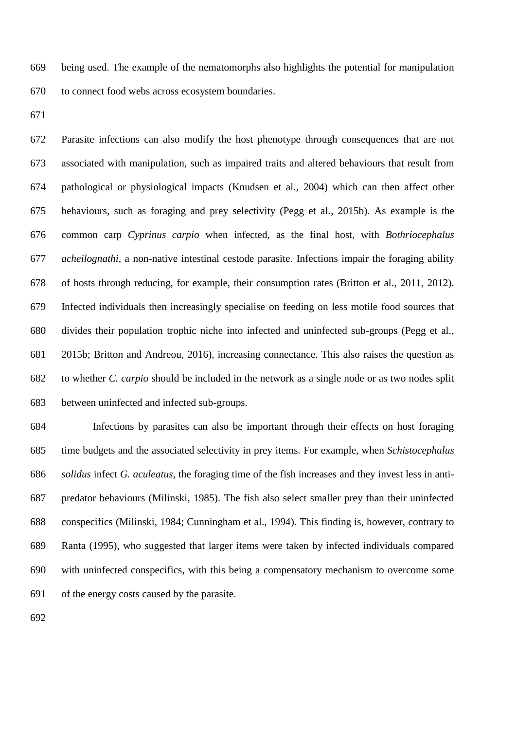being used. The example of the nematomorphs also highlights the potential for manipulation to connect food webs across ecosystem boundaries.

Parasite infections can also modify the host phenotype through consequences that are not associated with manipulation, such as impaired traits and altered behaviours that result from pathological or physiological impacts (Knudsen et al., 2004) which can then affect other behaviours, such as foraging and prey selectivity (Pegg et al., 2015b). As example is the common carp *Cyprinus carpio* when infected, as the final host, with *Bothriocephalus acheilognathi*, a non-native intestinal cestode parasite. Infections impair the foraging ability of hosts through reducing, for example, their consumption rates (Britton et al., 2011, 2012). Infected individuals then increasingly specialise on feeding on less motile food sources that divides their population trophic niche into infected and uninfected sub-groups (Pegg et al., 2015b; Britton and Andreou, 2016), increasing connectance. This also raises the question as to whether *C. carpio* should be included in the network as a single node or as two nodes split between uninfected and infected sub-groups.

Infections by parasites can also be important through their effects on host foraging time budgets and the associated selectivity in prey items. For example, when *Schistocephalus solidus* infect *G. aculeatus*, the foraging time of the fish increases and they invest less in anti-predator behaviours (Milinski, 1985). The fish also select smaller prey than their uninfected conspecifics (Milinski, 1984; Cunningham et al., 1994). This finding is, however, contrary to Ranta (1995), who suggested that larger items were taken by infected individuals compared with uninfected conspecifics, with this being a compensatory mechanism to overcome some of the energy costs caused by the parasite.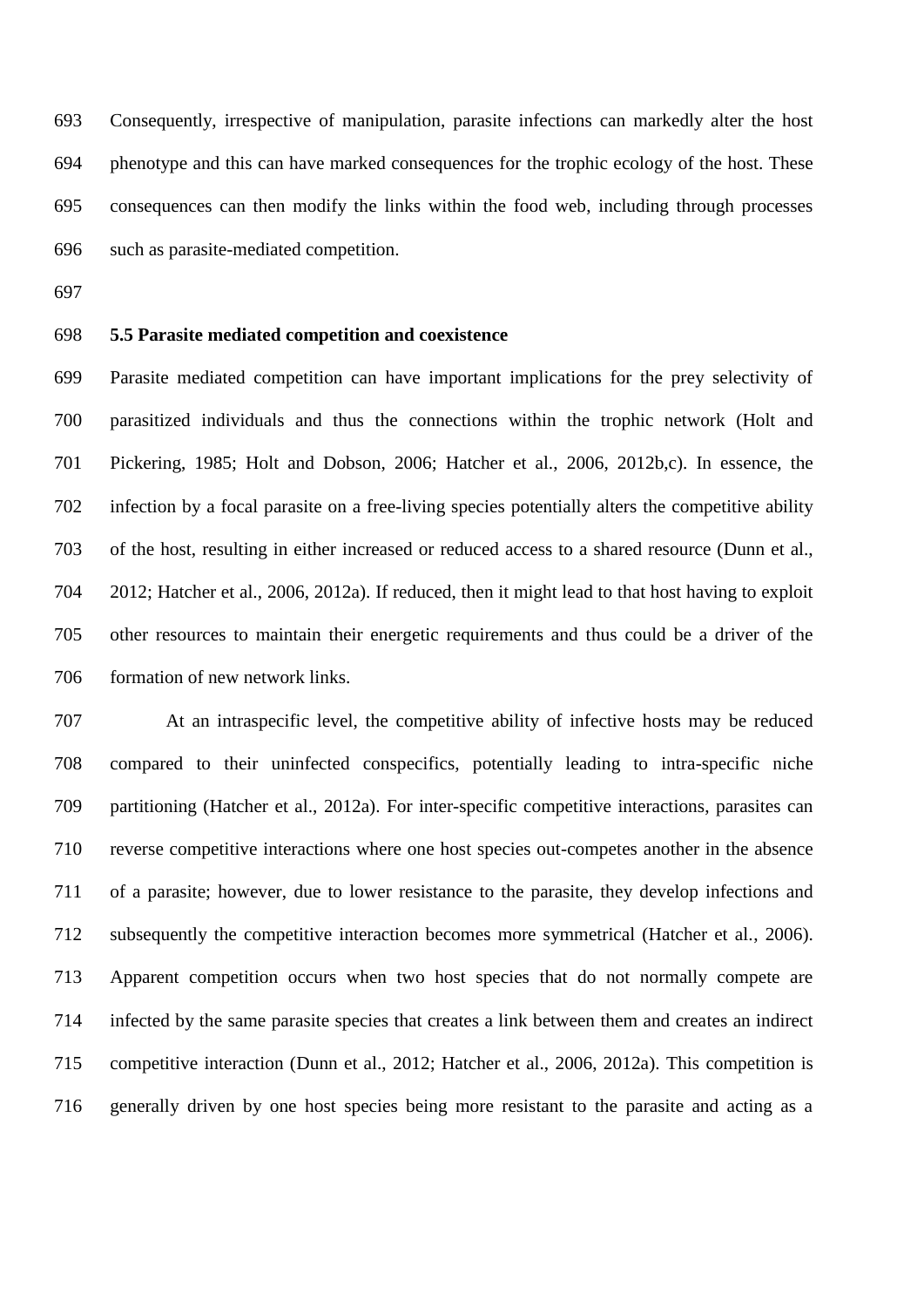Consequently, irrespective of manipulation, parasite infections can markedly alter the host phenotype and this can have marked consequences for the trophic ecology of the host. These consequences can then modify the links within the food web, including through processes such as parasite-mediated competition.

### 5.5 Parasite mediated competition and coexistence

Parasite mediated competition can have important implications for the prey selectivity of parasitized individuals and thus the connections within the trophic network (Holt and Pickering, 1985; Holt and Dobson, 2006; Hatcher et al., 2006, 2012b,c). In essence, the infection by a focal parasite on a free-living species potentially alters the competitive ability of the host, resulting in either increased or reduced access to a shared resource (Dunn et al., 2012; Hatcher et al., 2006, 2012a). If reduced, then it might lead to that host having to exploit other resources to maintain their energetic requirements and thus could be a driver of the formation of new network links.

At an intraspecific level, the competitive ability of infective hosts may be reduced compared to their uninfected conspecifics, potentially leading to intra-specific niche partitioning (Hatcher et al., 2012a). For inter-specific competitive interactions, parasites can reverse competitive interactions where one host species out-competes another in the absence of a parasite; however, due to lower resistance to the parasite, they develop infections and subsequently the competitive interaction becomes more symmetrical (Hatcher et al., 2006). Apparent competition occurs when two host species that do not normally compete are infected by the same parasite species that creates a link between them and creates an indirect competitive interaction (Dunn et al., 2012; Hatcher et al., 2006, 2012a). This competition is generally driven by one host species being more resistant to the parasite and acting as a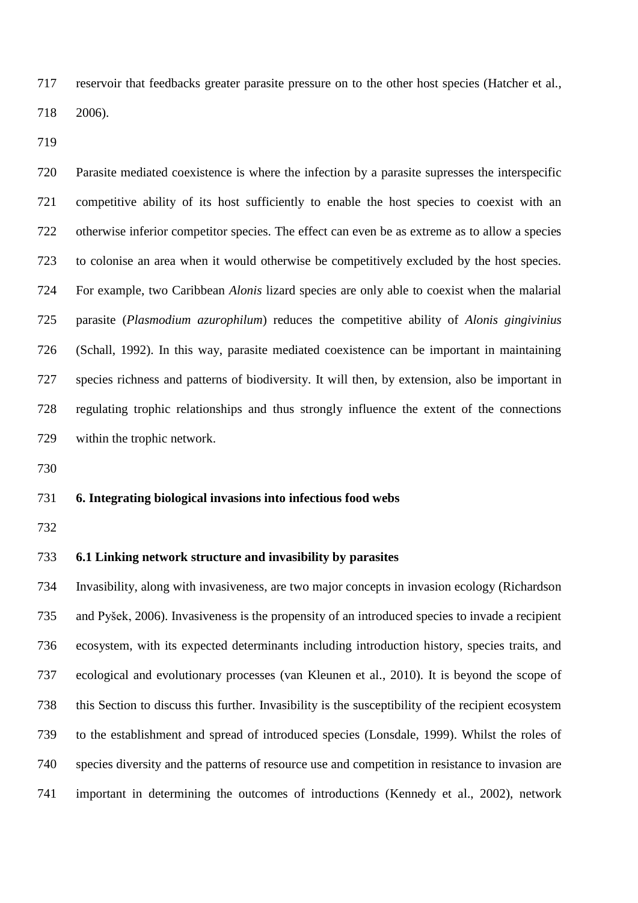reservoir that feedbacks greater parasite pressure on to the other host species (Hatcher et al., 2006).

Parasite mediated coexistence is where the infection by a parasite supresses the interspecific competitive ability of its host sufficiently to enable the host species to coexist with an otherwise inferior competitor species. The effect can even be as extreme as to allow a species to colonise an area when it would otherwise be competitively excluded by the host species. For example, two Caribbean *Alonis* lizard species are only able to coexist when the malarial parasite (*Plasmodium azurophilum*) reduces the competitive ability of *Alonis gingivinius* (Schall, 1992). In this way, parasite mediated coexistence can be important in maintaining species richness and patterns of biodiversity. It will then, by extension, also be important in regulating trophic relationships and thus strongly influence the extent of the connections within the trophic network.

## 6. Integrating biological invasions into infectious food webs

### 6.1 Linking network structure and invasibility by parasites

Invasibility, along with invasiveness, are two major concepts in invasion ecology (Richardson and Pyšek, 2006). Invasiveness is the propensity of an introduced species to invade a recipient ecosystem, with its expected determinants including introduction history, species traits, and ecological and evolutionary processes (van Kleunen et al., 2010). It is beyond the scope of this Section to discuss this further. Invasibility is the susceptibility of the recipient ecosystem to the establishment and spread of introduced species (Lonsdale, 1999). Whilst the roles of species diversity and the patterns of resource use and competition in resistance to invasion are important in determining the outcomes of introductions (Kennedy et al., 2002), network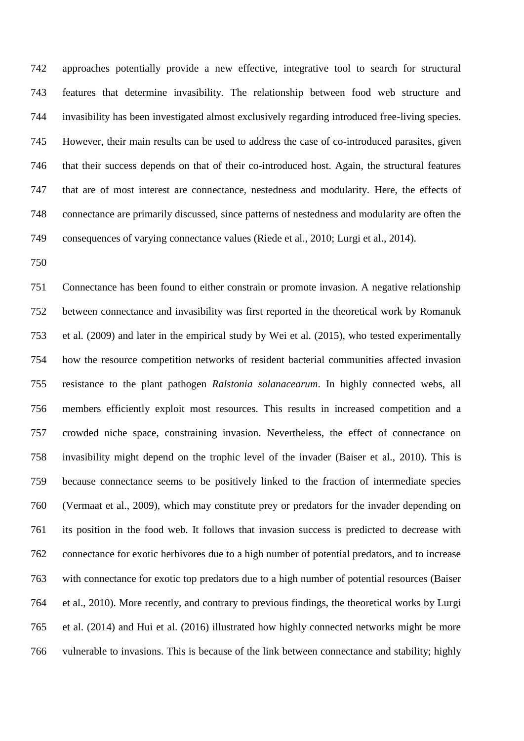approaches potentially provide a new effective, integrative tool to search for structural features that determine invasibility. The relationship between food web structure and invasibility has been investigated almost exclusively regarding introduced free-living species. However, their main results can be used to address the case of co-introduced parasites, given that their success depends on that of their co-introduced host. Again, the structural features that are of most interest are connectance, nestedness and modularity. Here, the effects of connectance are primarily discussed, since patterns of nestedness and modularity are often the consequences of varying connectance values (Riede et al., 2010; Lurgi et al., 2014).

Connectance has been found to either constrain or promote invasion. A negative relationship between connectance and invasibility was first reported in the theoretical work by Romanuk et al. (2009) and later in the empirical study by Wei et al. (2015), who tested experimentally how the resource competition networks of resident bacterial communities affected invasion resistance to the plant pathogen *Ralstonia solanacearum*. In highly connected webs, all members efficiently exploit most resources. This results in increased competition and a crowded niche space, constraining invasion. Nevertheless, the effect of connectance on invasibility might depend on the trophic level of the invader (Baiser et al., 2010). This is because connectance seems to be positively linked to the fraction of intermediate species (Vermaat et al., 2009), which may constitute prey or predators for the invader depending on its position in the food web. It follows that invasion success is predicted to decrease with connectance for exotic herbivores due to a high number of potential predators, and to increase with connectance for exotic top predators due to a high number of potential resources (Baiser et al., 2010). More recently, and contrary to previous findings, the theoretical works by Lurgi et al. (2014) and Hui et al. (2016) illustrated how highly connected networks might be more vulnerable to invasions. This is because of the link between connectance and stability; highly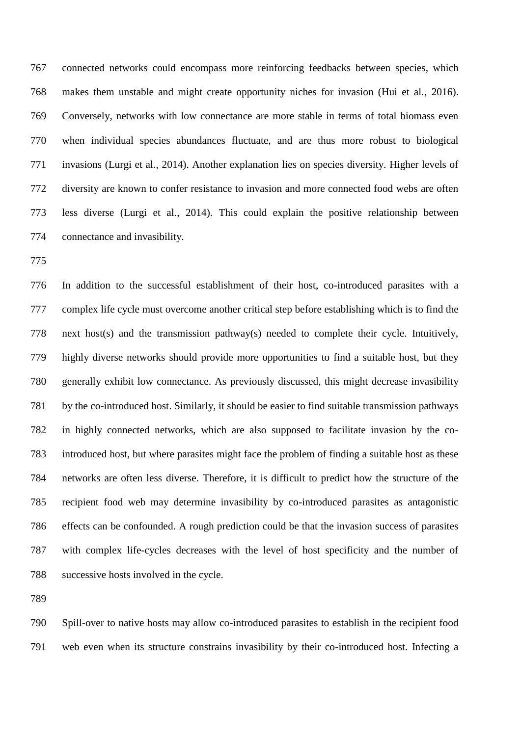connected networks could encompass more reinforcing feedbacks between species, which makes them unstable and might create opportunity niches for invasion (Hui et al., 2016). Conversely, networks with low connectance are more stable in terms of total biomass even when individual species abundances fluctuate, and are thus more robust to biological invasions (Lurgi et al., 2014). Another explanation lies on species diversity. Higher levels of diversity are known to confer resistance to invasion and more connected food webs are often less diverse (Lurgi et al., 2014). This could explain the positive relationship between connectance and invasibility.

In addition to the successful establishment of their host, co-introduced parasites with a complex life cycle must overcome another critical step before establishing which is to find the next host(s) and the transmission pathway(s) needed to complete their cycle. Intuitively, highly diverse networks should provide more opportunities to find a suitable host, but they generally exhibit low connectance. As previously discussed, this might decrease invasibility by the co-introduced host. Similarly, it should be easier to find suitable transmission pathways in highly connected networks, which are also supposed to facilitate invasion by the co-introduced host, but where parasites might face the problem of finding a suitable host as these networks are often less diverse. Therefore, it is difficult to predict how the structure of the recipient food web may determine invasibility by co-introduced parasites as antagonistic effects can be confounded. A rough prediction could be that the invasion success of parasites with complex life-cycles decreases with the level of host specificity and the number of successive hosts involved in the cycle.

Spill-over to native hosts may allow co-introduced parasites to establish in the recipient food web even when its structure constrains invasibility by their co-introduced host. Infecting a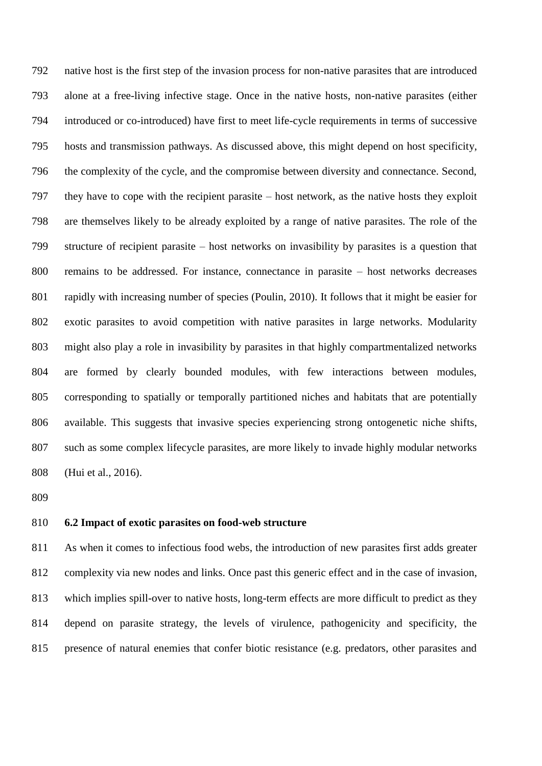native host is the first step of the invasion process for non-native parasites that are introduced alone at a free-living infective stage. Once in the native hosts, non-native parasites (either introduced or co-introduced) have first to meet life-cycle requirements in terms of successive hosts and transmission pathways. As discussed above, this might depend on host specificity, the complexity of the cycle, and the compromise between diversity and connectance. Second, they have to cope with the recipient parasite – host network, as the native hosts they exploit are themselves likely to be already exploited by a range of native parasites. The role of the structure of recipient parasite – host networks on invasibility by parasites is a question that remains to be addressed. For instance, connectance in parasite – host networks decreases rapidly with increasing number of species (Poulin, 2010). It follows that it might be easier for exotic parasites to avoid competition with native parasites in large networks. Modularity might also play a role in invasibility by parasites in that highly compartmentalized networks are formed by clearly bounded modules, with few interactions between modules, corresponding to spatially or temporally partitioned niches and habitats that are potentially available. This suggests that invasive species experiencing strong ontogenetic niche shifts, such as some complex lifecycle parasites, are more likely to invade highly modular networks (Hui et al., 2016).

### 6.2 Impact of exotic parasites on food-web structure

As when it comes to infectious food webs, the introduction of new parasites first adds greater complexity via new nodes and links. Once past this generic effect and in the case of invasion, which implies spill-over to native hosts, long-term effects are more difficult to predict as they depend on parasite strategy, the levels of virulence, pathogenicity and specificity, the presence of natural enemies that confer biotic resistance (e.g. predators, other parasites and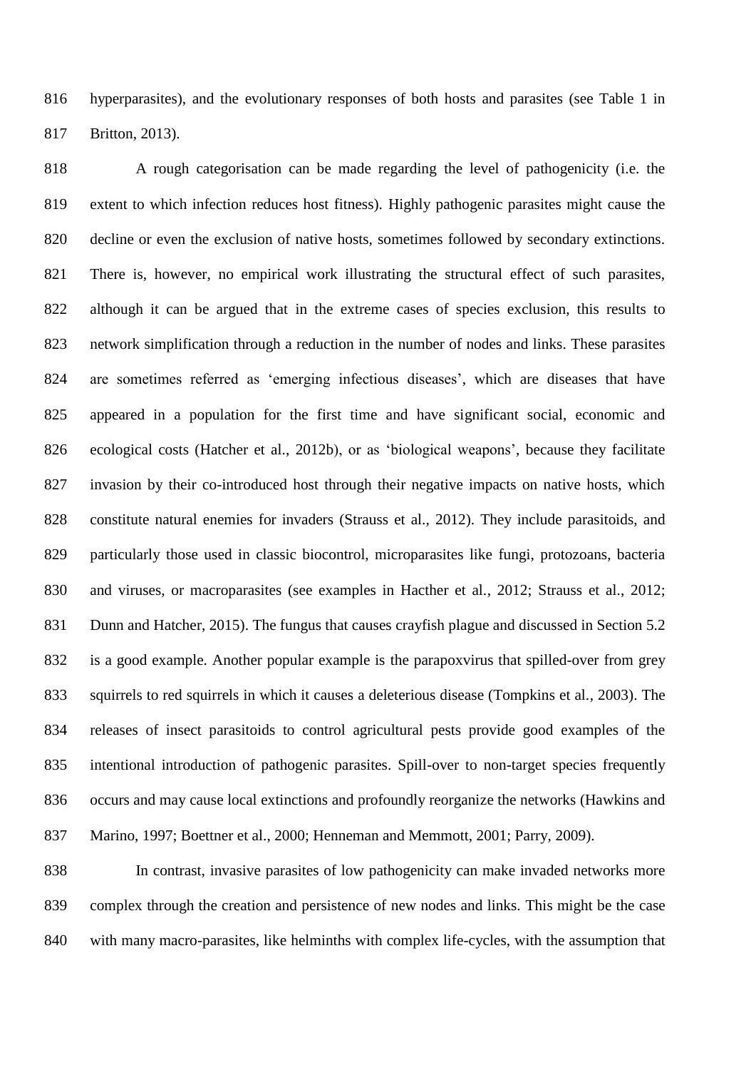hyperparasites), and the evolutionary responses of both hosts and parasites (see Table 1 in Britton, 2013).

A rough categorisation can be made regarding the level of pathogenicity (i.e. the extent to which infection reduces host fitness). Highly pathogenic parasites might cause the decline or even the exclusion of native hosts, sometimes followed by secondary extinctions. There is, however, no empirical work illustrating the structural effect of such parasites, although it can be argued that in the extreme cases of species exclusion, this results to network simplification through a reduction in the number of nodes and links. These parasites are sometimes referred as 'emerging infectious diseases', which are diseases that have appeared in a population for the first time and have significant social, economic and ecological costs (Hatcher et al., 2012b), or as 'biological weapons', because they facilitate invasion by their co-introduced host through their negative impacts on native hosts, which constitute natural enemies for invaders (Strauss et al., 2012). They include parasitoids, and particularly those used in classic biocontrol, microparasites like fungi, protozoans, bacteria and viruses, or macroparasites (see examples in Hacther et al., 2012; Strauss et al., 2012; Dunn and Hatcher, 2015). The fungus that causes crayfish plague and discussed in Section 5.2 is a good example. Another popular example is the parapoxvirus that spilled-over from grey squirrels to red squirrels in which it causes a deleterious disease (Tompkins et al., 2003). The releases of insect parasitoids to control agricultural pests provide good examples of the intentional introduction of pathogenic parasites. Spill-over to non-target species frequently occurs and may cause local extinctions and profoundly reorganize the networks (Hawkins and Marino, 1997; Boettner et al., 2000; Henneman and Memmott, 2001; Parry, 2009).

In contrast, invasive parasites of low pathogenicity can make invaded networks more complex through the creation and persistence of new nodes and links. This might be the case with many macro-parasites, like helminths with complex life-cycles, with the assumption that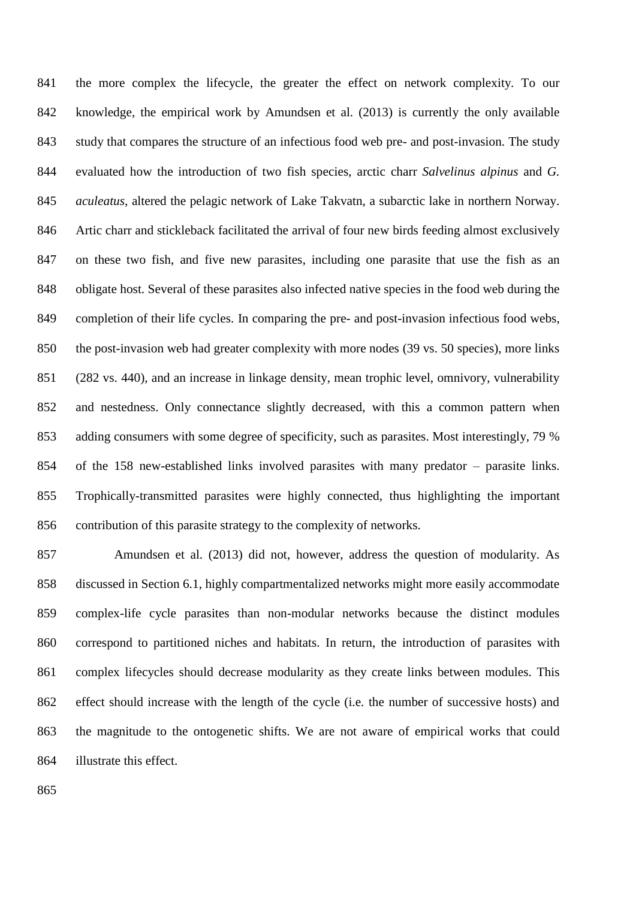the more complex the lifecycle, the greater the effect on network complexity. To our knowledge, the empirical work by Amundsen et al. (2013) is currently the only available study that compares the structure of an infectious food web pre- and post-invasion. The study evaluated how the introduction of two fish species, arctic charr *Salvelinus alpinus* and *G. aculeatus*, altered the pelagic network of Lake Takvatn, a subarctic lake in northern Norway. Artic charr and stickleback facilitated the arrival of four new birds feeding almost exclusively on these two fish, and five new parasites, including one parasite that use the fish as an obligate host. Several of these parasites also infected native species in the food web during the completion of their life cycles. In comparing the pre- and post-invasion infectious food webs, the post-invasion web had greater complexity with more nodes (39 vs. 50 species), more links (282 vs. 440), and an increase in linkage density, mean trophic level, omnivory, vulnerability and nestedness. Only connectance slightly decreased, with this a common pattern when adding consumers with some degree of specificity, such as parasites. Most interestingly, 79 % of the 158 new-established links involved parasites with many predator – parasite links. Trophically-transmitted parasites were highly connected, thus highlighting the important contribution of this parasite strategy to the complexity of networks.

Amundsen et al. (2013) did not, however, address the question of modularity. As discussed in Section 6.1, highly compartmentalized networks might more easily accommodate complex-life cycle parasites than non-modular networks because the distinct modules correspond to partitioned niches and habitats. In return, the introduction of parasites with complex lifecycles should decrease modularity as they create links between modules. This effect should increase with the length of the cycle (i.e. the number of successive hosts) and the magnitude to the ontogenetic shifts. We are not aware of empirical works that could illustrate this effect.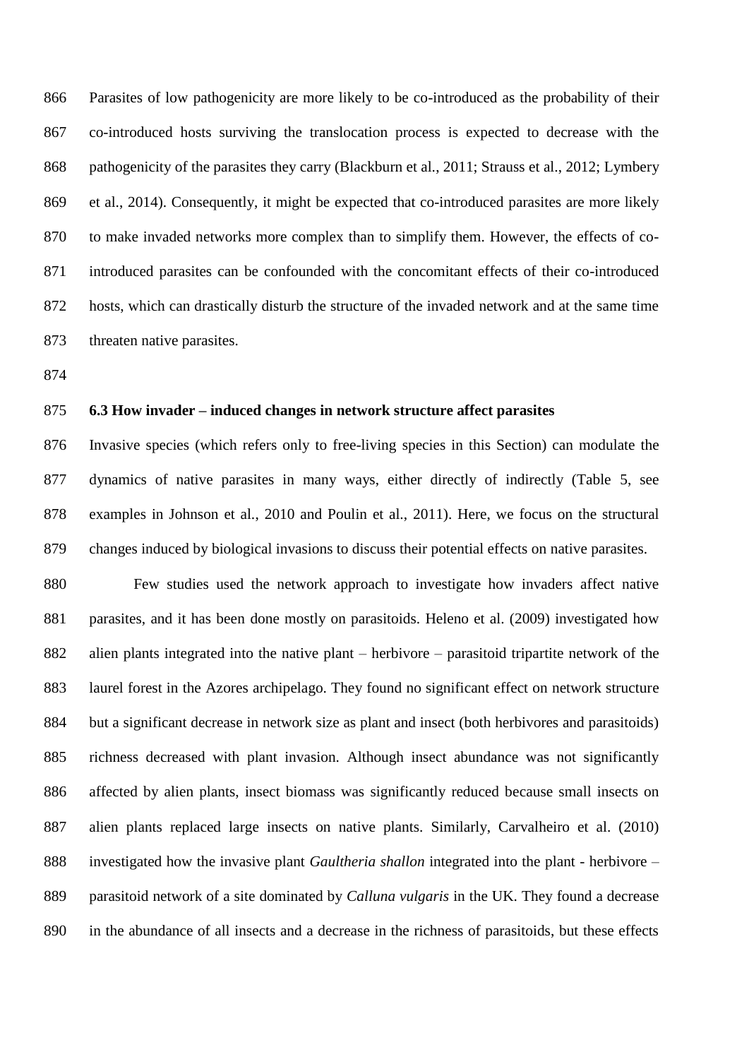Parasites of low pathogenicity are more likely to be co-introduced as the probability of their co-introduced hosts surviving the translocation process is expected to decrease with the pathogenicity of the parasites they carry (Blackburn et al., 2011; Strauss et al., 2012; Lymbery et al., 2014). Consequently, it might be expected that co-introduced parasites are more likely to make invaded networks more complex than to simplify them. However, the effects of co-introduced parasites can be confounded with the concomitant effects of their co-introduced hosts, which can drastically disturb the structure of the invaded network and at the same time threaten native parasites.

### 6.3 How invader – induced changes in network structure affect parasites

Invasive species (which refers only to free-living species in this Section) can modulate the dynamics of native parasites in many ways, either directly of indirectly (Table 5, see examples in Johnson et al., 2010 and Poulin et al., 2011). Here, we focus on the structural changes induced by biological invasions to discuss their potential effects on native parasites.

Few studies used the network approach to investigate how invaders affect native parasites, and it has been done mostly on parasitoids. Heleno et al. (2009) investigated how alien plants integrated into the native plant – herbivore – parasitoid tripartite network of the laurel forest in the Azores archipelago. They found no significant effect on network structure but a significant decrease in network size as plant and insect (both herbivores and parasitoids) richness decreased with plant invasion. Although insect abundance was not significantly affected by alien plants, insect biomass was significantly reduced because small insects on alien plants replaced large insects on native plants. Similarly, Carvalheiro et al. (2010) investigated how the invasive plant *Gaultheria shallon* integrated into the plant - herbivore – parasitoid network of a site dominated by *Calluna vulgaris* in the UK. They found a decrease in the abundance of all insects and a decrease in the richness of parasitoids, but these effects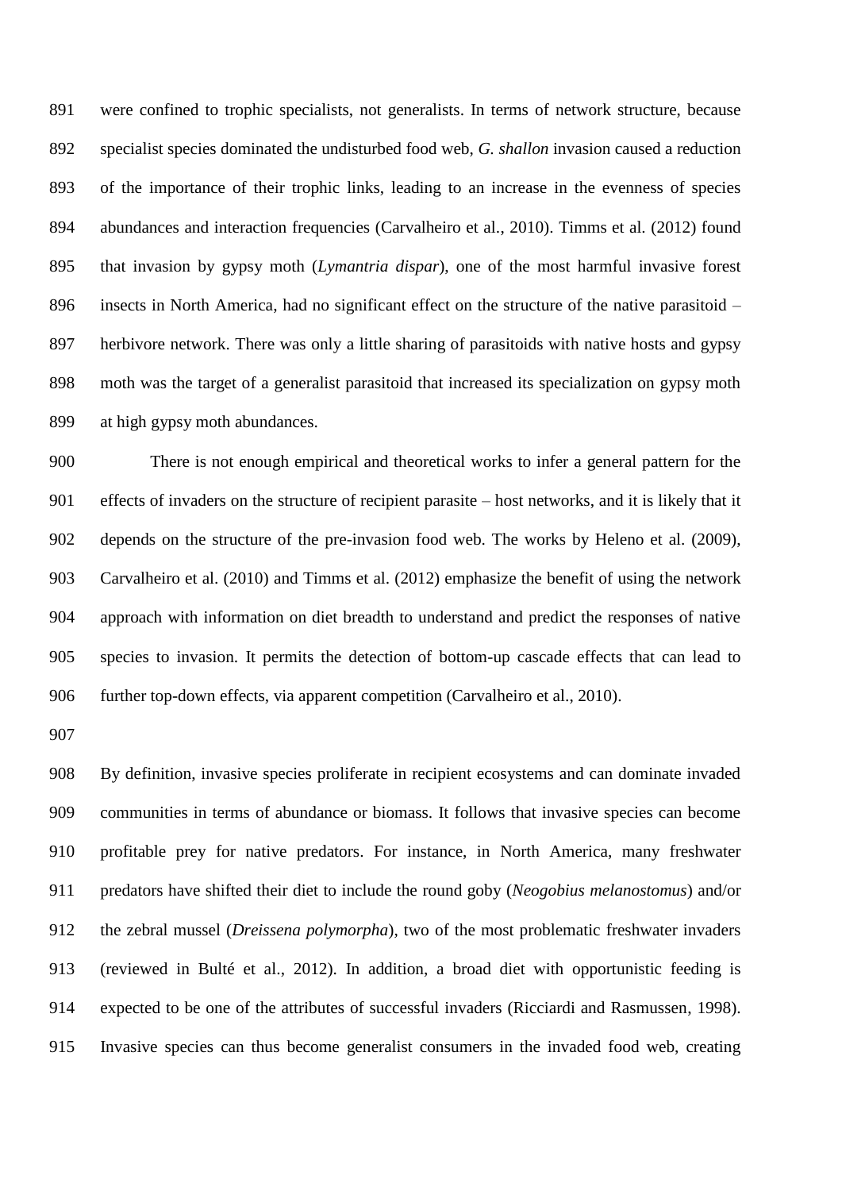were confined to trophic specialists, not generalists. In terms of network structure, because specialist species dominated the undisturbed food web, *G. shallon* invasion caused a reduction of the importance of their trophic links, leading to an increase in the evenness of species abundances and interaction frequencies (Carvalheiro et al., 2010). Timms et al. (2012) found that invasion by gypsy moth (*Lymantria dispar*), one of the most harmful invasive forest insects in North America, had no significant effect on the structure of the native parasitoid – herbivore network. There was only a little sharing of parasitoids with native hosts and gypsy moth was the target of a generalist parasitoid that increased its specialization on gypsy moth at high gypsy moth abundances.

There is not enough empirical and theoretical works to infer a general pattern for the effects of invaders on the structure of recipient parasite – host networks, and it is likely that it depends on the structure of the pre-invasion food web. The works by Heleno et al. (2009), Carvalheiro et al. (2010) and Timms et al. (2012) emphasize the benefit of using the network approach with information on diet breadth to understand and predict the responses of native species to invasion. It permits the detection of bottom-up cascade effects that can lead to further top-down effects, via apparent competition (Carvalheiro et al., 2010).

By definition, invasive species proliferate in recipient ecosystems and can dominate invaded communities in terms of abundance or biomass. It follows that invasive species can become profitable prey for native predators. For instance, in North America, many freshwater predators have shifted their diet to include the round goby (*Neogobius melanostomus*) and/or the zebral mussel (*Dreissena polymorpha*), two of the most problematic freshwater invaders (reviewed in Bulté et al., 2012). In addition, a broad diet with opportunistic feeding is expected to be one of the attributes of successful invaders (Ricciardi and Rasmussen, 1998). Invasive species can thus become generalist consumers in the invaded food web, creating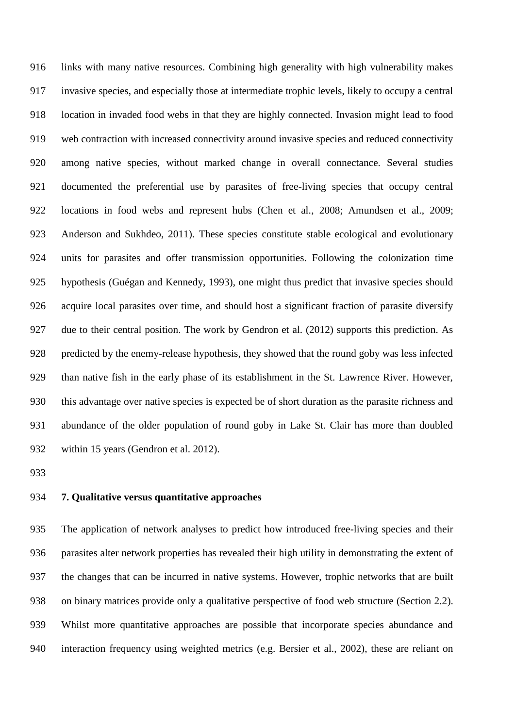links with many native resources. Combining high generality with high vulnerability makes invasive species, and especially those at intermediate trophic levels, likely to occupy a central location in invaded food webs in that they are highly connected. Invasion might lead to food web contraction with increased connectivity around invasive species and reduced connectivity among native species, without marked change in overall connectance. Several studies documented the preferential use by parasites of free-living species that occupy central locations in food webs and represent hubs (Chen et al., 2008; Amundsen et al., 2009; Anderson and Sukhdeo, 2011). These species constitute stable ecological and evolutionary units for parasites and offer transmission opportunities. Following the colonization time hypothesis (Guégan and Kennedy, 1993), one might thus predict that invasive species should acquire local parasites over time, and should host a significant fraction of parasite diversify due to their central position. The work by Gendron et al. (2012) supports this prediction. As predicted by the enemy-release hypothesis, they showed that the round goby was less infected than native fish in the early phase of its establishment in the St. Lawrence River. However, this advantage over native species is expected be of short duration as the parasite richness and abundance of the older population of round goby in Lake St. Clair has more than doubled within 15 years (Gendron et al. 2012).

## 7. Qualitative versus quantitative approaches

The application of network analyses to predict how introduced free-living species and their parasites alter network properties has revealed their high utility in demonstrating the extent of the changes that can be incurred in native systems. However, trophic networks that are built on binary matrices provide only a qualitative perspective of food web structure (Section 2.2). Whilst more quantitative approaches are possible that incorporate species abundance and interaction frequency using weighted metrics (e.g. Bersier et al., 2002), these are reliant on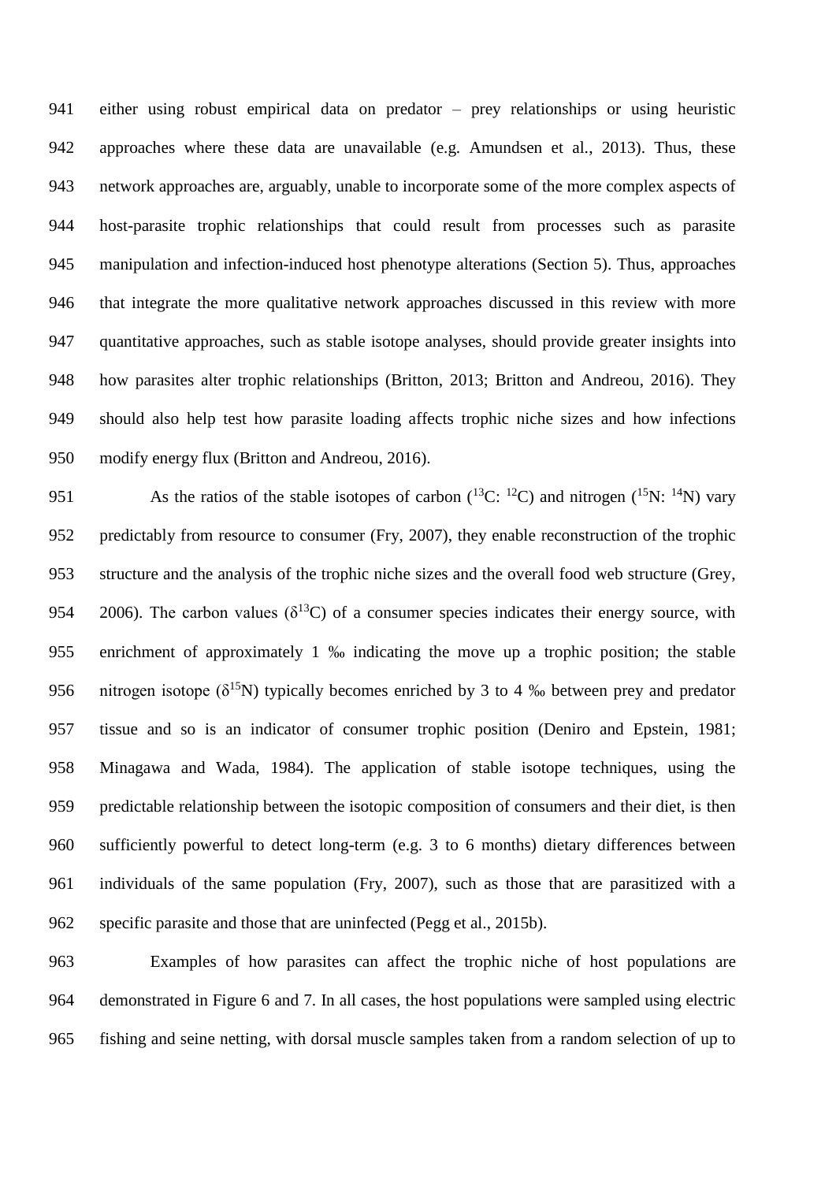either using robust empirical data on predator – prey relationships or using heuristic approaches where these data are unavailable (e.g. Amundsen et al., 2013). Thus, these network approaches are, arguably, unable to incorporate some of the more complex aspects of host-parasite trophic relationships that could result from processes such as parasite manipulation and infection-induced host phenotype alterations (Section 5). Thus, approaches that integrate the more qualitative network approaches discussed in this review with more quantitative approaches, such as stable isotope analyses, should provide greater insights into how parasites alter trophic relationships (Britton, 2013; Britton and Andreou, 2016). They should also help test how parasite loading affects trophic niche sizes and how infections modify energy flux (Britton and Andreou, 2016).

As the ratios of the stable isotopes of carbon ($^{13}C$: $^{12}C$) and nitrogen ($^{15}N$: $^{14}N$) vary predictably from resource to consumer (Fry, 2007), they enable reconstruction of the trophic structure and the analysis of the trophic niche sizes and the overall food web structure (Grey, 2006). The carbon values ($\delta^{13}C$) of a consumer species indicates their energy source, with enrichment of approximately 1 ‰ indicating the move up a trophic position; the stable nitrogen isotope ($\delta^{15}N$) typically becomes enriched by 3 to 4 ‰ between prey and predator tissue and so is an indicator of consumer trophic position (Deniro and Epstein, 1981; Minagawa and Wada, 1984). The application of stable isotope techniques, using the predictable relationship between the isotopic composition of consumers and their diet, is then sufficiently powerful to detect long-term (e.g. 3 to 6 months) dietary differences between individuals of the same population (Fry, 2007), such as those that are parasitized with a specific parasite and those that are uninfected (Pegg et al., 2015b).

Examples of how parasites can affect the trophic niche of host populations are demonstrated in Figure 6 and 7. In all cases, the host populations were sampled using electric fishing and seine netting, with dorsal muscle samples taken from a random selection of up to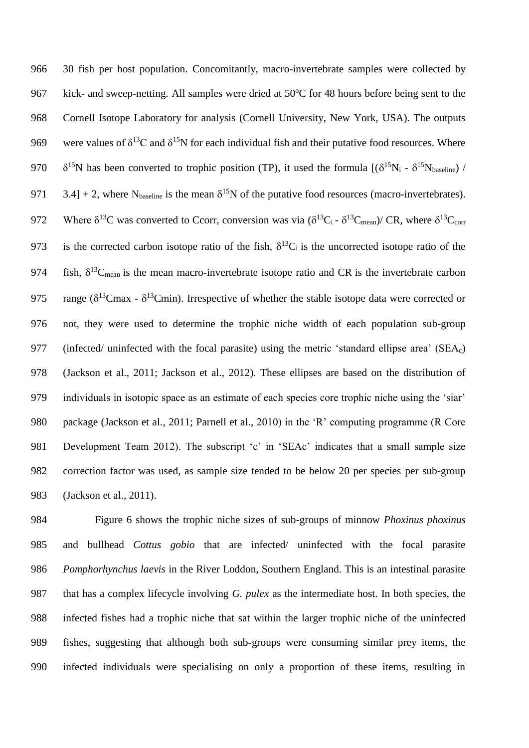30 fish per host population. Concomitantly, macro-invertebrate samples were collected by kick- and sweep-netting. All samples were dried at 50°C for 48 hours before being sent to the Cornell Isotope Laboratory for analysis (Cornell University, New York, USA). The outputs were values of $\delta^{13}C$ and $\delta^{15}N$ for each individual fish and their putative food resources. Where $\delta^{15}N$ has been converted to trophic position (TP), it used the formula $[(\delta^{15}N_i - \delta^{15}N_{baseline}) / 3.4] + 2$, where $N_{baseline}$ is the mean $\delta^{15}N$ of the putative food resources (macro-invertebrates). Where $\delta^{13}C$ was converted to Ccorr, conversion was via $(\delta^{13}C_i - \delta^{13}C_{mean})/ CR$, where $\delta^{13}C_{corr}$ is the corrected carbon isotope ratio of the fish, $\delta^{13}C_i$ is the uncorrected isotope ratio of the fish, $\delta^{13}C_{mean}$ is the mean macro-invertebrate isotope ratio and CR is the invertebrate carbon range ($\delta^{13}Cmax$ - $\delta^{13}Cmin$). Irrespective of whether the stable isotope data were corrected or not, they were used to determine the trophic niche width of each population sub-group (infected/ uninfected with the focal parasite) using the metric 'standard ellipse area' ($SEA_c$) (Jackson et al., 2011; Jackson et al., 2012). These ellipses are based on the distribution of individuals in isotopic space as an estimate of each species core trophic niche using the 'siar' package (Jackson et al., 2011; Parnell et al., 2010) in the 'R' computing programme (R Core Development Team 2012). The subscript 'c' in 'SEAc' indicates that a small sample size correction factor was used, as sample size tended to be below 20 per species per sub-group (Jackson et al., 2011).

Figure 6 shows the trophic niche sizes of sub-groups of minnow *Phoxinus phoxinus* and bullhead *Cottus gobio* that are infected/ uninfected with the focal parasite *Pomphorhynchus laevis* in the River Loddon, Southern England. This is an intestinal parasite that has a complex lifecycle involving *G. pulex* as the intermediate host. In both species, the infected fishes had a trophic niche that sat within the larger trophic niche of the uninfected fishes, suggesting that although both sub-groups were consuming similar prey items, the infected individuals were specialising on only a proportion of these items, resulting in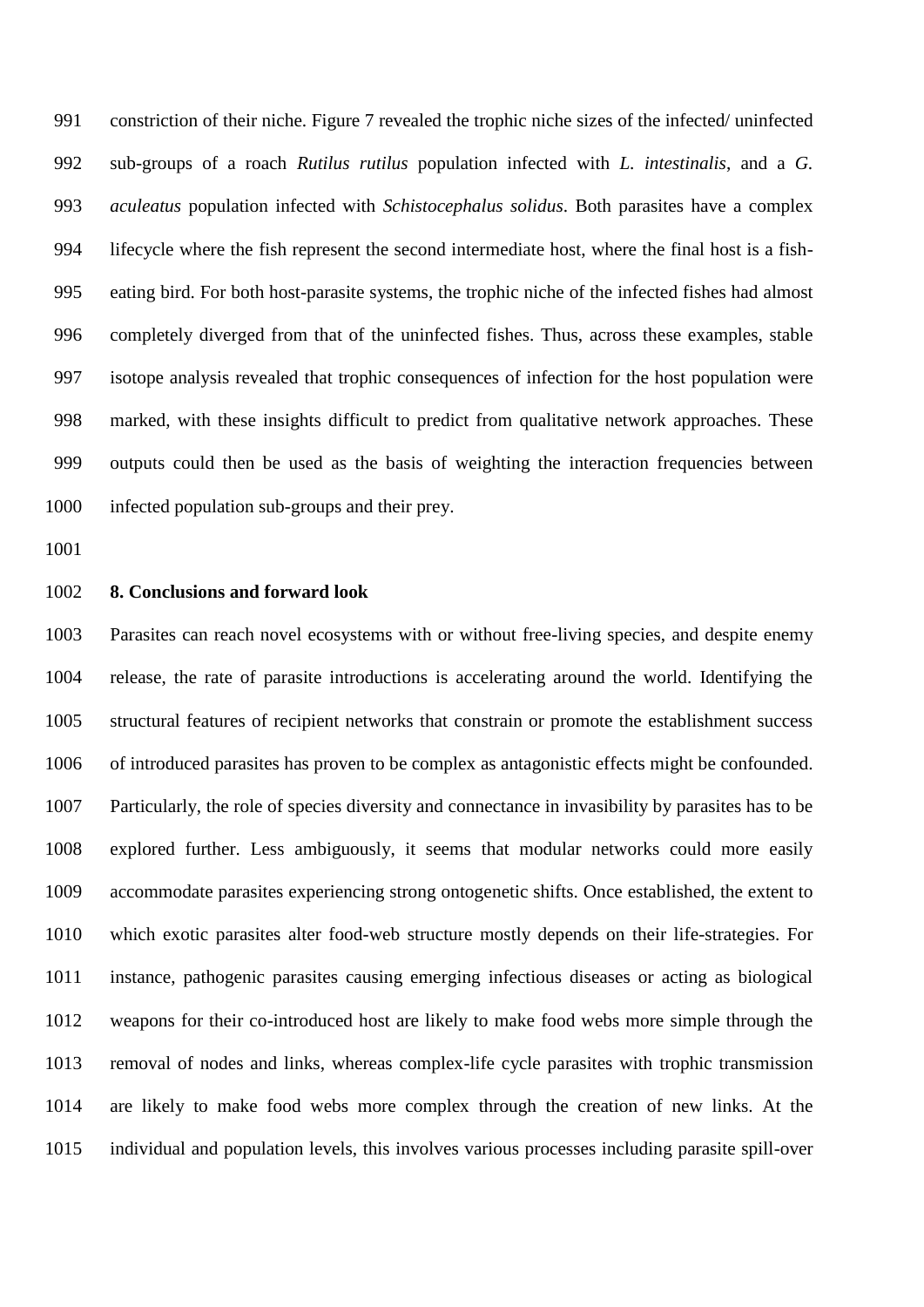constriction of their niche. Figure 7 revealed the trophic niche sizes of the infected/ uninfected sub-groups of a roach *Rutilus rutilus* population infected with *L. intestinalis*, and a *G. aculeatus* population infected with *Schistocephalus solidus*. Both parasites have a complex lifecycle where the fish represent the second intermediate host, where the final host is a fish-eating bird. For both host-parasite systems, the trophic niche of the infected fishes had almost completely diverged from that of the uninfected fishes. Thus, across these examples, stable isotope analysis revealed that trophic consequences of infection for the host population were marked, with these insights difficult to predict from qualitative network approaches. These outputs could then be used as the basis of weighting the interaction frequencies between infected population sub-groups and their prey.

## 8. Conclusions and forward look

Parasites can reach novel ecosystems with or without free-living species, and despite enemy release, the rate of parasite introductions is accelerating around the world. Identifying the structural features of recipient networks that constrain or promote the establishment success of introduced parasites has proven to be complex as antagonistic effects might be confounded. Particularly, the role of species diversity and connectance in invasibility by parasites has to be explored further. Less ambiguously, it seems that modular networks could more easily accommodate parasites experiencing strong ontogenetic shifts. Once established, the extent to which exotic parasites alter food-web structure mostly depends on their life-strategies. For instance, pathogenic parasites causing emerging infectious diseases or acting as biological weapons for their co-introduced host are likely to make food webs more simple through the removal of nodes and links, whereas complex-life cycle parasites with trophic transmission are likely to make food webs more complex through the creation of new links. At the individual and population levels, this involves various processes including parasite spill-over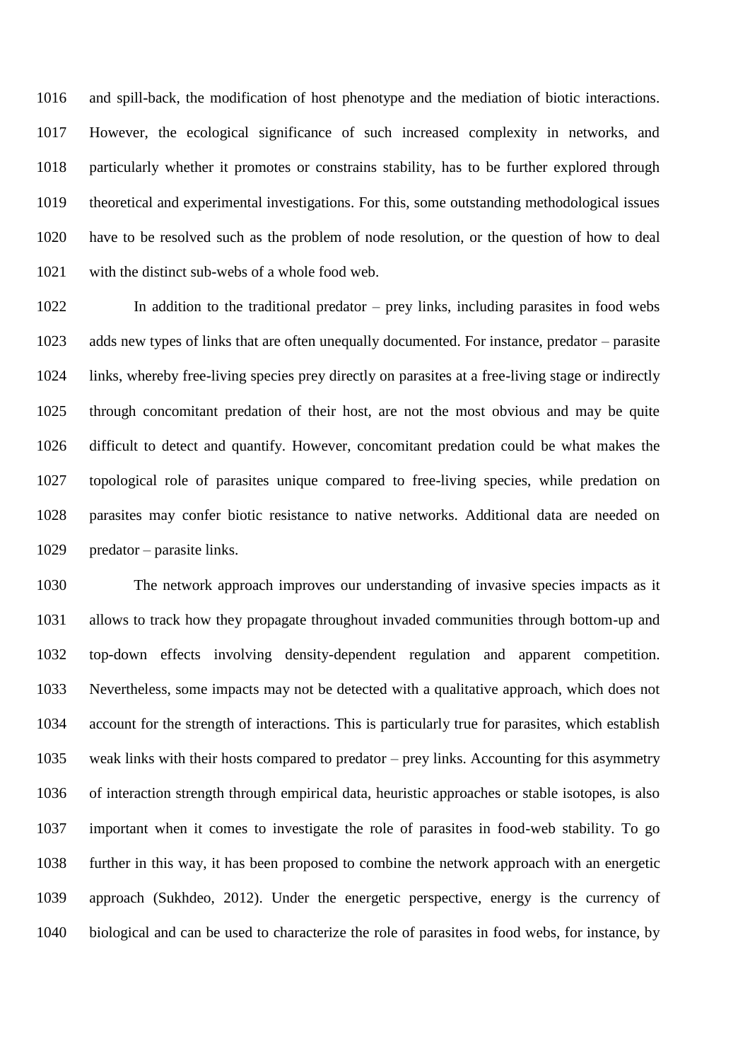and spill-back, the modification of host phenotype and the mediation of biotic interactions. However, the ecological significance of such increased complexity in networks, and particularly whether it promotes or constrains stability, has to be further explored through theoretical and experimental investigations. For this, some outstanding methodological issues have to be resolved such as the problem of node resolution, or the question of how to deal with the distinct sub-webs of a whole food web.

In addition to the traditional predator – prey links, including parasites in food webs adds new types of links that are often unequally documented. For instance, predator – parasite links, whereby free-living species prey directly on parasites at a free-living stage or indirectly through concomitant predation of their host, are not the most obvious and may be quite difficult to detect and quantify. However, concomitant predation could be what makes the topological role of parasites unique compared to free-living species, while predation on parasites may confer biotic resistance to native networks. Additional data are needed on predator – parasite links.

The network approach improves our understanding of invasive species impacts as it allows to track how they propagate throughout invaded communities through bottom-up and top-down effects involving density-dependent regulation and apparent competition. Nevertheless, some impacts may not be detected with a qualitative approach, which does not account for the strength of interactions. This is particularly true for parasites, which establish weak links with their hosts compared to predator – prey links. Accounting for this asymmetry of interaction strength through empirical data, heuristic approaches or stable isotopes, is also important when it comes to investigate the role of parasites in food-web stability. To go further in this way, it has been proposed to combine the network approach with an energetic approach (Sukhdeo, 2012). Under the energetic perspective, energy is the currency of biological and can be used to characterize the role of parasites in food webs, for instance, by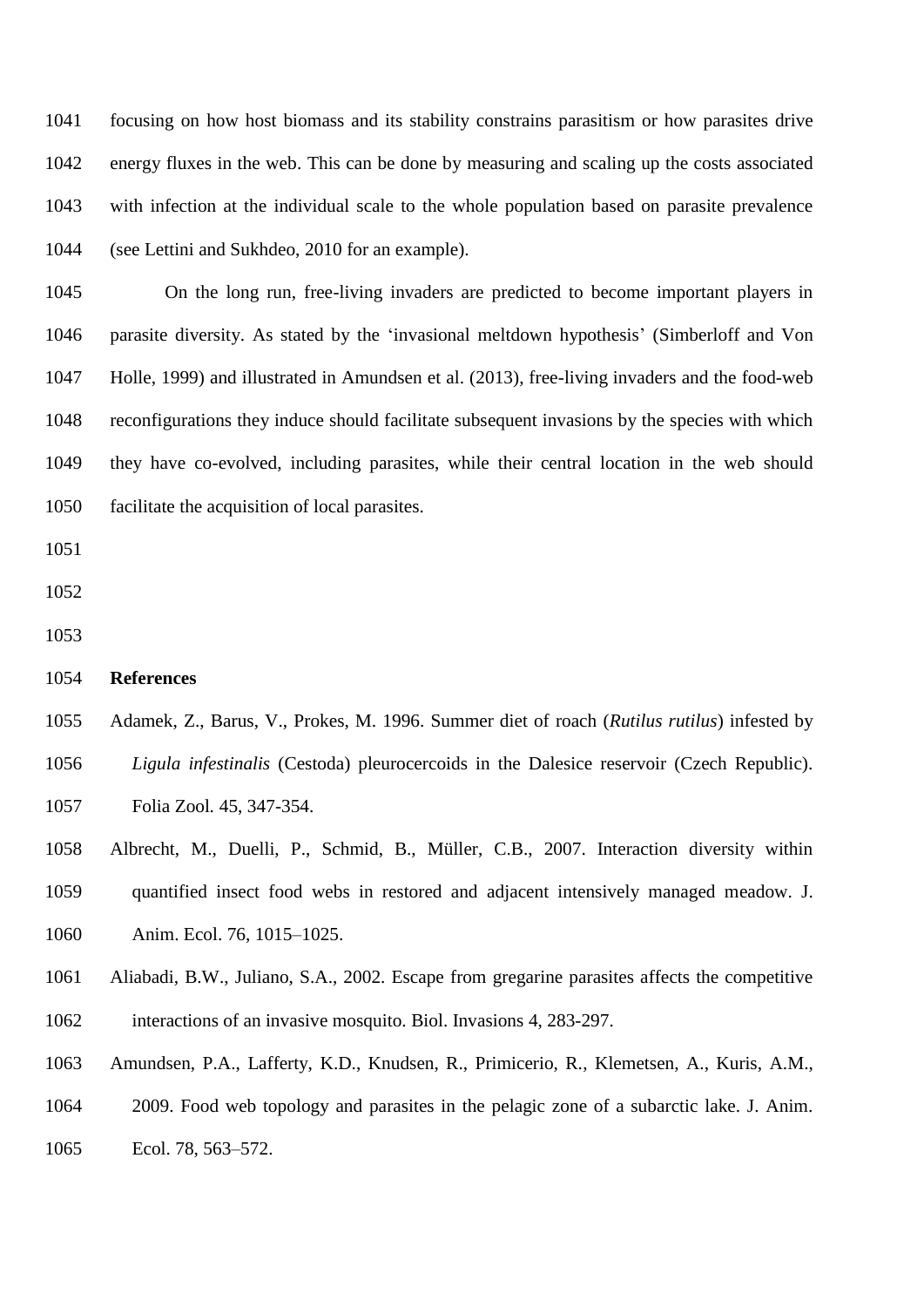focusing on how host biomass and its stability constrains parasitism or how parasites drive energy fluxes in the web. This can be done by measuring and scaling up the costs associated with infection at the individual scale to the whole population based on parasite prevalence (see Lettini and Sukhdeo, 2010 for an example).

On the long run, free-living invaders are predicted to become important players in parasite diversity. As stated by the 'invasional meltdown hypothesis' (Simberloff and Von Holle, 1999) and illustrated in Amundsen et al. (2013), free-living invaders and the food-web reconfigurations they induce should facilitate subsequent invasions by the species with which they have co-evolved, including parasites, while their central location in the web should facilitate the acquisition of local parasites.

## References

Adamek, Z., Barus, V., Prokes, M. 1996. Summer diet of roach (*Rutilus rutilus*) infested by *Ligula infestinalis* (Cestoda) pleurocercoids in the Dalesice reservoir (Czech Republic). Folia Zool. 45, 347-354.

Albrecht, M., Duelli, P., Schmid, B., Müller, C.B., 2007. Interaction diversity within quantified insect food webs in restored and adjacent intensively managed meadow. J. Anim. Ecol. 76, 1015–1025.

Aliabadi, B.W., Juliano, S.A., 2002. Escape from gregarine parasites affects the competitive interactions of an invasive mosquito. Biol. Invasions 4, 283-297.

Amundsen, P.A., Lafferty, K.D., Knudsen, R., Primicerio, R., Klemetsen, A., Kuris, A.M., 2009. Food web topology and parasites in the pelagic zone of a subarctic lake. J. Anim. Ecol. 78, 563–572.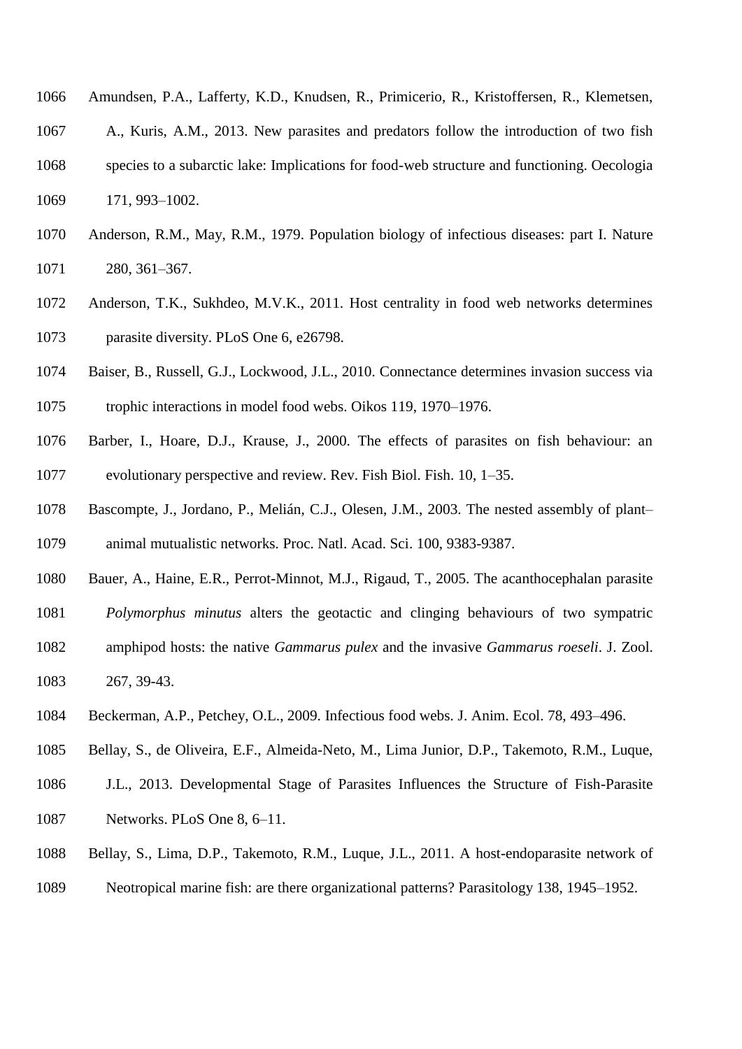Amundsen, P.A., Lafferty, K.D., Knudsen, R., Primicerio, R., Kristoffersen, R., Klemetsen, A., Kuris, A.M., 2013. New parasites and predators follow the introduction of two fish species to a subarctic lake: Implications for food-web structure and functioning. Oecologia 171, 993–1002.

Anderson, R.M., May, R.M., 1979. Population biology of infectious diseases: part I. Nature 280, 361–367.

Anderson, T.K., Sukhdeo, M.V.K., 2011. Host centrality in food web networks determines parasite diversity. PLoS One 6, e26798.

Baiser, B., Russell, G.J., Lockwood, J.L., 2010. Connectance determines invasion success via trophic interactions in model food webs. Oikos 119, 1970–1976.

Barber, I., Hoare, D.J., Krause, J., 2000. The effects of parasites on fish behaviour: an evolutionary perspective and review. Rev. Fish Biol. Fish. 10, 1–35.

Bascompte, J., Jordano, P., Melián, C.J., Olesen, J.M., 2003. The nested assembly of plant–animal mutualistic networks. Proc. Natl. Acad. Sci. 100, 9383-9387.

Bauer, A., Haine, E.R., Perrot-Minnot, M.J., Rigaud, T., 2005. The acanthocephalan parasite *Polymorphus minutus* alters the geotactic and clinging behaviours of two sympatric amphipod hosts: the native *Gammarus pulex* and the invasive *Gammarus roeseli*. J. Zool. 267, 39-43.

Beckerman, A.P., Petchey, O.L., 2009. Infectious food webs. J. Anim. Ecol. 78, 493–496.

Bellay, S., de Oliveira, E.F., Almeida-Neto, M., Lima Junior, D.P., Takemoto, R.M., Luque, J.L., 2013. Developmental Stage of Parasites Influences the Structure of Fish-Parasite Networks. PLoS One 8, 6–11.

Bellay, S., Lima, D.P., Takemoto, R.M., Luque, J.L., 2011. A host-endoparasite network of Neotropical marine fish: are there organizational patterns? Parasitology 138, 1945–1952.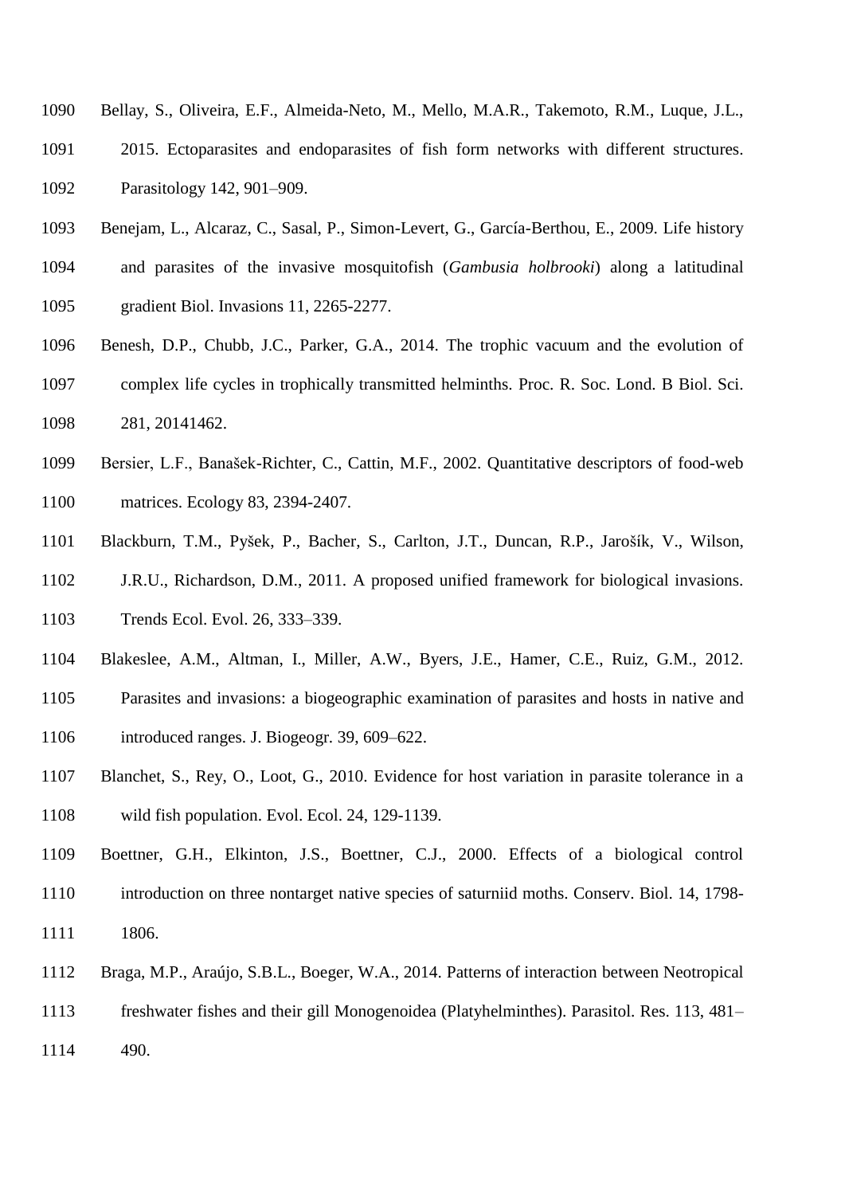1090 Bellay, S., Oliveira, E.F., Almeida-Neto, M., Mello, M.A.R., Takemoto, R.M., Luque, J.L.,
1091 2015. Ectoparasites and endoparasites of fish form networks with different structures.
1092 Parasitology 142, 901–909.

1093 Benejam, L., Alcaraz, C., Sasal, P., Simon-Levert, G., García-Berthou, E., 2009. Life history
1094 and parasites of the invasive mosquitofish (*Gambusia holbrooki*) along a latitudinal
1095 gradient Biol. Invasions 11, 2265-2277.

1096 Benesh, D.P., Chubb, J.C., Parker, G.A., 2014. The trophic vacuum and the evolution of
1097 complex life cycles in trophically transmitted helminths. Proc. R. Soc. Lond. B Biol. Sci.
1098 281, 20141462.

1099 Bersier, L.F., Banašek-Richter, C., Cattin, M.F., 2002. Quantitative descriptors of food-web
1100 matrices. Ecology 83, 2394-2407.

1101 Blackburn, T.M., Pyšek, P., Bacher, S., Carlton, J.T., Duncan, R.P., Jarošík, V., Wilson,
1102 J.R.U., Richardson, D.M., 2011. A proposed unified framework for biological invasions.
1103 Trends Ecol. Evol. 26, 333–339.

1104 Blakeslee, A.M., Altman, I., Miller, A.W., Byers, J.E., Hamer, C.E., Ruiz, G.M., 2012.
1105 Parasites and invasions: a biogeographic examination of parasites and hosts in native and
1106 introduced ranges. J. Biogeogr. 39, 609–622.

1107 Blanchet, S., Rey, O., Loot, G., 2010. Evidence for host variation in parasite tolerance in a
1108 wild fish population. Evol. Ecol. 24, 129-1139.

1109 Boettner, G.H., Elkinton, J.S., Boettner, C.J., 2000. Effects of a biological control
1110 introduction on three nontarget native species of saturniid moths. Conserv. Biol. 14, 1798-
1111 1806.

1112 Braga, M.P., Araújo, S.B.L., Boeger, W.A., 2014. Patterns of interaction between Neotropical
1113 freshwater fishes and their gill Monogenoidea (Platyhelminthes). Parasitol. Res. 113, 481–
1114 490.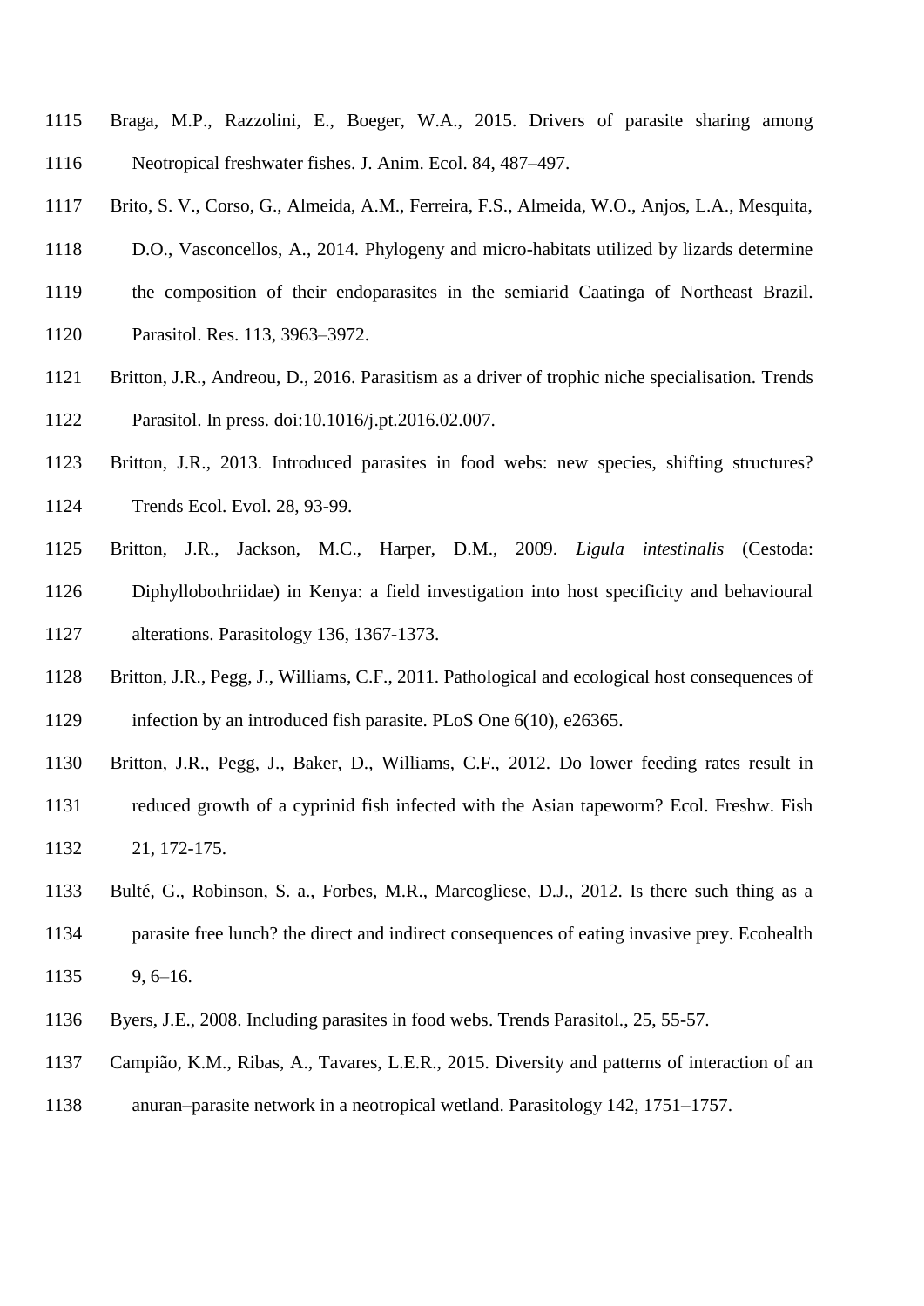Braga, M.P., Razzolini, E., Boeger, W.A., 2015. Drivers of parasite sharing among Neotropical freshwater fishes. J. Anim. Ecol. 84, 487–497.

Brito, S. V., Corso, G., Almeida, A.M., Ferreira, F.S., Almeida, W.O., Anjos, L.A., Mesquita, D.O., Vasconcellos, A., 2014. Phylogeny and micro-habitats utilized by lizards determine the composition of their endoparasites in the semiarid Caatinga of Northeast Brazil. Parasitol. Res. 113, 3963–3972.

Britton, J.R., Andreou, D., 2016. Parasitism as a driver of trophic niche specialisation. Trends Parasitol. In press. doi:10.1016/j.pt.2016.02.007.

Britton, J.R., 2013. Introduced parasites in food webs: new species, shifting structures? Trends Ecol. Evol. 28, 93-99.

Britton, J.R., Jackson, M.C., Harper, D.M., 2009. *Ligula intestinalis* (Cestoda: Diphyllobothriidae) in Kenya: a field investigation into host specificity and behavioural alterations. Parasitology 136, 1367-1373.

Britton, J.R., Pegg, J., Williams, C.F., 2011. Pathological and ecological host consequences of infection by an introduced fish parasite. PLoS One 6(10), e26365.

Britton, J.R., Pegg, J., Baker, D., Williams, C.F., 2012. Do lower feeding rates result in reduced growth of a cyprinid fish infected with the Asian tapeworm? Ecol. Freshw. Fish 21, 172-175.

Bulté, G., Robinson, S. a., Forbes, M.R., Marcogliese, D.J., 2012. Is there such thing as a parasite free lunch? the direct and indirect consequences of eating invasive prey. Ecohealth 9, 6–16.

Byers, J.E., 2008. Including parasites in food webs. Trends Parasitol., 25, 55-57.

Campião, K.M., Ribas, A., Tavares, L.E.R., 2015. Diversity and patterns of interaction of an anuran–parasite network in a neotropical wetland. Parasitology 142, 1751–1757.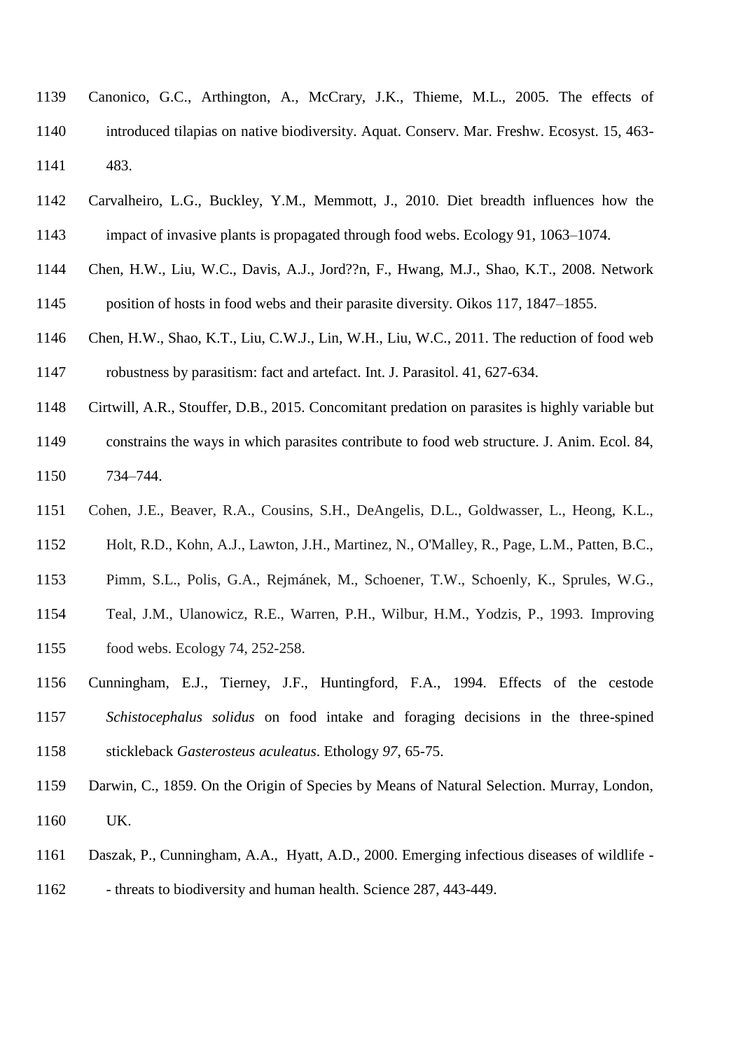Canonico, G.C., Arthington, A., McCrary, J.K., Thieme, M.L., 2005. The effects of introduced tilapias on native biodiversity. Aquat. Conserv. Mar. Freshw. Ecosyst. 15, 463-483.

Carvalheiro, L.G., Buckley, Y.M., Memmott, J., 2010. Diet breadth influences how the impact of invasive plants is propagated through food webs. Ecology 91, 1063–1074.

Chen, H.W., Liu, W.C., Davis, A.J., Jord??n, F., Hwang, M.J., Shao, K.T., 2008. Network position of hosts in food webs and their parasite diversity. Oikos 117, 1847–1855.

Chen, H.W., Shao, K.T., Liu, C.W.J., Lin, W.H., Liu, W.C., 2011. The reduction of food web robustness by parasitism: fact and artefact. Int. J. Parasitol. 41, 627-634.

Cirtwill, A.R., Stouffer, D.B., 2015. Concomitant predation on parasites is highly variable but constrains the ways in which parasites contribute to food web structure. J. Anim. Ecol. 84, 734–744.

Cohen, J.E., Beaver, R.A., Cousins, S.H., DeAngelis, D.L., Goldwasser, L., Heong, K.L., Holt, R.D., Kohn, A.J., Lawton, J.H., Martinez, N., O'Malley, R., Page, L.M., Patten, B.C., Pimm, S.L., Polis, G.A., Rejmánek, M., Schoener, T.W., Schoenly, K., Sprules, W.G., Teal, J.M., Ulanowicz, R.E., Warren, P.H., Wilbur, H.M., Yodzis, P., 1993. Improving food webs. Ecology 74, 252-258.

Cunningham, E.J., Tierney, J.F., Huntingford, F.A., 1994. Effects of the cestode *Schistocephalus solidus* on food intake and foraging decisions in the three-spined stickleback *Gasterosteus aculeatus*. Ethology *97*, 65-75.

Darwin, C., 1859. On the Origin of Species by Means of Natural Selection. Murray, London, UK.

Daszak, P., Cunningham, A.A., Hyatt, A.D., 2000. Emerging infectious diseases of wildlife -- threats to biodiversity and human health. Science 287, 443-449.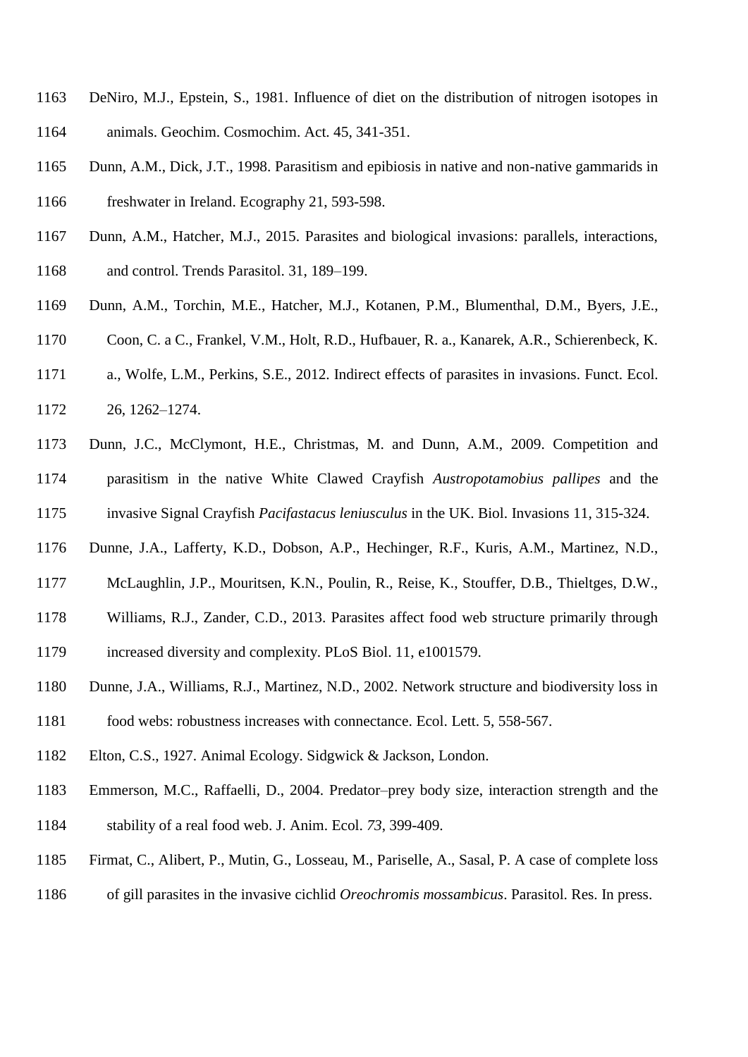DeNiro, M.J., Epstein, S., 1981. Influence of diet on the distribution of nitrogen isotopes in animals. Geochim. Cosmochim. Act. 45, 341-351.

Dunn, A.M., Dick, J.T., 1998. Parasitism and epibiosis in native and non-native gammarids in freshwater in Ireland. Ecography 21, 593-598.

Dunn, A.M., Hatcher, M.J., 2015. Parasites and biological invasions: parallels, interactions, and control. Trends Parasitol. 31, 189–199.

Dunn, A.M., Torchin, M.E., Hatcher, M.J., Kotanen, P.M., Blumenthal, D.M., Byers, J.E., Coon, C. a C., Frankel, V.M., Holt, R.D., Hufbauer, R. a., Kanarek, A.R., Schierenbeck, K. a., Wolfe, L.M., Perkins, S.E., 2012. Indirect effects of parasites in invasions. Funct. Ecol. 26, 1262–1274.

Dunn, J.C., McClymont, H.E., Christmas, M. and Dunn, A.M., 2009. Competition and parasitism in the native White Clawed Crayfish *Austropotamobius pallipes* and the invasive Signal Crayfish *Pacifastacus leniusculus* in the UK. Biol. Invasions 11, 315-324.

Dunne, J.A., Lafferty, K.D., Dobson, A.P., Hechinger, R.F., Kuris, A.M., Martinez, N.D., McLaughlin, J.P., Mouritsen, K.N., Poulin, R., Reise, K., Stouffer, D.B., Thieltges, D.W., Williams, R.J., Zander, C.D., 2013. Parasites affect food web structure primarily through increased diversity and complexity. PLoS Biol. 11, e1001579.

Dunne, J.A., Williams, R.J., Martinez, N.D., 2002. Network structure and biodiversity loss in food webs: robustness increases with connectance. Ecol. Lett. 5, 558-567.

Elton, C.S., 1927. Animal Ecology. Sidgwick & Jackson, London.

Emmerson, M.C., Raffaelli, D., 2004. Predator–prey body size, interaction strength and the stability of a real food web. J. Anim. Ecol. *73*, 399-409.

Firmat, C., Alibert, P., Mutin, G., Losseau, M., Pariselle, A., Sasal, P. A case of complete loss of gill parasites in the invasive cichlid *Oreochromis mossambicus*. Parasitol. Res. In press.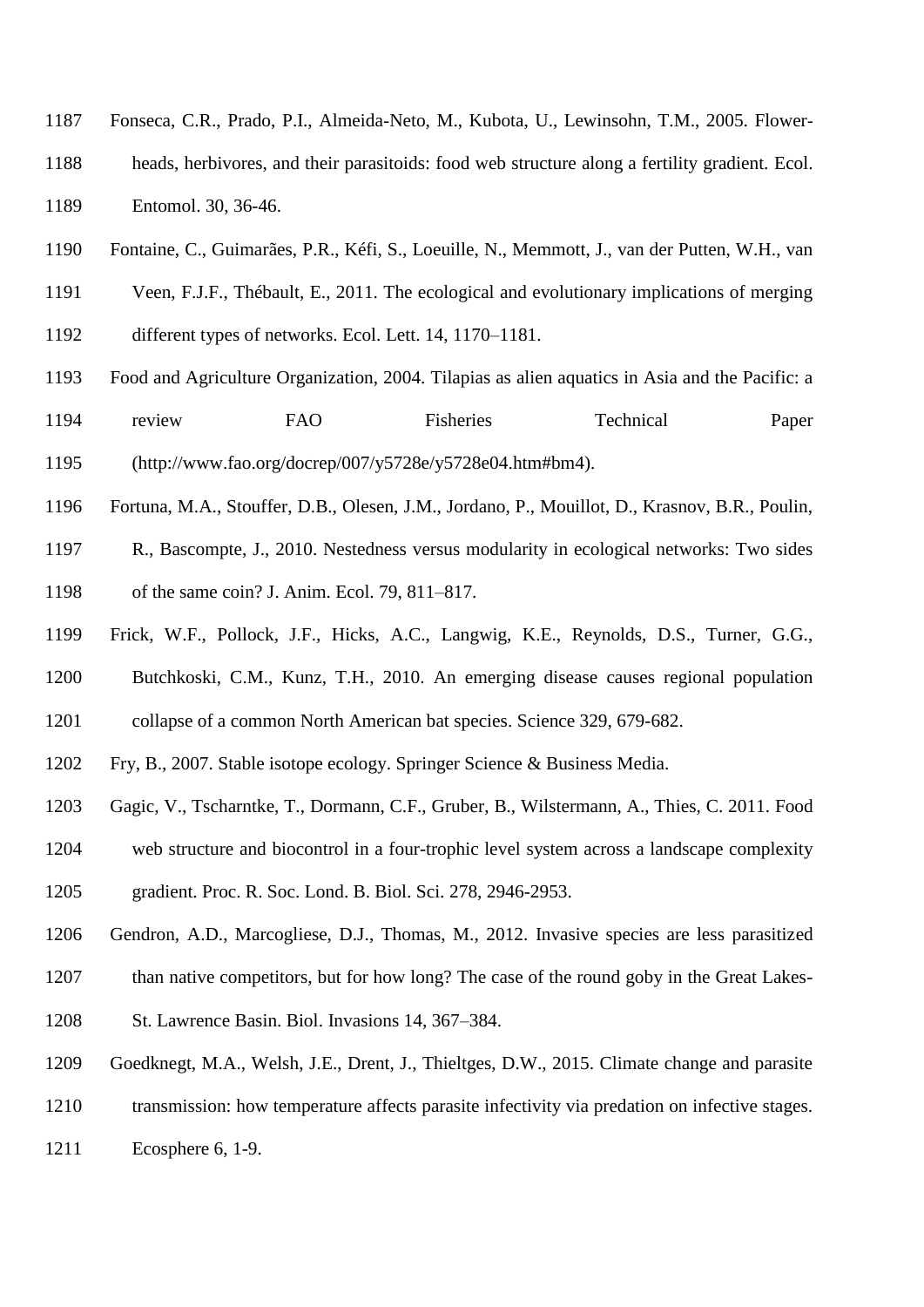Fonseca, C.R., Prado, P.I., Almeida-Neto, M., Kubota, U., Lewinsohn, T.M., 2005. Flower-heads, herbivores, and their parasitoids: food web structure along a fertility gradient. Ecol. Entomol. 30, 36-46.

Fontaine, C., Guimarães, P.R., Kéfi, S., Loeuille, N., Memmott, J., van der Putten, W.H., van Veen, F.J.F., Thébault, E., 2011. The ecological and evolutionary implications of merging different types of networks. Ecol. Lett. 14, 1170–1181.

Food and Agriculture Organization, 2004. Tilapias as alien aquatics in Asia and the Pacific: a review FAO Fisheries Technical Paper (http://www.fao.org/docrep/007/y5728e/y5728e04.htm#bm4).

Fortuna, M.A., Stouffer, D.B., Olesen, J.M., Jordano, P., Mouillot, D., Krasnov, B.R., Poulin, R., Bascompte, J., 2010. Nestedness versus modularity in ecological networks: Two sides of the same coin? J. Anim. Ecol. 79, 811–817.

Frick, W.F., Pollock, J.F., Hicks, A.C., Langwig, K.E., Reynolds, D.S., Turner, G.G., Butchkoski, C.M., Kunz, T.H., 2010. An emerging disease causes regional population collapse of a common North American bat species. Science 329, 679-682.

Fry, B., 2007. Stable isotope ecology. Springer Science & Business Media.

Gagic, V., Tscharntke, T., Dormann, C.F., Gruber, B., Wilstermann, A., Thies, C. 2011. Food web structure and biocontrol in a four-trophic level system across a landscape complexity gradient. Proc. R. Soc. Lond. B. Biol. Sci. 278, 2946-2953.

Gendron, A.D., Marcogliese, D.J., Thomas, M., 2012. Invasive species are less parasitized than native competitors, but for how long? The case of the round goby in the Great Lakes-St. Lawrence Basin. Biol. Invasions 14, 367–384.

Goedknegt, M.A., Welsh, J.E., Drent, J., Thieltges, D.W., 2015. Climate change and parasite transmission: how temperature affects parasite infectivity via predation on infective stages. Ecosphere 6, 1-9.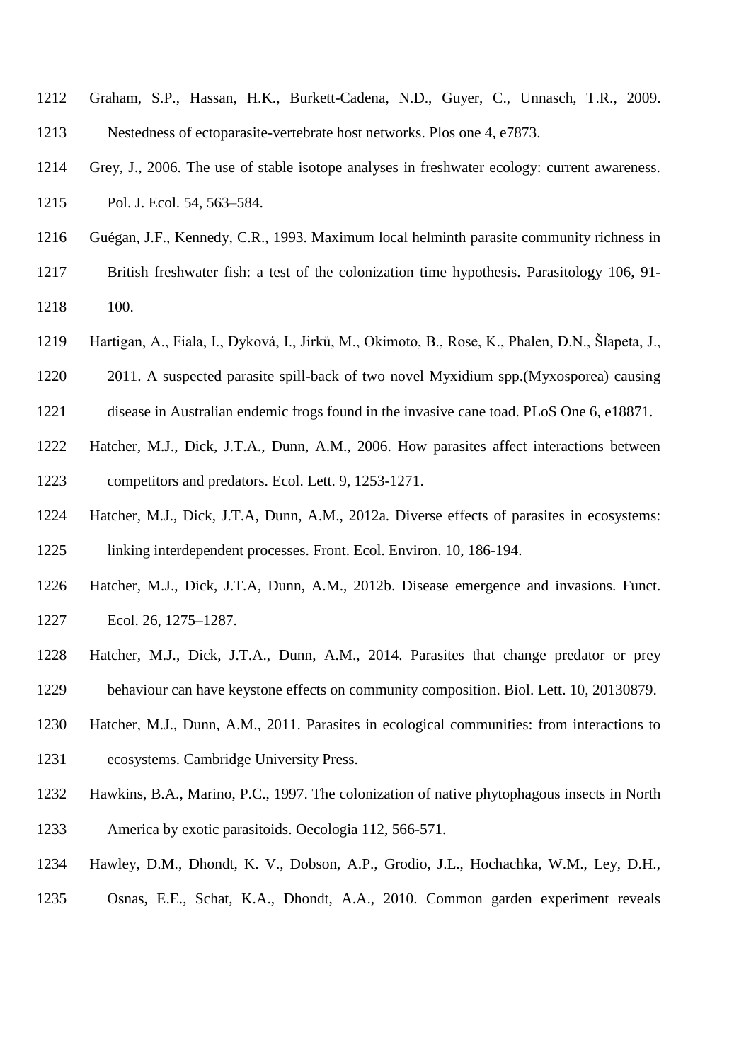Graham, S.P., Hassan, H.K., Burkett-Cadena, N.D., Guyer, C., Unnasch, T.R., 2009. Nestedness of ectoparasite-vertebrate host networks. Plos one 4, e7873.

Grey, J., 2006. The use of stable isotope analyses in freshwater ecology: current awareness. Pol. J. Ecol. 54, 563–584.

Guégan, J.F., Kennedy, C.R., 1993. Maximum local helminth parasite community richness in British freshwater fish: a test of the colonization time hypothesis. Parasitology 106, 91-100.

Hartigan, A., Fiala, I., Dyková, I., Jirků, M., Okimoto, B., Rose, K., Phalen, D.N., Šlapeta, J., 2011. A suspected parasite spill-back of two novel Myxidium spp.(Myxosporea) causing disease in Australian endemic frogs found in the invasive cane toad. PLoS One 6, e18871.

Hatcher, M.J., Dick, J.T.A., Dunn, A.M., 2006. How parasites affect interactions between competitors and predators. Ecol. Lett. 9, 1253-1271.

Hatcher, M.J., Dick, J.T.A, Dunn, A.M., 2012a. Diverse effects of parasites in ecosystems: linking interdependent processes. Front. Ecol. Environ. 10, 186-194.

Hatcher, M.J., Dick, J.T.A, Dunn, A.M., 2012b. Disease emergence and invasions. Funct. Ecol. 26, 1275–1287.

Hatcher, M.J., Dick, J.T.A., Dunn, A.M., 2014. Parasites that change predator or prey behaviour can have keystone effects on community composition. Biol. Lett. 10, 20130879.

Hatcher, M.J., Dunn, A.M., 2011. Parasites in ecological communities: from interactions to ecosystems. Cambridge University Press.

Hawkins, B.A., Marino, P.C., 1997. The colonization of native phytophagous insects in North America by exotic parasitoids. Oecologia 112, 566-571.

Hawley, D.M., Dhondt, K. V., Dobson, A.P., Grodio, J.L., Hochachka, W.M., Ley, D.H., Osnas, E.E., Schat, K.A., Dhondt, A.A., 2010. Common garden experiment reveals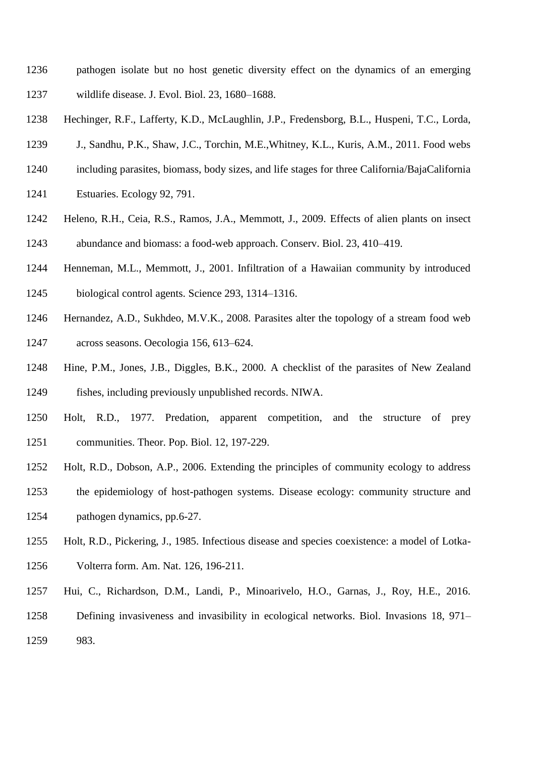pathogen isolate but no host genetic diversity effect on the dynamics of an emerging wildlife disease. J. Evol. Biol. 23, 1680–1688.

Hechinger, R.F., Lafferty, K.D., McLaughlin, J.P., Fredensborg, B.L., Huspeni, T.C., Lorda, J., Sandhu, P.K., Shaw, J.C., Torchin, M.E.,Whitney, K.L., Kuris, A.M., 2011. Food webs including parasites, biomass, body sizes, and life stages for three California/BajaCalifornia Estuaries. Ecology 92, 791.

Heleno, R.H., Ceia, R.S., Ramos, J.A., Memmott, J., 2009. Effects of alien plants on insect abundance and biomass: a food-web approach. Conserv. Biol. 23, 410–419.

Henneman, M.L., Memmott, J., 2001. Infiltration of a Hawaiian community by introduced biological control agents. Science 293, 1314–1316.

Hernandez, A.D., Sukhdeo, M.V.K., 2008. Parasites alter the topology of a stream food web across seasons. Oecologia 156, 613–624.

Hine, P.M., Jones, J.B., Diggles, B.K., 2000. A checklist of the parasites of New Zealand fishes, including previously unpublished records. NIWA.

Holt, R.D., 1977. Predation, apparent competition, and the structure of prey communities. Theor. Pop. Biol. 12, 197-229.

Holt, R.D., Dobson, A.P., 2006. Extending the principles of community ecology to address the epidemiology of host-pathogen systems. Disease ecology: community structure and pathogen dynamics, pp.6-27.

Holt, R.D., Pickering, J., 1985. Infectious disease and species coexistence: a model of Lotka-Volterra form. Am. Nat. 126, 196-211.

Hui, C., Richardson, D.M., Landi, P., Minoarivelo, H.O., Garnas, J., Roy, H.E., 2016. Defining invasiveness and invasibility in ecological networks. Biol. Invasions 18, 971–983.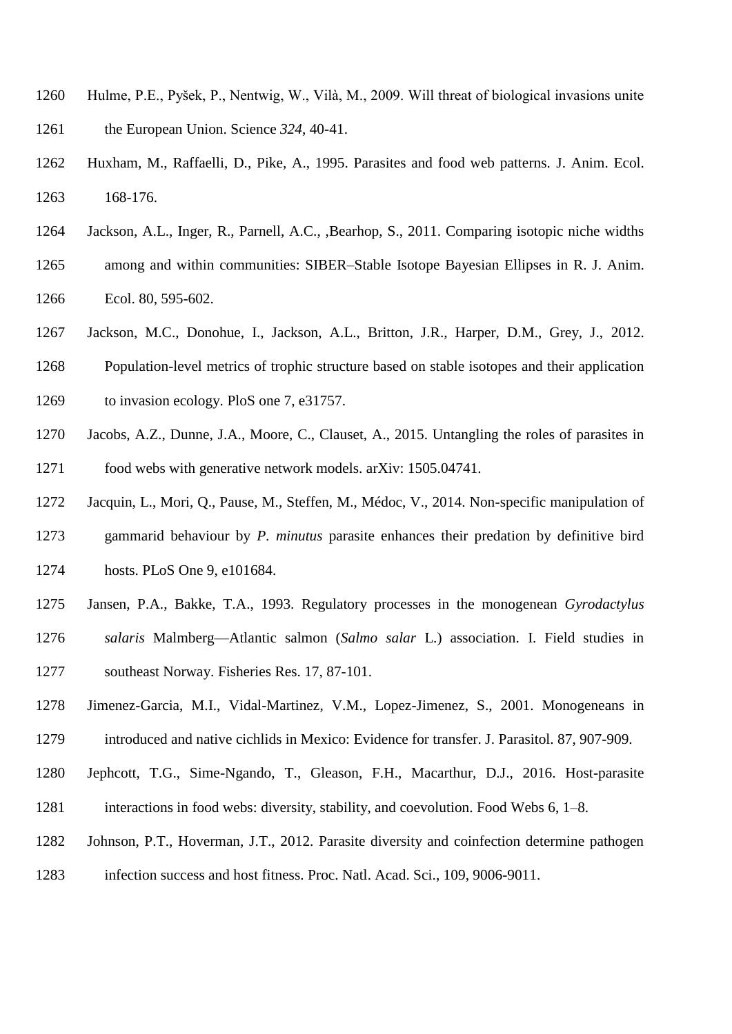Hulme, P.E., Pyšek, P., Nentwig, W., Vilà, M., 2009. Will threat of biological invasions unite the European Union. Science *324*, 40-41.

Huxham, M., Raffaelli, D., Pike, A., 1995. Parasites and food web patterns. J. Anim. Ecol. 168-176.

Jackson, A.L., Inger, R., Parnell, A.C., ,Bearhop, S., 2011. Comparing isotopic niche widths among and within communities: SIBER–Stable Isotope Bayesian Ellipses in R. J. Anim. Ecol. 80, 595-602.

Jackson, M.C., Donohue, I., Jackson, A.L., Britton, J.R., Harper, D.M., Grey, J., 2012. Population-level metrics of trophic structure based on stable isotopes and their application to invasion ecology. PloS one 7, e31757.

Jacobs, A.Z., Dunne, J.A., Moore, C., Clauset, A., 2015. Untangling the roles of parasites in food webs with generative network models. arXiv: 1505.04741.

Jacquin, L., Mori, Q., Pause, M., Steffen, M., Médoc, V., 2014. Non-specific manipulation of gammarid behaviour by *P. minutus* parasite enhances their predation by definitive bird hosts. PLoS One 9, e101684.

Jansen, P.A., Bakke, T.A., 1993. Regulatory processes in the monogenean *Gyrodactylus salaris* Malmberg—Atlantic salmon (*Salmo salar* L.) association. I. Field studies in southeast Norway. Fisheries Res. 17, 87-101.

Jimenez-Garcia, M.I., Vidal-Martinez, V.M., Lopez-Jimenez, S., 2001. Monogeneans in introduced and native cichlids in Mexico: Evidence for transfer. J. Parasitol. 87, 907-909.

Jephcott, T.G., Sime-Ngando, T., Gleason, F.H., Macarthur, D.J., 2016. Host-parasite interactions in food webs: diversity, stability, and coevolution. Food Webs 6, 1–8.

Johnson, P.T., Hoverman, J.T., 2012. Parasite diversity and coinfection determine pathogen infection success and host fitness. Proc. Natl. Acad. Sci., 109, 9006-9011.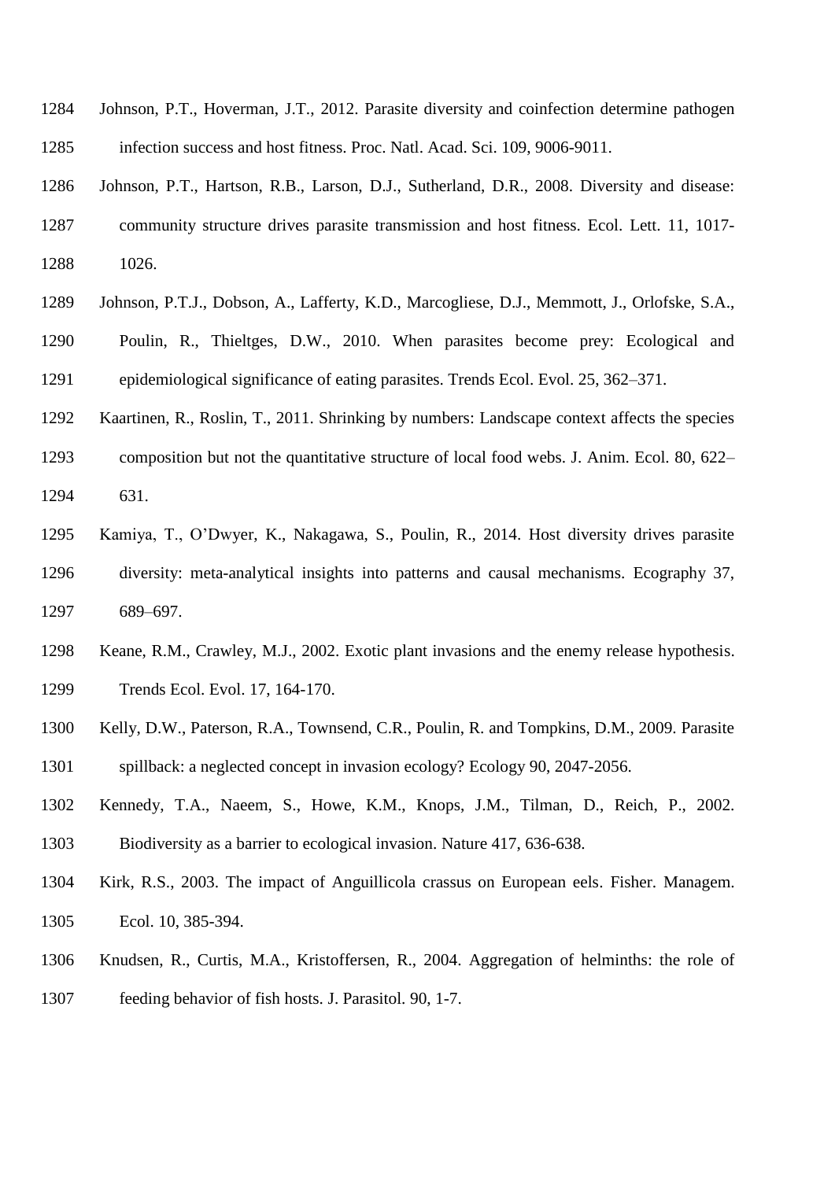Johnson, P.T., Hoverman, J.T., 2012. Parasite diversity and coinfection determine pathogen infection success and host fitness. Proc. Natl. Acad. Sci. 109, 9006-9011.

Johnson, P.T., Hartson, R.B., Larson, D.J., Sutherland, D.R., 2008. Diversity and disease: community structure drives parasite transmission and host fitness. Ecol. Lett. 11, 1017-1026.

Johnson, P.T.J., Dobson, A., Lafferty, K.D., Marcogliese, D.J., Memmott, J., Orlofske, S.A., Poulin, R., Thieltges, D.W., 2010. When parasites become prey: Ecological and epidemiological significance of eating parasites. Trends Ecol. Evol. 25, 362–371.

Kaartinen, R., Roslin, T., 2011. Shrinking by numbers: Landscape context affects the species composition but not the quantitative structure of local food webs. J. Anim. Ecol. 80, 622–631.

Kamiya, T., O'Dwyer, K., Nakagawa, S., Poulin, R., 2014. Host diversity drives parasite diversity: meta-analytical insights into patterns and causal mechanisms. Ecography 37, 689–697.

Keane, R.M., Crawley, M.J., 2002. Exotic plant invasions and the enemy release hypothesis. Trends Ecol. Evol. 17, 164-170.

Kelly, D.W., Paterson, R.A., Townsend, C.R., Poulin, R. and Tompkins, D.M., 2009. Parasite spillback: a neglected concept in invasion ecology? Ecology 90, 2047-2056.

Kennedy, T.A., Naeem, S., Howe, K.M., Knops, J.M., Tilman, D., Reich, P., 2002. Biodiversity as a barrier to ecological invasion. Nature 417, 636-638.

Kirk, R.S., 2003. The impact of Anguillicola crassus on European eels. Fisher. Managem. Ecol. 10, 385-394.

Knudsen, R., Curtis, M.A., Kristoffersen, R., 2004. Aggregation of helminths: the role of feeding behavior of fish hosts. J. Parasitol. 90, 1-7.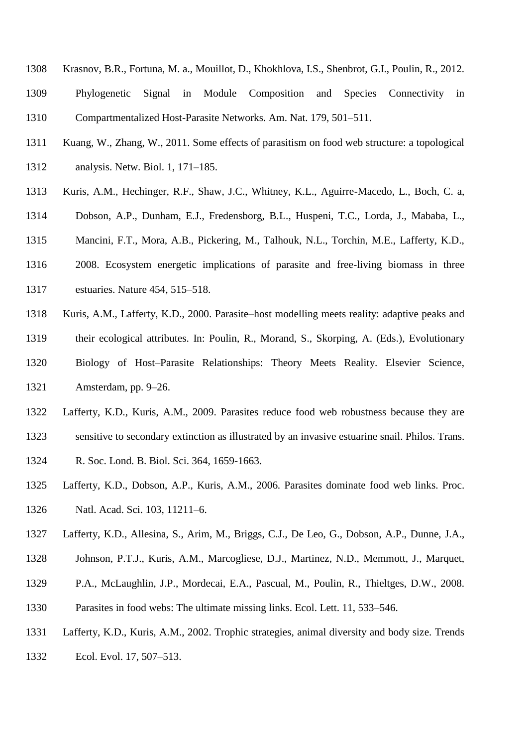Krasnov, B.R., Fortuna, M. a., Mouillot, D., Khokhlova, I.S., Shenbrot, G.I., Poulin, R., 2012. Phylogenetic Signal in Module Composition and Species Connectivity in Compartmentalized Host-Parasite Networks. Am. Nat. 179, 501–511.

Kuang, W., Zhang, W., 2011. Some effects of parasitism on food web structure: a topological analysis. Netw. Biol. 1, 171–185.

Kuris, A.M., Hechinger, R.F., Shaw, J.C., Whitney, K.L., Aguirre-Macedo, L., Boch, C. a, Dobson, A.P., Dunham, E.J., Fredensborg, B.L., Huspeni, T.C., Lorda, J., Mababa, L., Mancini, F.T., Mora, A.B., Pickering, M., Talhouk, N.L., Torchin, M.E., Lafferty, K.D., 2008. Ecosystem energetic implications of parasite and free-living biomass in three estuaries. Nature 454, 515–518.

Kuris, A.M., Lafferty, K.D., 2000. Parasite–host modelling meets reality: adaptive peaks and their ecological attributes. In: Poulin, R., Morand, S., Skorping, A. (Eds.), Evolutionary Biology of Host–Parasite Relationships: Theory Meets Reality. Elsevier Science, Amsterdam, pp. 9–26.

Lafferty, K.D., Kuris, A.M., 2009. Parasites reduce food web robustness because they are sensitive to secondary extinction as illustrated by an invasive estuarine snail. Philos. Trans. R. Soc. Lond. B. Biol. Sci. 364, 1659-1663.

Lafferty, K.D., Dobson, A.P., Kuris, A.M., 2006. Parasites dominate food web links. Proc. Natl. Acad. Sci. 103, 11211–6.

Lafferty, K.D., Allesina, S., Arim, M., Briggs, C.J., De Leo, G., Dobson, A.P., Dunne, J.A., Johnson, P.T.J., Kuris, A.M., Marcogliese, D.J., Martinez, N.D., Memmott, J., Marquet, P.A., McLaughlin, J.P., Mordecai, E.A., Pascual, M., Poulin, R., Thieltges, D.W., 2008. Parasites in food webs: The ultimate missing links. Ecol. Lett. 11, 533–546.

Lafferty, K.D., Kuris, A.M., 2002. Trophic strategies, animal diversity and body size. Trends Ecol. Evol. 17, 507–513.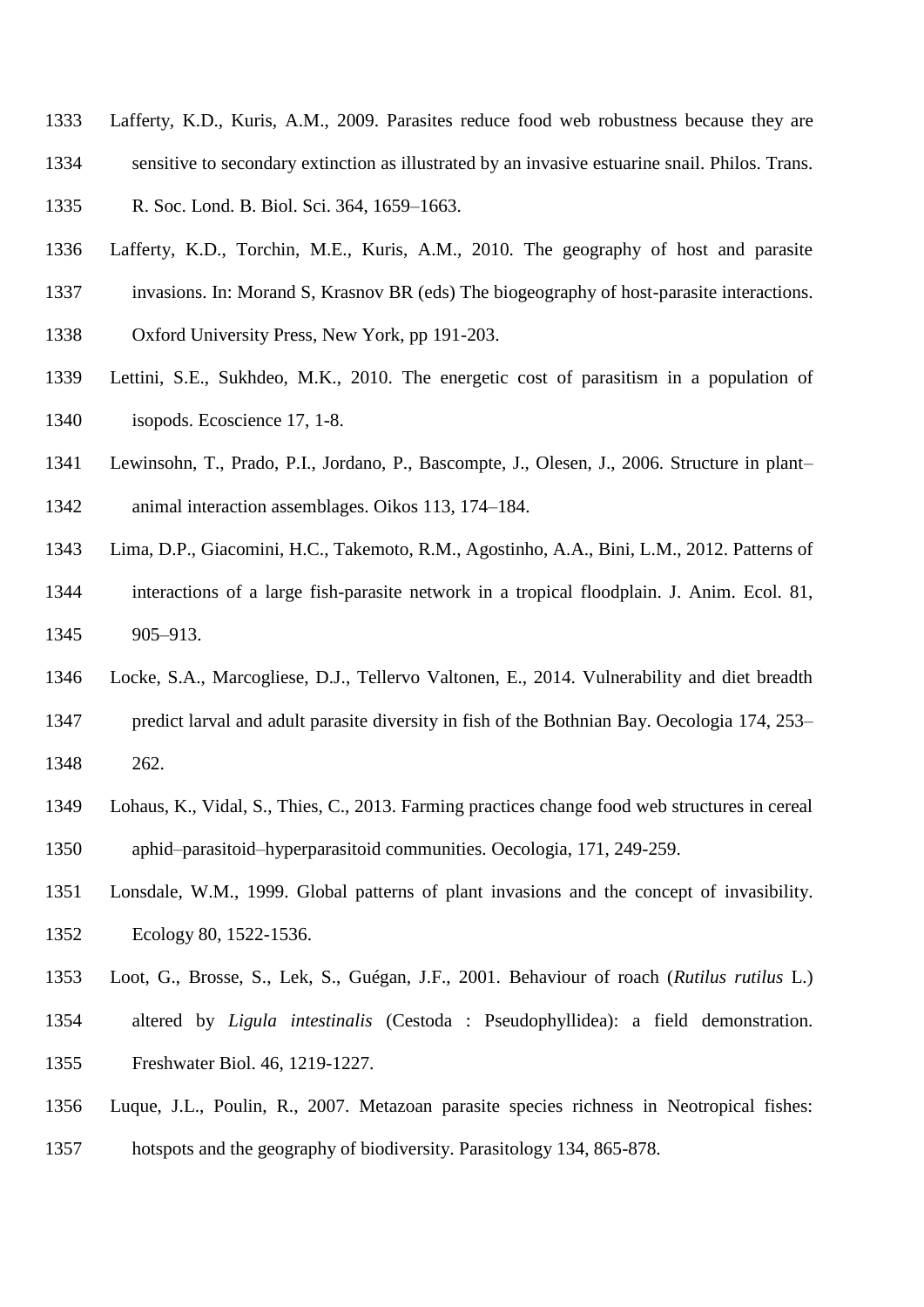Lafferty, K.D., Kuris, A.M., 2009. Parasites reduce food web robustness because they are sensitive to secondary extinction as illustrated by an invasive estuarine snail. Philos. Trans. R. Soc. Lond. B. Biol. Sci. 364, 1659–1663.

Lafferty, K.D., Torchin, M.E., Kuris, A.M., 2010. The geography of host and parasite invasions. In: Morand S, Krasnov BR (eds) The biogeography of host-parasite interactions. Oxford University Press, New York, pp 191-203.

Lettini, S.E., Sukhdeo, M.K., 2010. The energetic cost of parasitism in a population of isopods. Ecoscience 17, 1-8.

Lewinsohn, T., Prado, P.I., Jordano, P., Bascompte, J., Olesen, J., 2006. Structure in plant–animal interaction assemblages. Oikos 113, 174–184.

Lima, D.P., Giacomini, H.C., Takemoto, R.M., Agostinho, A.A., Bini, L.M., 2012. Patterns of interactions of a large fish-parasite network in a tropical floodplain. J. Anim. Ecol. 81, 905–913.

Locke, S.A., Marcogliese, D.J., Tellervo Valtonen, E., 2014. Vulnerability and diet breadth predict larval and adult parasite diversity in fish of the Bothnian Bay. Oecologia 174, 253–262.

Lohaus, K., Vidal, S., Thies, C., 2013. Farming practices change food web structures in cereal aphid–parasitoid–hyperparasitoid communities. Oecologia, 171, 249-259.

Lonsdale, W.M., 1999. Global patterns of plant invasions and the concept of invasibility. Ecology 80, 1522-1536.

Loot, G., Brosse, S., Lek, S., Guégan, J.F., 2001. Behaviour of roach (*Rutilus rutilus* L.) altered by *Ligula intestinalis* (Cestoda : Pseudophyllidea): a field demonstration. Freshwater Biol. 46, 1219-1227.

Luque, J.L., Poulin, R., 2007. Metazoan parasite species richness in Neotropical fishes: hotspots and the geography of biodiversity. Parasitology 134, 865-878.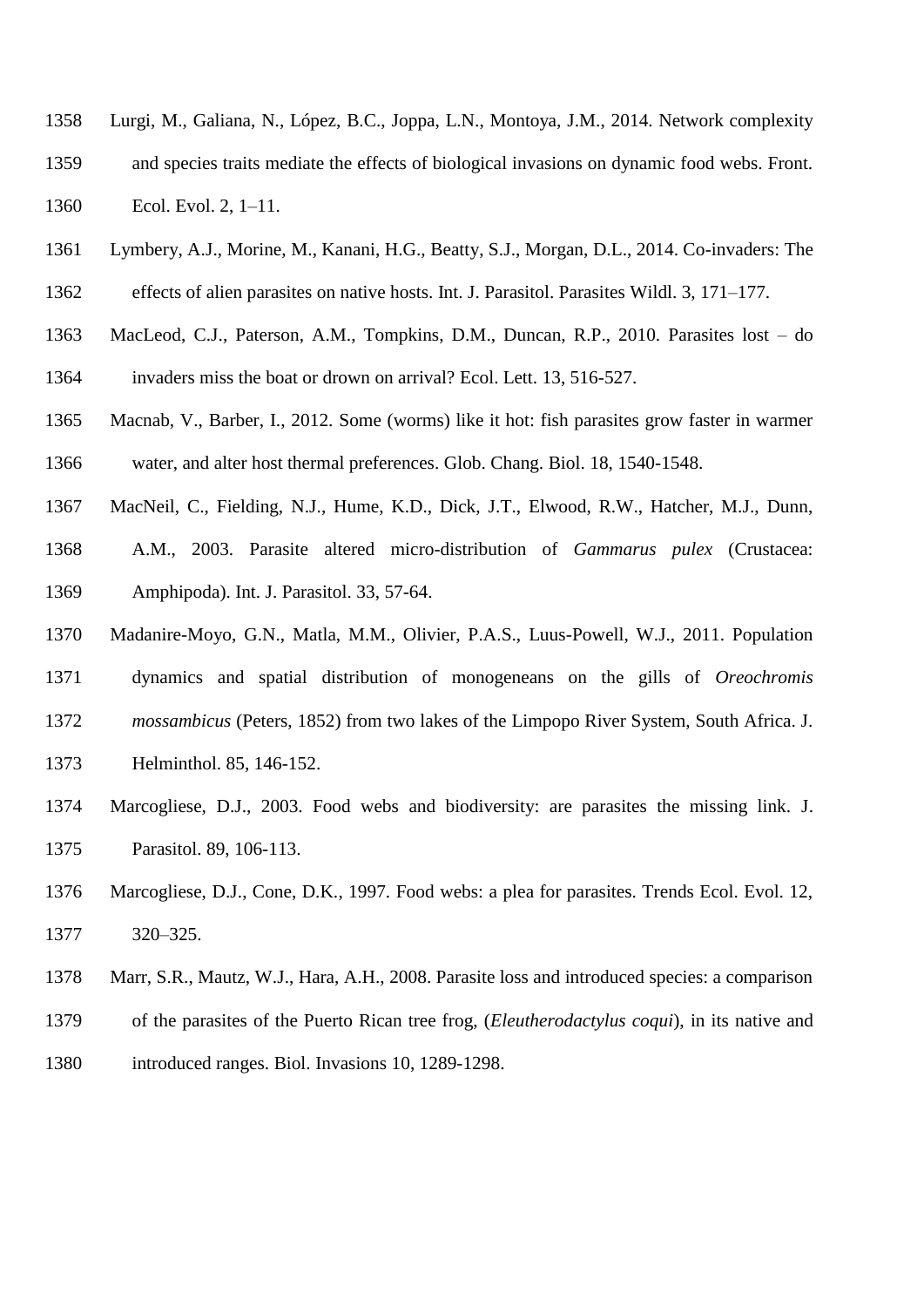Lurgi, M., Galiana, N., López, B.C., Joppa, L.N., Montoya, J.M., 2014. Network complexity and species traits mediate the effects of biological invasions on dynamic food webs. Front. Ecol. Evol. 2, 1–11.

Lymbery, A.J., Morine, M., Kanani, H.G., Beatty, S.J., Morgan, D.L., 2014. Co-invaders: The effects of alien parasites on native hosts. Int. J. Parasitol. Parasites Wildl. 3, 171–177.

MacLeod, C.J., Paterson, A.M., Tompkins, D.M., Duncan, R.P., 2010. Parasites lost – do invaders miss the boat or drown on arrival? Ecol. Lett. 13, 516-527.

Macnab, V., Barber, I., 2012. Some (worms) like it hot: fish parasites grow faster in warmer water, and alter host thermal preferences. Glob. Chang. Biol. 18, 1540-1548.

MacNeil, C., Fielding, N.J., Hume, K.D., Dick, J.T., Elwood, R.W., Hatcher, M.J., Dunn, A.M., 2003. Parasite altered micro-distribution of *Gammarus pulex* (Crustacea: Amphipoda). Int. J. Parasitol. 33, 57-64.

Madanire-Moyo, G.N., Matla, M.M., Olivier, P.A.S., Luus-Powell, W.J., 2011. Population dynamics and spatial distribution of monogeneans on the gills of *Oreochromis mossambicus* (Peters, 1852) from two lakes of the Limpopo River System, South Africa. J. Helminthol. 85, 146-152.

Marcogliese, D.J., 2003. Food webs and biodiversity: are parasites the missing link. J. Parasitol. 89, 106-113.

Marcogliese, D.J., Cone, D.K., 1997. Food webs: a plea for parasites. Trends Ecol. Evol. 12, 320–325.

Marr, S.R., Mautz, W.J., Hara, A.H., 2008. Parasite loss and introduced species: a comparison of the parasites of the Puerto Rican tree frog, (*Eleutherodactylus coqui*), in its native and introduced ranges. Biol. Invasions 10, 1289-1298.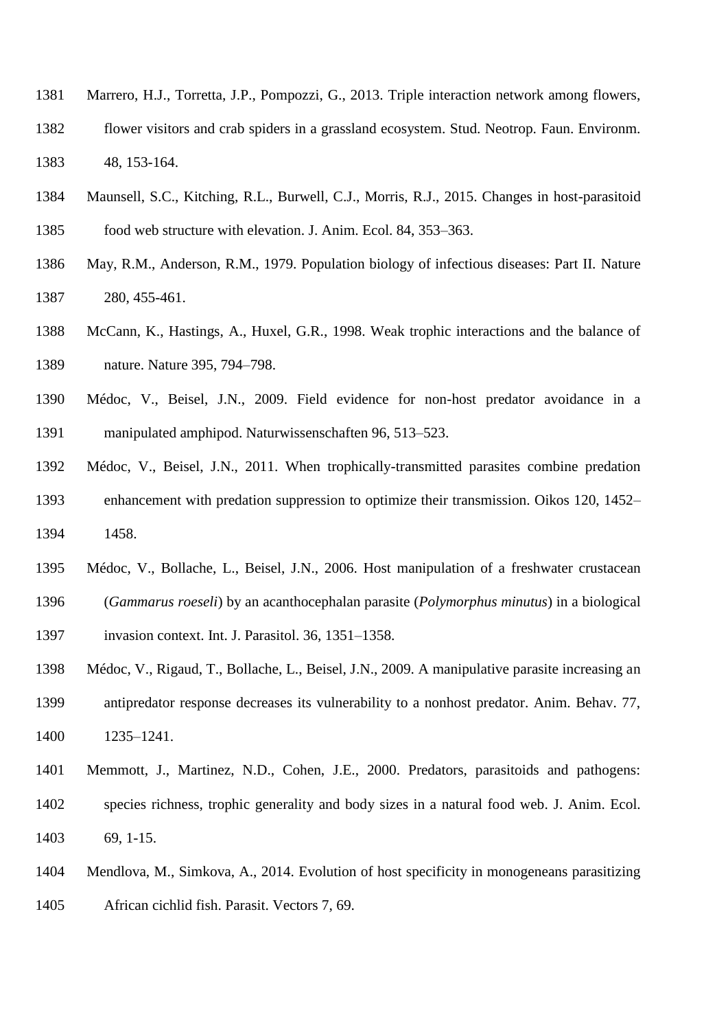Marrero, H.J., Torretta, J.P., Pompozzi, G., 2013. Triple interaction network among flowers, flower visitors and crab spiders in a grassland ecosystem. Stud. Neotrop. Faun. Environm. 48, 153-164.

Maunsell, S.C., Kitching, R.L., Burwell, C.J., Morris, R.J., 2015. Changes in host-parasitoid food web structure with elevation. J. Anim. Ecol. 84, 353–363.

May, R.M., Anderson, R.M., 1979. Population biology of infectious diseases: Part II. Nature 280, 455-461.

McCann, K., Hastings, A., Huxel, G.R., 1998. Weak trophic interactions and the balance of nature. Nature 395, 794–798.

Médoc, V., Beisel, J.N., 2009. Field evidence for non-host predator avoidance in a manipulated amphipod. Naturwissenschaften 96, 513–523.

Médoc, V., Beisel, J.N., 2011. When trophically-transmitted parasites combine predation enhancement with predation suppression to optimize their transmission. Oikos 120, 1452–1458.

Médoc, V., Bollache, L., Beisel, J.N., 2006. Host manipulation of a freshwater crustacean (*Gammarus roeseli*) by an acanthocephalan parasite (*Polymorphus minutus*) in a biological invasion context. Int. J. Parasitol. 36, 1351–1358.

Médoc, V., Rigaud, T., Bollache, L., Beisel, J.N., 2009. A manipulative parasite increasing an antipredator response decreases its vulnerability to a nonhost predator. Anim. Behav. 77, 1235–1241.

Memmott, J., Martinez, N.D., Cohen, J.E., 2000. Predators, parasitoids and pathogens: species richness, trophic generality and body sizes in a natural food web. J. Anim. Ecol. 69, 1-15.

Mendlova, M., Simkova, A., 2014. Evolution of host specificity in monogeneans parasitizing African cichlid fish. Parasit. Vectors 7, 69.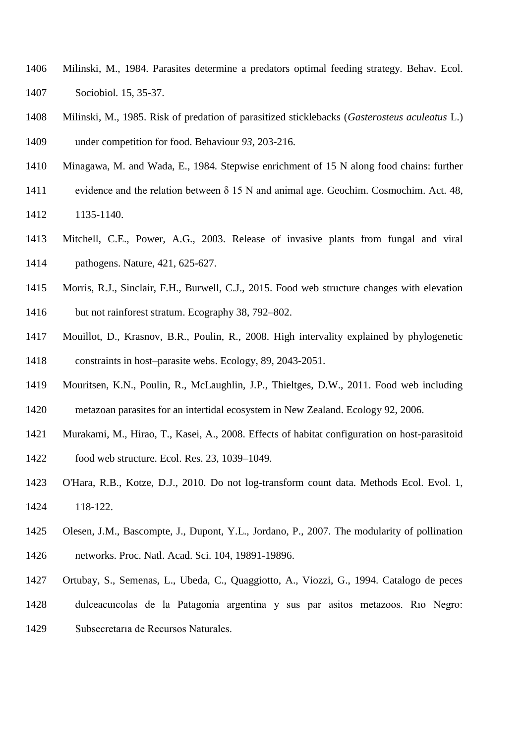Milinski, M., 1984. Parasites determine a predators optimal feeding strategy. Behav. Ecol. Sociobiol. 15, 35-37.

Milinski, M., 1985. Risk of predation of parasitized sticklebacks (*Gasterosteus aculeatus* L.) under competition for food. Behaviour *93*, 203-216.

Minagawa, M. and Wada, E., 1984. Stepwise enrichment of 15 N along food chains: further evidence and the relation between δ 15 N and animal age. Geochim. Cosmochim. Act. 48, 1135-1140.

Mitchell, C.E., Power, A.G., 2003. Release of invasive plants from fungal and viral pathogens. Nature, 421, 625-627.

Morris, R.J., Sinclair, F.H., Burwell, C.J., 2015. Food web structure changes with elevation but not rainforest stratum. Ecography 38, 792–802.

Mouillot, D., Krasnov, B.R., Poulin, R., 2008. High intervality explained by phylogenetic constraints in host–parasite webs. Ecology, 89, 2043-2051.

Mouritsen, K.N., Poulin, R., McLaughlin, J.P., Thieltges, D.W., 2011. Food web including metazoan parasites for an intertidal ecosystem in New Zealand. Ecology 92, 2006.

Murakami, M., Hirao, T., Kasei, A., 2008. Effects of habitat configuration on host-parasitoid food web structure. Ecol. Res. 23, 1039–1049.

O'Hara, R.B., Kotze, D.J., 2010. Do not log-transform count data. Methods Ecol. Evol. 1, 118-122.

Olesen, J.M., Bascompte, J., Dupont, Y.L., Jordano, P., 2007. The modularity of pollination networks. Proc. Natl. Acad. Sci. 104, 19891-19896.

Ortubay, S., Semenas, L., Ubeda, C., Quaggiotto, A., Viozzi, G., 1994. Catalogo de peces dulceacuıcolas de la Patagonia argentina y sus par asitos metazoos. Rıo Negro: Subsecretarıa de Recursos Naturales.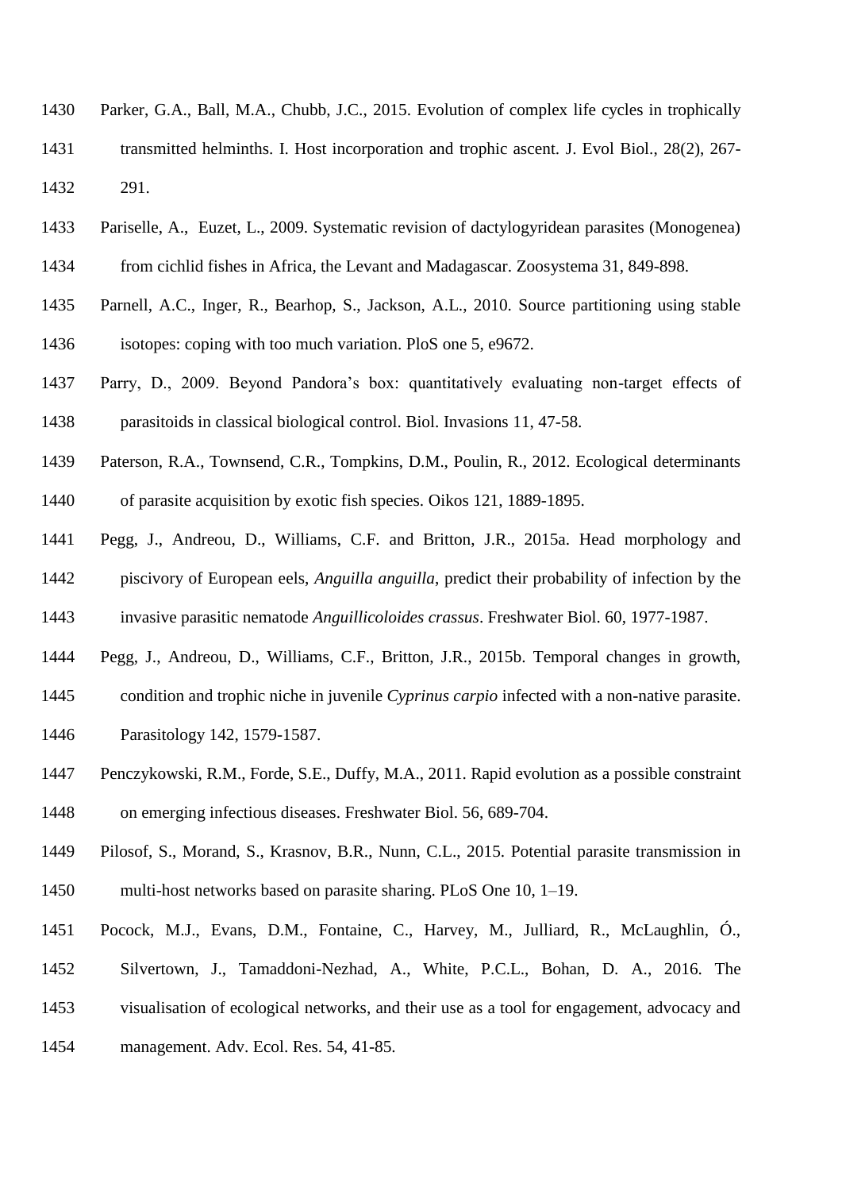Parker, G.A., Ball, M.A., Chubb, J.C., 2015. Evolution of complex life cycles in trophically transmitted helminths. I. Host incorporation and trophic ascent. J. Evol Biol., 28(2), 267-291.

Pariselle, A., Euzet, L., 2009. Systematic revision of dactylogyridean parasites (Monogenea) from cichlid fishes in Africa, the Levant and Madagascar. Zoosystema 31, 849-898.

Parnell, A.C., Inger, R., Bearhop, S., Jackson, A.L., 2010. Source partitioning using stable isotopes: coping with too much variation. PloS one 5, e9672.

Parry, D., 2009. Beyond Pandora's box: quantitatively evaluating non-target effects of parasitoids in classical biological control. Biol. Invasions 11, 47-58.

Paterson, R.A., Townsend, C.R., Tompkins, D.M., Poulin, R., 2012. Ecological determinants of parasite acquisition by exotic fish species. Oikos 121, 1889-1895.

Pegg, J., Andreou, D., Williams, C.F. and Britton, J.R., 2015a. Head morphology and piscivory of European eels, *Anguilla anguilla*, predict their probability of infection by the invasive parasitic nematode *Anguillicoloides crassus*. Freshwater Biol. 60, 1977-1987.

Pegg, J., Andreou, D., Williams, C.F., Britton, J.R., 2015b. Temporal changes in growth, condition and trophic niche in juvenile *Cyprinus carpio* infected with a non-native parasite. Parasitology 142, 1579-1587.

Penczykowski, R.M., Forde, S.E., Duffy, M.A., 2011. Rapid evolution as a possible constraint on emerging infectious diseases. Freshwater Biol. 56, 689-704.

Pilosof, S., Morand, S., Krasnov, B.R., Nunn, C.L., 2015. Potential parasite transmission in multi-host networks based on parasite sharing. PLoS One 10, 1–19.

Pocock, M.J., Evans, D.M., Fontaine, C., Harvey, M., Julliard, R., McLaughlin, Ó., Silvertown, J., Tamaddoni-Nezhad, A., White, P.C.L., Bohan, D. A., 2016. The visualisation of ecological networks, and their use as a tool for engagement, advocacy and management. Adv. Ecol. Res. 54, 41-85.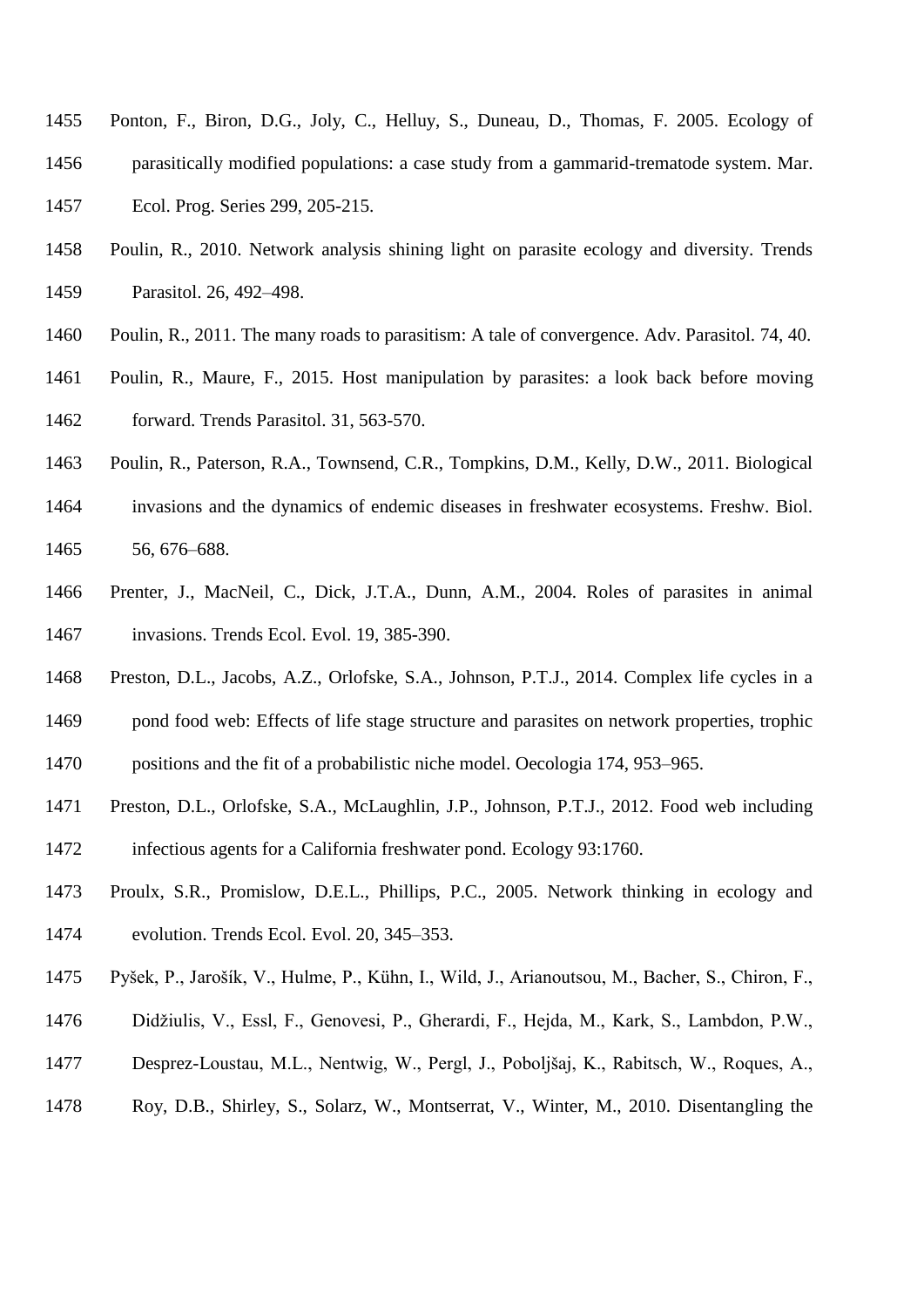Ponton, F., Biron, D.G., Joly, C., Helluy, S., Duneau, D., Thomas, F. 2005. Ecology of parasitically modified populations: a case study from a gammarid-trematode system. Mar. Ecol. Prog. Series 299, 205-215.

Poulin, R., 2010. Network analysis shining light on parasite ecology and diversity. Trends Parasitol. 26, 492–498.

Poulin, R., 2011. The many roads to parasitism: A tale of convergence. Adv. Parasitol. 74, 40.

Poulin, R., Maure, F., 2015. Host manipulation by parasites: a look back before moving forward. Trends Parasitol. 31, 563-570.

Poulin, R., Paterson, R.A., Townsend, C.R., Tompkins, D.M., Kelly, D.W., 2011. Biological invasions and the dynamics of endemic diseases in freshwater ecosystems. Freshw. Biol. 56, 676–688.

Prenter, J., MacNeil, C., Dick, J.T.A., Dunn, A.M., 2004. Roles of parasites in animal invasions. Trends Ecol. Evol. 19, 385-390.

Preston, D.L., Jacobs, A.Z., Orlofske, S.A., Johnson, P.T.J., 2014. Complex life cycles in a pond food web: Effects of life stage structure and parasites on network properties, trophic positions and the fit of a probabilistic niche model. Oecologia 174, 953–965.

Preston, D.L., Orlofske, S.A., McLaughlin, J.P., Johnson, P.T.J., 2012. Food web including infectious agents for a California freshwater pond. Ecology 93:1760.

Proulx, S.R., Promislow, D.E.L., Phillips, P.C., 2005. Network thinking in ecology and evolution. Trends Ecol. Evol. 20, 345–353.

Pyšek, P., Jarošík, V., Hulme, P., Kühn, I., Wild, J., Arianoutsou, M., Bacher, S., Chiron, F., Didžiulis, V., Essl, F., Genovesi, P., Gherardi, F., Hejda, M., Kark, S., Lambdon, P.W., Desprez-Loustau, M.L., Nentwig, W., Pergl, J., Poboljšaj, K., Rabitsch, W., Roques, A., Roy, D.B., Shirley, S., Solarz, W., Montserrat, V., Winter, M., 2010. Disentangling the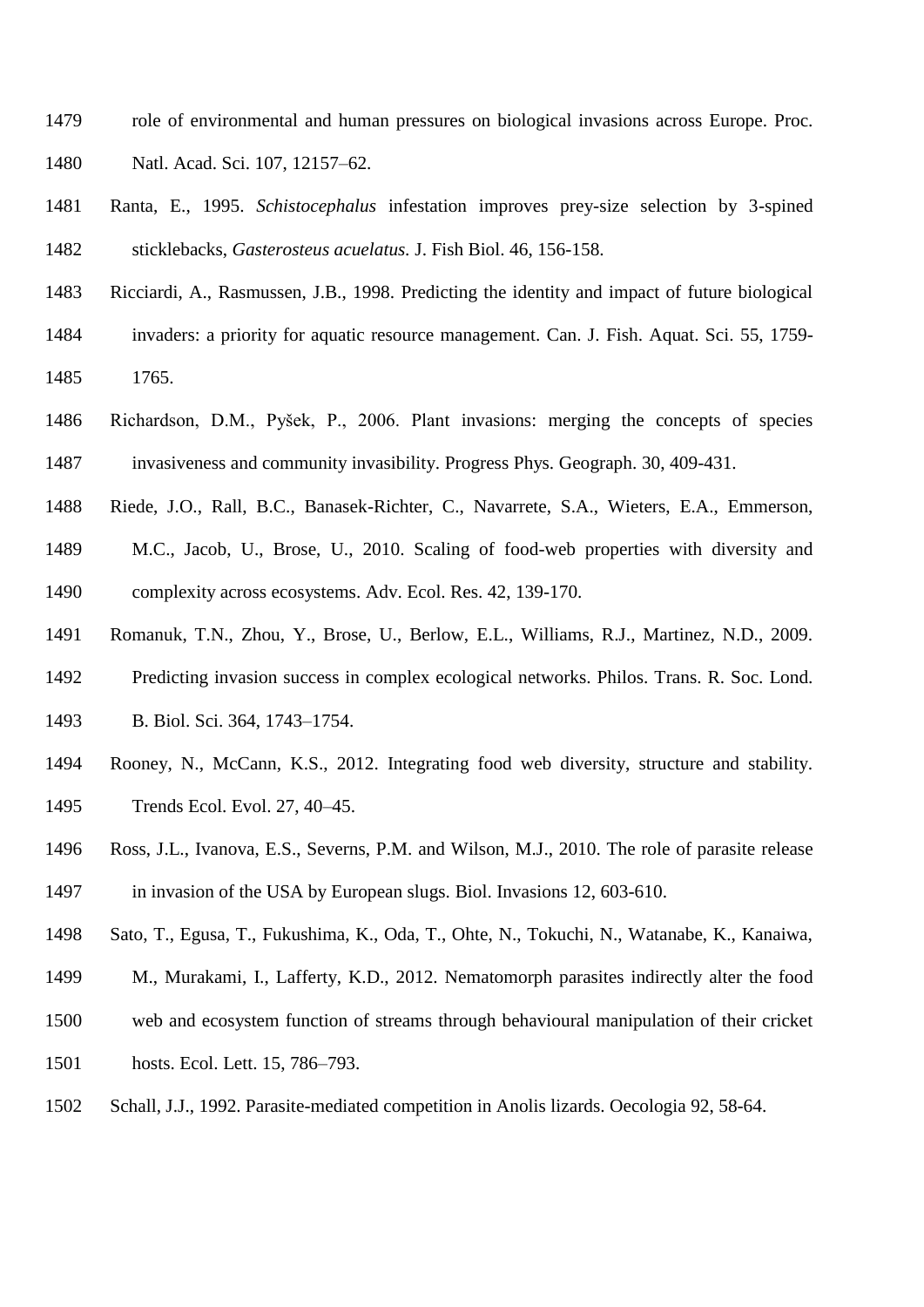role of environmental and human pressures on biological invasions across Europe. Proc. Natl. Acad. Sci. 107, 12157–62.

Ranta, E., 1995. *Schistocephalus* infestation improves prey-size selection by 3-spined sticklebacks, *Gasterosteus acuelatus.* J. Fish Biol. 46, 156-158.

Ricciardi, A., Rasmussen, J.B., 1998. Predicting the identity and impact of future biological invaders: a priority for aquatic resource management. Can. J. Fish. Aquat. Sci. 55, 1759-1765.

Richardson, D.M., Pyšek, P., 2006. Plant invasions: merging the concepts of species invasiveness and community invasibility. Progress Phys. Geograph. 30, 409-431.

Riede, J.O., Rall, B.C., Banasek-Richter, C., Navarrete, S.A., Wieters, E.A., Emmerson, M.C., Jacob, U., Brose, U., 2010. Scaling of food-web properties with diversity and complexity across ecosystems. Adv. Ecol. Res. 42, 139-170.

Romanuk, T.N., Zhou, Y., Brose, U., Berlow, E.L., Williams, R.J., Martinez, N.D., 2009. Predicting invasion success in complex ecological networks. Philos. Trans. R. Soc. Lond. B. Biol. Sci. 364, 1743–1754.

Rooney, N., McCann, K.S., 2012. Integrating food web diversity, structure and stability. Trends Ecol. Evol. 27, 40–45.

Ross, J.L., Ivanova, E.S., Severns, P.M. and Wilson, M.J., 2010. The role of parasite release in invasion of the USA by European slugs. Biol. Invasions 12, 603-610.

Sato, T., Egusa, T., Fukushima, K., Oda, T., Ohte, N., Tokuchi, N., Watanabe, K., Kanaiwa, M., Murakami, I., Lafferty, K.D., 2012. Nematomorph parasites indirectly alter the food web and ecosystem function of streams through behavioural manipulation of their cricket hosts. Ecol. Lett. 15, 786–793.

Schall, J.J., 1992. Parasite-mediated competition in Anolis lizards. Oecologia 92, 58-64.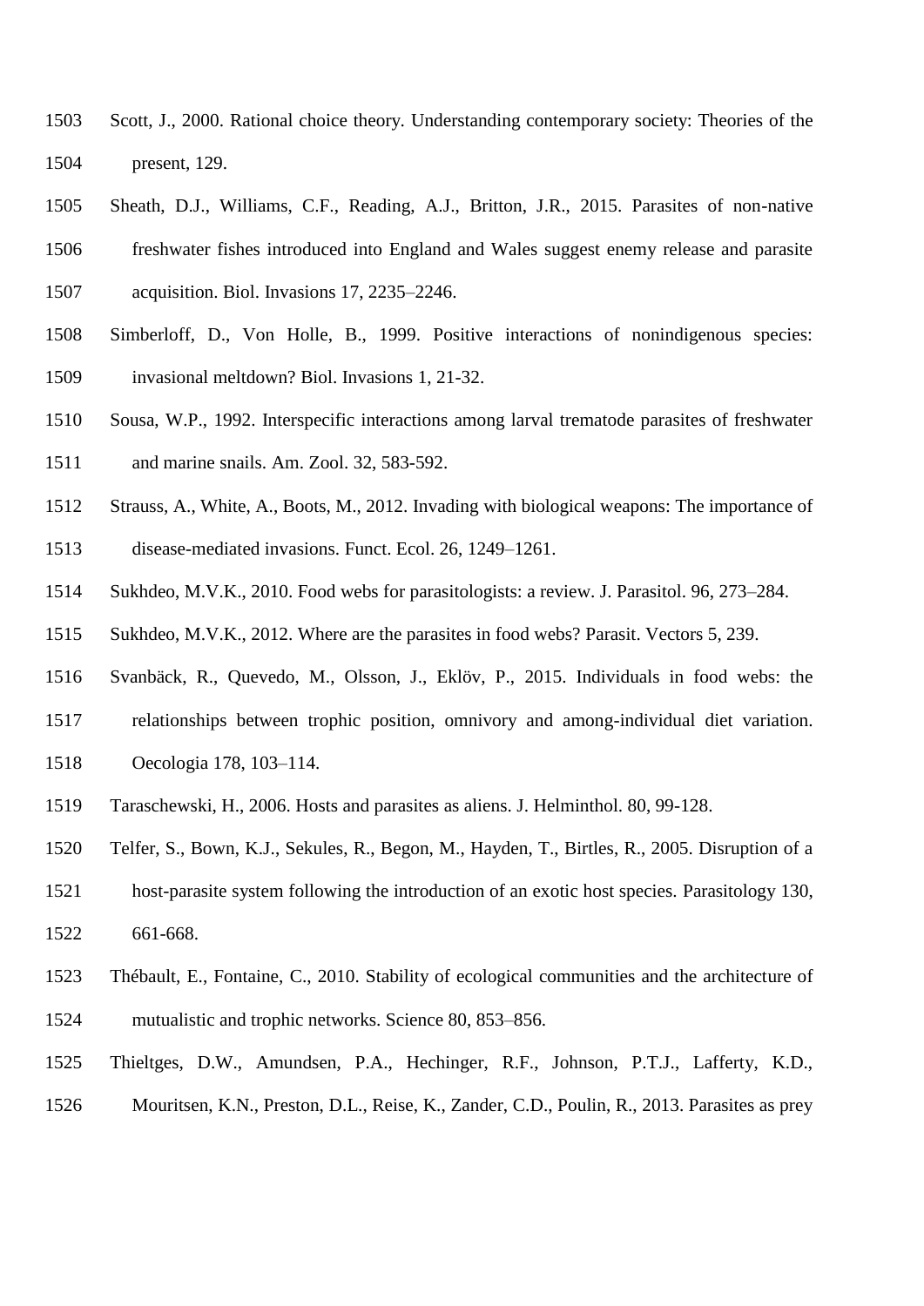Scott, J., 2000. Rational choice theory. Understanding contemporary society: Theories of the present, 129.

Sheath, D.J., Williams, C.F., Reading, A.J., Britton, J.R., 2015. Parasites of non-native freshwater fishes introduced into England and Wales suggest enemy release and parasite acquisition. Biol. Invasions 17, 2235–2246.

Simberloff, D., Von Holle, B., 1999. Positive interactions of nonindigenous species: invasional meltdown? Biol. Invasions 1, 21-32.

Sousa, W.P., 1992. Interspecific interactions among larval trematode parasites of freshwater and marine snails. Am. Zool. 32, 583-592.

Strauss, A., White, A., Boots, M., 2012. Invading with biological weapons: The importance of disease-mediated invasions. Funct. Ecol. 26, 1249–1261.

Sukhdeo, M.V.K., 2010. Food webs for parasitologists: a review. J. Parasitol. 96, 273–284.

Sukhdeo, M.V.K., 2012. Where are the parasites in food webs? Parasit. Vectors 5, 239.

Svanbäck, R., Quevedo, M., Olsson, J., Eklöv, P., 2015. Individuals in food webs: the relationships between trophic position, omnivory and among-individual diet variation. Oecologia 178, 103–114.

Taraschewski, H., 2006. Hosts and parasites as aliens. J. Helminthol. 80, 99-128.

Telfer, S., Bown, K.J., Sekules, R., Begon, M., Hayden, T., Birtles, R., 2005. Disruption of a host-parasite system following the introduction of an exotic host species. Parasitology 130, 661-668.

Thébault, E., Fontaine, C., 2010. Stability of ecological communities and the architecture of mutualistic and trophic networks. Science 80, 853–856.

Thieltges, D.W., Amundsen, P.A., Hechinger, R.F., Johnson, P.T.J., Lafferty, K.D., Mouritsen, K.N., Preston, D.L., Reise, K., Zander, C.D., Poulin, R., 2013. Parasites as prey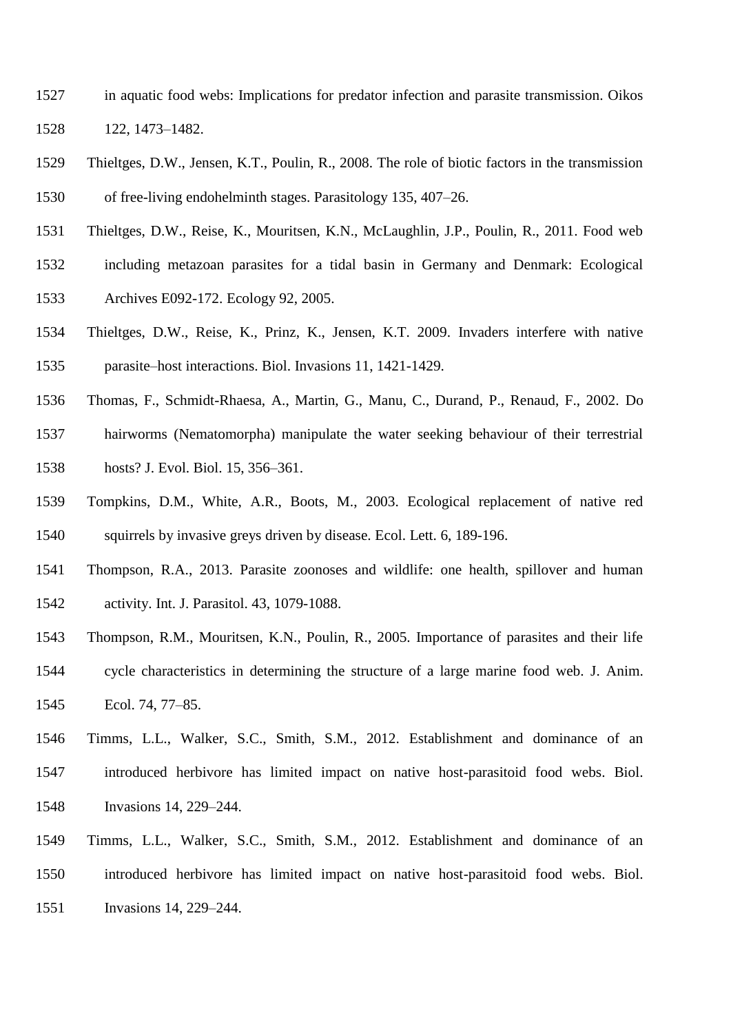in aquatic food webs: Implications for predator infection and parasite transmission. Oikos 122, 1473–1482.

Thieltges, D.W., Jensen, K.T., Poulin, R., 2008. The role of biotic factors in the transmission of free-living endohelminth stages. Parasitology 135, 407–26.

Thieltges, D.W., Reise, K., Mouritsen, K.N., McLaughlin, J.P., Poulin, R., 2011. Food web including metazoan parasites for a tidal basin in Germany and Denmark: Ecological Archives E092-172. Ecology 92, 2005.

Thieltges, D.W., Reise, K., Prinz, K., Jensen, K.T. 2009. Invaders interfere with native parasite–host interactions. Biol. Invasions 11, 1421-1429.

Thomas, F., Schmidt-Rhaesa, A., Martin, G., Manu, C., Durand, P., Renaud, F., 2002. Do hairworms (Nematomorpha) manipulate the water seeking behaviour of their terrestrial hosts? J. Evol. Biol. 15, 356–361.

Tompkins, D.M., White, A.R., Boots, M., 2003. Ecological replacement of native red squirrels by invasive greys driven by disease. Ecol. Lett. 6, 189-196.

Thompson, R.A., 2013. Parasite zoonoses and wildlife: one health, spillover and human activity. Int. J. Parasitol. 43, 1079-1088.

Thompson, R.M., Mouritsen, K.N., Poulin, R., 2005. Importance of parasites and their life cycle characteristics in determining the structure of a large marine food web. J. Anim. Ecol. 74, 77–85.

Timms, L.L., Walker, S.C., Smith, S.M., 2012. Establishment and dominance of an introduced herbivore has limited impact on native host-parasitoid food webs. Biol. Invasions 14, 229–244.

Timms, L.L., Walker, S.C., Smith, S.M., 2012. Establishment and dominance of an introduced herbivore has limited impact on native host-parasitoid food webs. Biol. Invasions 14, 229–244.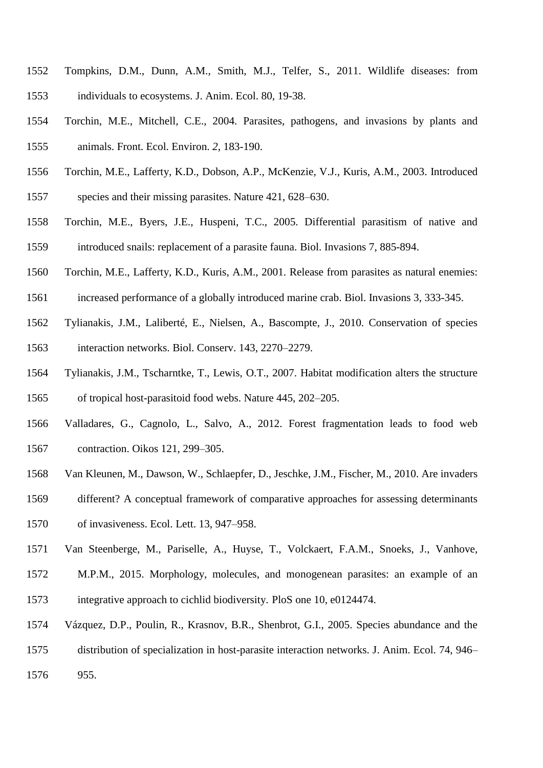Tompkins, D.M., Dunn, A.M., Smith, M.J., Telfer, S., 2011. Wildlife diseases: from individuals to ecosystems. J. Anim. Ecol. 80, 19-38.

Torchin, M.E., Mitchell, C.E., 2004. Parasites, pathogens, and invasions by plants and animals. Front. Ecol. Environ. *2*, 183-190.

Torchin, M.E., Lafferty, K.D., Dobson, A.P., McKenzie, V.J., Kuris, A.M., 2003. Introduced species and their missing parasites. Nature 421, 628–630.

Torchin, M.E., Byers, J.E., Huspeni, T.C., 2005. Differential parasitism of native and introduced snails: replacement of a parasite fauna. Biol. Invasions 7, 885-894.

Torchin, M.E., Lafferty, K.D., Kuris, A.M., 2001. Release from parasites as natural enemies: increased performance of a globally introduced marine crab. Biol. Invasions 3, 333-345.

Tylianakis, J.M., Laliberté, E., Nielsen, A., Bascompte, J., 2010. Conservation of species interaction networks. Biol. Conserv. 143, 2270–2279.

Tylianakis, J.M., Tscharntke, T., Lewis, O.T., 2007. Habitat modification alters the structure of tropical host-parasitoid food webs. Nature 445, 202–205.

Valladares, G., Cagnolo, L., Salvo, A., 2012. Forest fragmentation leads to food web contraction. Oikos 121, 299–305.

Van Kleunen, M., Dawson, W., Schlaepfer, D., Jeschke, J.M., Fischer, M., 2010. Are invaders different? A conceptual framework of comparative approaches for assessing determinants of invasiveness. Ecol. Lett. 13, 947–958.

Van Steenberge, M., Pariselle, A., Huyse, T., Volckaert, F.A.M., Snoeks, J., Vanhove, M.P.M., 2015. Morphology, molecules, and monogenean parasites: an example of an integrative approach to cichlid biodiversity. PloS one 10, e0124474.

Vázquez, D.P., Poulin, R., Krasnov, B.R., Shenbrot, G.I., 2005. Species abundance and the distribution of specialization in host-parasite interaction networks. J. Anim. Ecol. 74, 946–955.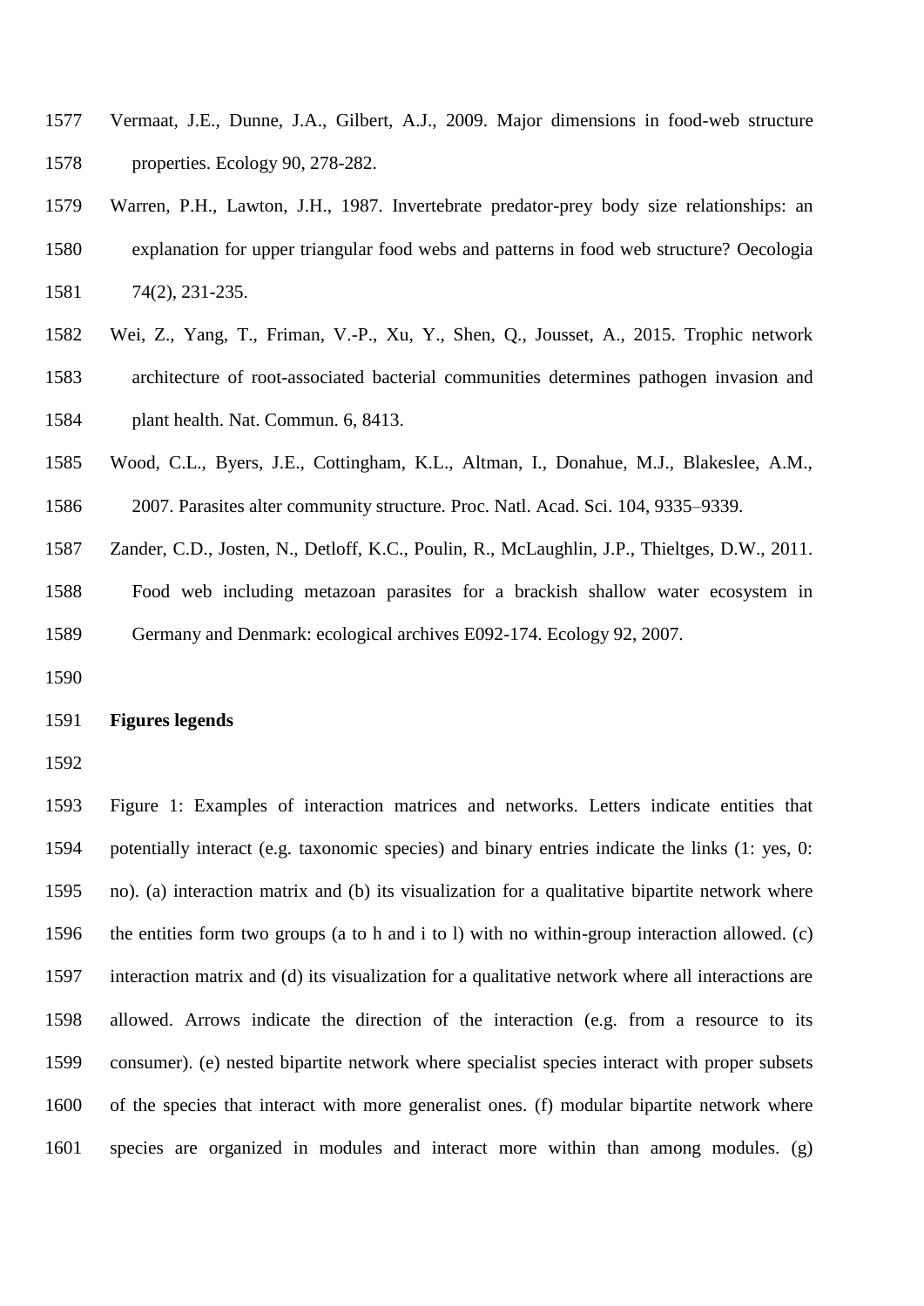Vermaat, J.E., Dunne, J.A., Gilbert, A.J., 2009. Major dimensions in food-web structure properties. Ecology 90, 278-282.

Warren, P.H., Lawton, J.H., 1987. Invertebrate predator-prey body size relationships: an explanation for upper triangular food webs and patterns in food web structure? Oecologia 74(2), 231-235.

Wei, Z., Yang, T., Friman, V.-P., Xu, Y., Shen, Q., Jousset, A., 2015. Trophic network architecture of root-associated bacterial communities determines pathogen invasion and plant health. Nat. Commun. 6, 8413.

Wood, C.L., Byers, J.E., Cottingham, K.L., Altman, I., Donahue, M.J., Blakeslee, A.M., 2007. Parasites alter community structure. Proc. Natl. Acad. Sci. 104, 9335–9339.

Zander, C.D., Josten, N., Detloff, K.C., Poulin, R., McLaughlin, J.P., Thieltges, D.W., 2011. Food web including metazoan parasites for a brackish shallow water ecosystem in Germany and Denmark: ecological archives E092-174. Ecology 92, 2007.

## Figures legends

Figure 1: Examples of interaction matrices and networks. Letters indicate entities that potentially interact (e.g. taxonomic species) and binary entries indicate the links (1: yes, 0: no). (a) interaction matrix and (b) its visualization for a qualitative bipartite network where the entities form two groups (a to h and i to l) with no within-group interaction allowed. (c) interaction matrix and (d) its visualization for a qualitative network where all interactions are allowed. Arrows indicate the direction of the interaction (e.g. from a resource to its consumer). (e) nested bipartite network where specialist species interact with proper subsets of the species that interact with more generalist ones. (f) modular bipartite network where species are organized in modules and interact more within than among modules. (g)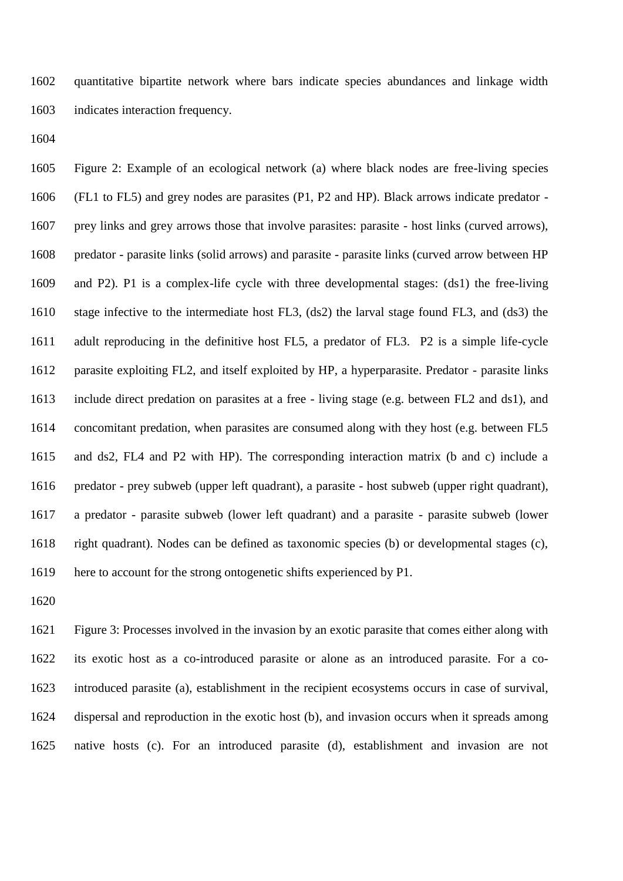quantitative bipartite network where bars indicate species abundances and linkage width indicates interaction frequency.

Figure 2: Example of an ecological network (a) where black nodes are free-living species (FL1 to FL5) and grey nodes are parasites (P1, P2 and HP). Black arrows indicate predator - prey links and grey arrows those that involve parasites: parasite - host links (curved arrows), predator - parasite links (solid arrows) and parasite - parasite links (curved arrow between HP and P2). P1 is a complex-life cycle with three developmental stages: (ds1) the free-living stage infective to the intermediate host FL3, (ds2) the larval stage found FL3, and (ds3) the adult reproducing in the definitive host FL5, a predator of FL3. P2 is a simple life-cycle parasite exploiting FL2, and itself exploited by HP, a hyperparasite. Predator - parasite links include direct predation on parasites at a free - living stage (e.g. between FL2 and ds1), and concomitant predation, when parasites are consumed along with they host (e.g. between FL5 and ds2, FL4 and P2 with HP). The corresponding interaction matrix (b and c) include a predator - prey subweb (upper left quadrant), a parasite - host subweb (upper right quadrant), a predator - parasite subweb (lower left quadrant) and a parasite - parasite subweb (lower right quadrant). Nodes can be defined as taxonomic species (b) or developmental stages (c), here to account for the strong ontogenetic shifts experienced by P1.

Figure 3: Processes involved in the invasion by an exotic parasite that comes either along with its exotic host as a co-introduced parasite or alone as an introduced parasite. For a co-introduced parasite (a), establishment in the recipient ecosystems occurs in case of survival, dispersal and reproduction in the exotic host (b), and invasion occurs when it spreads among native hosts (c). For an introduced parasite (d), establishment and invasion are not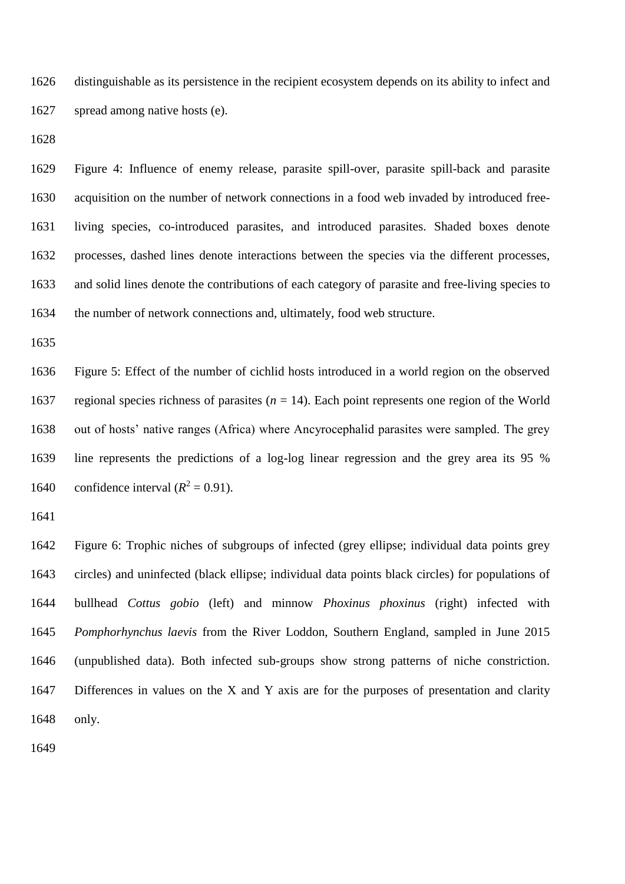distinguishable as its persistence in the recipient ecosystem depends on its ability to infect and spread among native hosts (e).

Figure 4: Influence of enemy release, parasite spill-over, parasite spill-back and parasite acquisition on the number of network connections in a food web invaded by introduced free-living species, co-introduced parasites, and introduced parasites. Shaded boxes denote processes, dashed lines denote interactions between the species via the different processes, and solid lines denote the contributions of each category of parasite and free-living species to the number of network connections and, ultimately, food web structure.

Figure 5: Effect of the number of cichlid hosts introduced in a world region on the observed regional species richness of parasites ($n$ = 14). Each point represents one region of the World out of hosts' native ranges (Africa) where Ancyrocephalid parasites were sampled. The grey line represents the predictions of a log-log linear regression and the grey area its 95 % confidence interval ($R^2$ = 0.91).

Figure 6: Trophic niches of subgroups of infected (grey ellipse; individual data points grey circles) and uninfected (black ellipse; individual data points black circles) for populations of bullhead *Cottus gobio* (left) and minnow *Phoxinus phoxinus* (right) infected with *Pomphorhynchus laevis* from the River Loddon, Southern England, sampled in June 2015 (unpublished data). Both infected sub-groups show strong patterns of niche constriction. Differences in values on the X and Y axis are for the purposes of presentation and clarity only.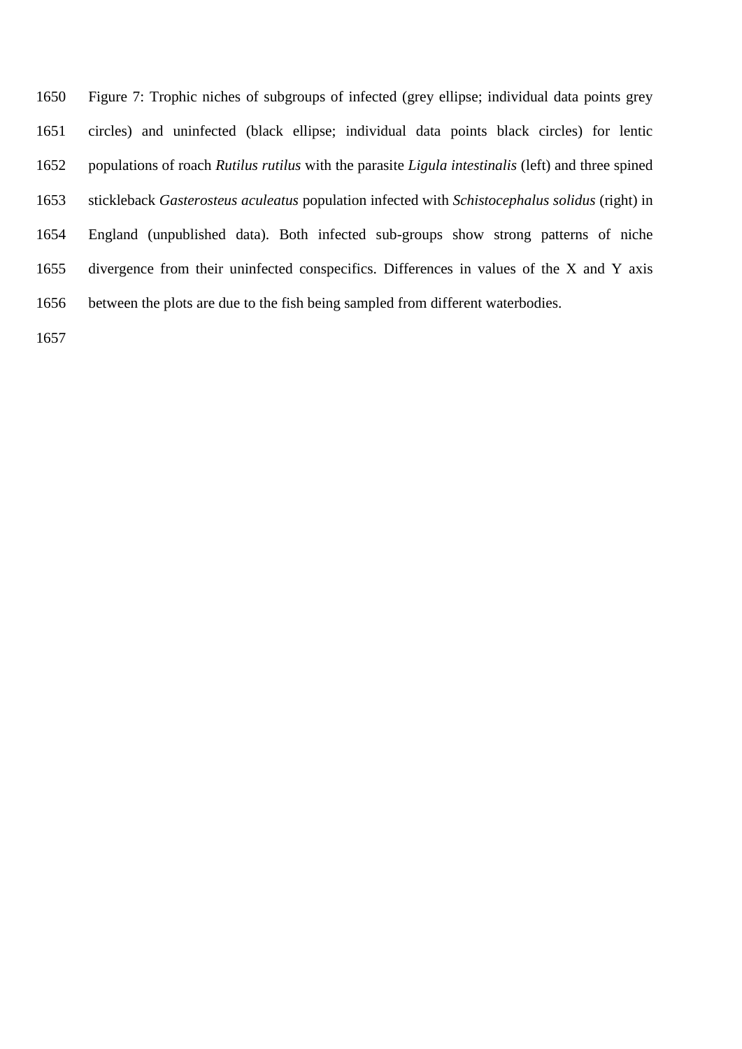Figure 7: Trophic niches of subgroups of infected (grey ellipse; individual data points grey circles) and uninfected (black ellipse; individual data points black circles) for lentic populations of roach *Rutilus rutilus* with the parasite *Ligula intestinalis* (left) and three spined stickleback *Gasterosteus aculeatus* population infected with *Schistocephalus solidus* (right) in England (unpublished data). Both infected sub-groups show strong patterns of niche divergence from their uninfected conspecifics. Differences in values of the X and Y axis between the plots are due to the fish being sampled from different waterbodies.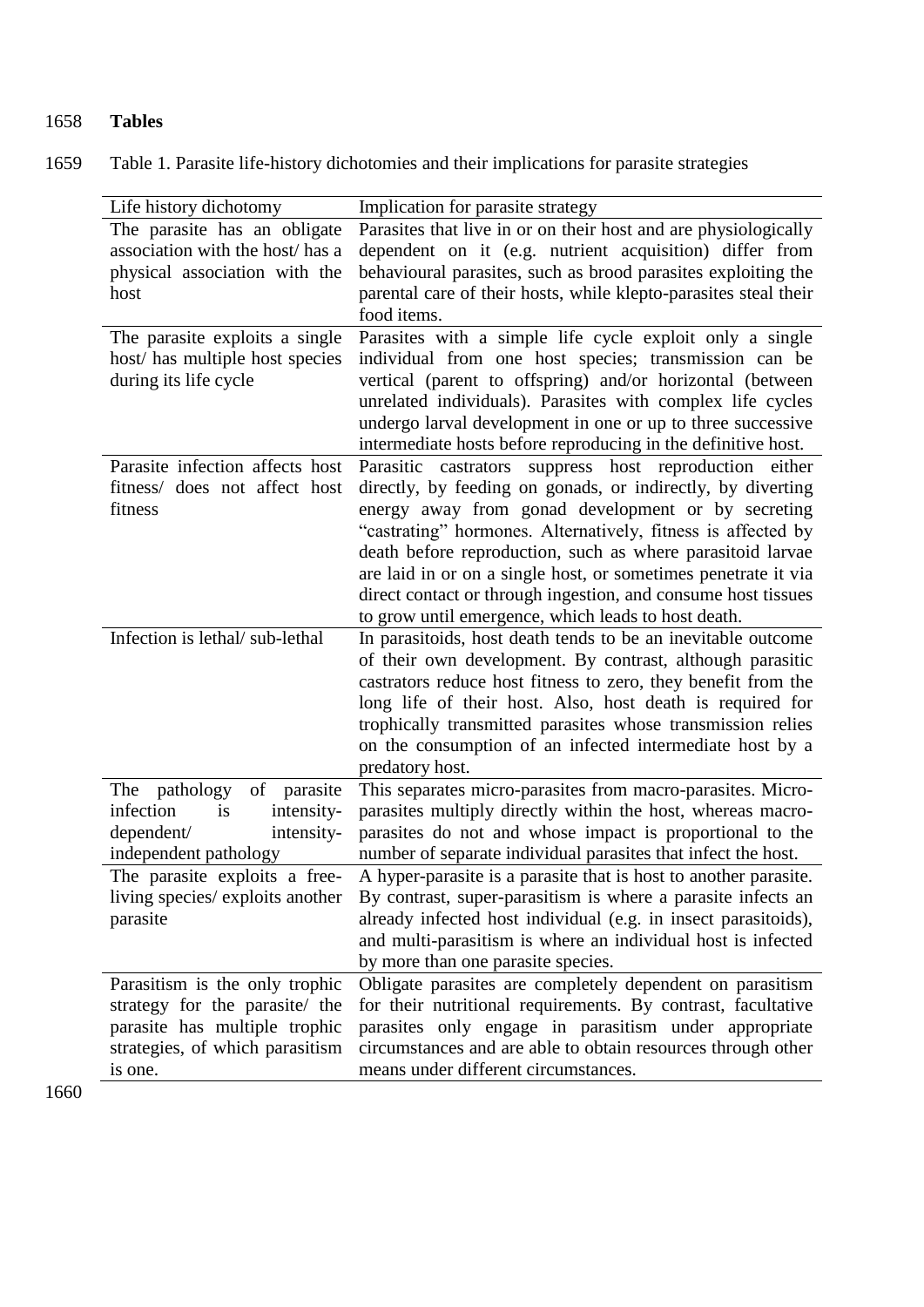## Tables

Table 1. Parasite life-history dichotomies and their implications for parasite strategies

| Life history dichotomy | Implication for parasite strategy |
|---|---|
| The parasite has an obligate association with the host/ has a physical association with the host | Parasites that live in or on their host and are physiologically dependent on it (e.g. nutrient acquisition) differ from behavioural parasites, such as brood parasites exploiting the parental care of their hosts, while klepto-parasites steal their food items. |
| The parasite exploits a single host/ has multiple host species during its life cycle | Parasites with a simple life cycle exploit only a single individual from one host species; transmission can be vertical (parent to offspring) and/or horizontal (between unrelated individuals). Parasites with complex life cycles undergo larval development in one or up to three successive intermediate hosts before reproducing in the definitive host. |
| Parasite infection affects host fitness/ does not affect host fitness | Parasitic castrators suppress host reproduction either directly, by feeding on gonads, or indirectly, by diverting energy away from gonad development or by secreting "castrating" hormones. Alternatively, fitness is affected by death before reproduction, such as where parasitoid larvae are laid in or on a single host, or sometimes penetrate it via direct contact or through ingestion, and consume host tissues to grow until emergence, which leads to host death. |
| Infection is lethal/ sub-lethal | In parasitoids, host death tends to be an inevitable outcome of their own development. By contrast, although parasitic castrators reduce host fitness to zero, they benefit from the long life of their host. Also, host death is required for trophically transmitted parasites whose transmission relies on the consumption of an infected intermediate host by a predatory host. |
| The pathology of parasite infection is intensity-dependent/ intensity-independent pathology | This separates micro-parasites from macro-parasites. Micro-parasites multiply directly within the host, whereas macro-parasites do not and whose impact is proportional to the number of separate individual parasites that infect the host. |
| The parasite exploits a free-living species/ exploits another parasite | A hyper-parasite is a parasite that is host to another parasite. By contrast, super-parasitism is where a parasite infects an already infected host individual (e.g. in insect parasitoids), and multi-parasitism is where an individual host is infected by more than one parasite species. |
| Parasitism is the only trophic strategy for the parasite/ the parasite has multiple trophic strategies, of which parasitism is one. | Obligate parasites are completely dependent on parasitism for their nutritional requirements. By contrast, facultative parasites only engage in parasitism under appropriate circumstances and are able to obtain resources through other means under different circumstances. |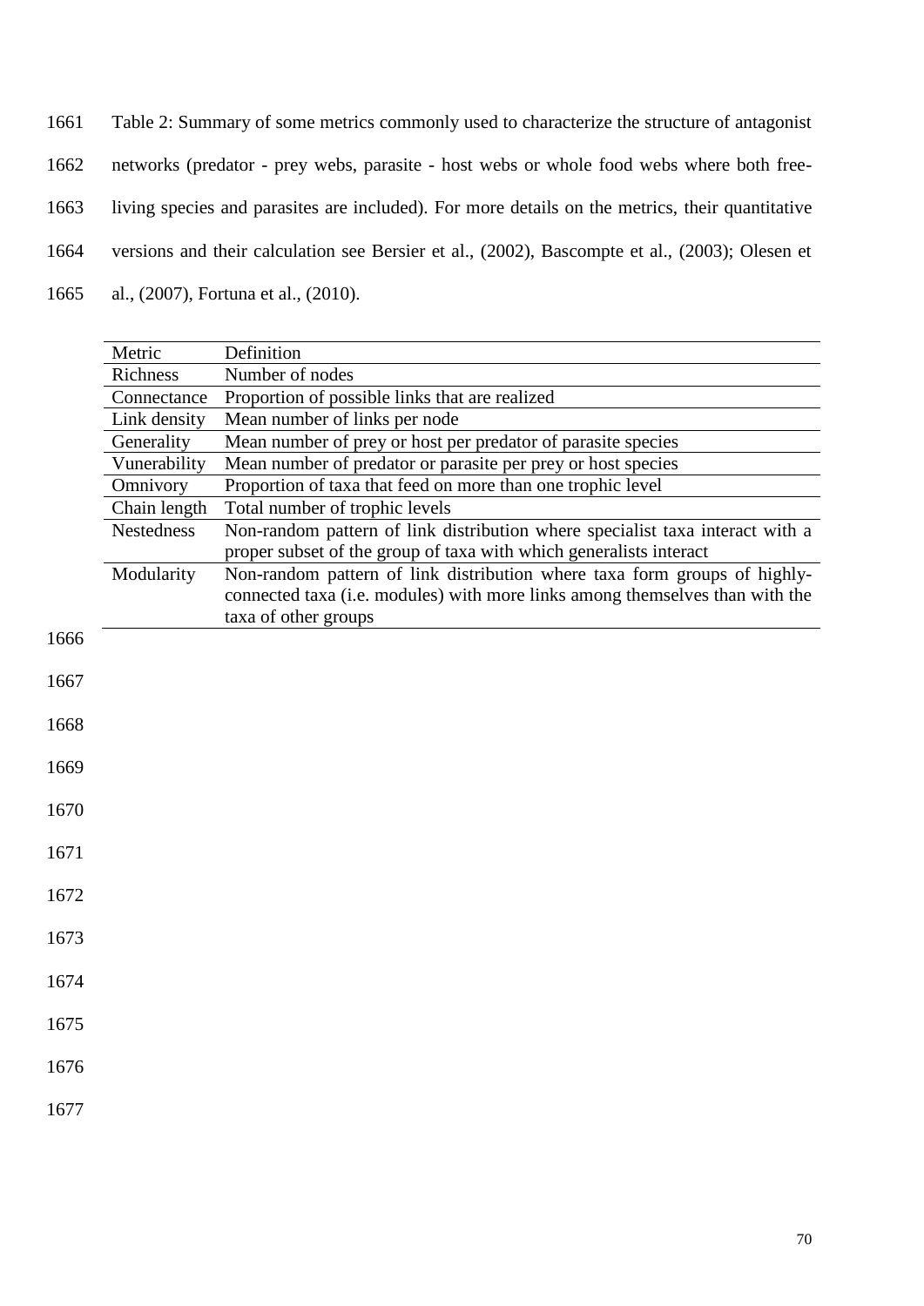Table 2: Summary of some metrics commonly used to characterize the structure of antagonist networks (predator - prey webs, parasite - host webs or whole food webs where both free-living species and parasites are included). For more details on the metrics, their quantitative versions and their calculation see Bersier et al., (2002), Bascompte et al., (2003); Olesen et al., (2007), Fortuna et al., (2010).

| Metric | Definition |
|---|---|
| Richness | Number of nodes |
| Connectance | Proportion of possible links that are realized |
| Link density | Mean number of links per node |
| Generality | Mean number of prey or host per predator of parasite species |
| Vunerability | Mean number of predator or parasite per prey or host species |
| Omnivory | Proportion of taxa that feed on more than one trophic level |
| Chain length | Total number of trophic levels |
| Nestedness | Non-random pattern of link distribution where specialist taxa interact with a proper subset of the group of taxa with which generalists interact |
| Modularity | Non-random pattern of link distribution where taxa form groups of highly-connected taxa (i.e. modules) with more links among themselves than with the taxa of other groups |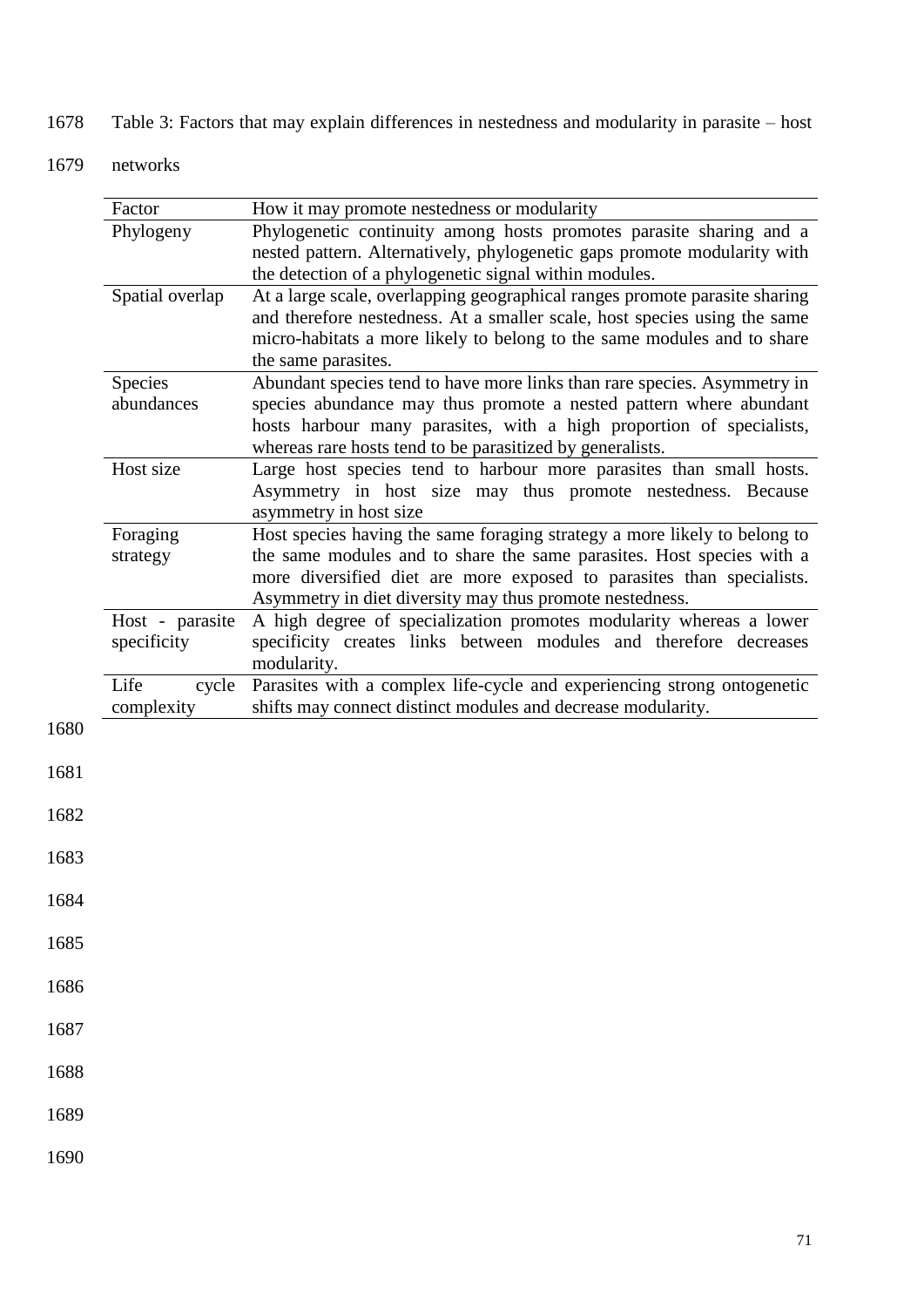Table 3: Factors that may explain differences in nestedness and modularity in parasite – host networks

| Factor | How it may promote nestedness or modularity |
|---|---|
| Phylogeny | Phylogenetic continuity among hosts promotes parasite sharing and a nested pattern. Alternatively, phylogenetic gaps promote modularity with the detection of a phylogenetic signal within modules. |
| Spatial overlap | At a large scale, overlapping geographical ranges promote parasite sharing and therefore nestedness. At a smaller scale, host species using the same micro-habitats a more likely to belong to the same modules and to share the same parasites. |
| Species abundances | Abundant species tend to have more links than rare species. Asymmetry in species abundance may thus promote a nested pattern where abundant hosts harbour many parasites, with a high proportion of specialists, whereas rare hosts tend to be parasitized by generalists. |
| Host size | Large host species tend to harbour more parasites than small hosts. Asymmetry in host size may thus promote nestedness. Because asymmetry in host size |
| Foraging strategy | Host species having the same foraging strategy a more likely to belong to the same modules and to share the same parasites. Host species with a more diversified diet are more exposed to parasites than specialists. Asymmetry in diet diversity may thus promote nestedness. |
| Host - parasite specificity | A high degree of specialization promotes modularity whereas a lower specificity creates links between modules and therefore decreases modularity. |
| Life cycle complexity | Parasites with a complex life-cycle and experiencing strong ontogenetic shifts may connect distinct modules and decrease modularity. |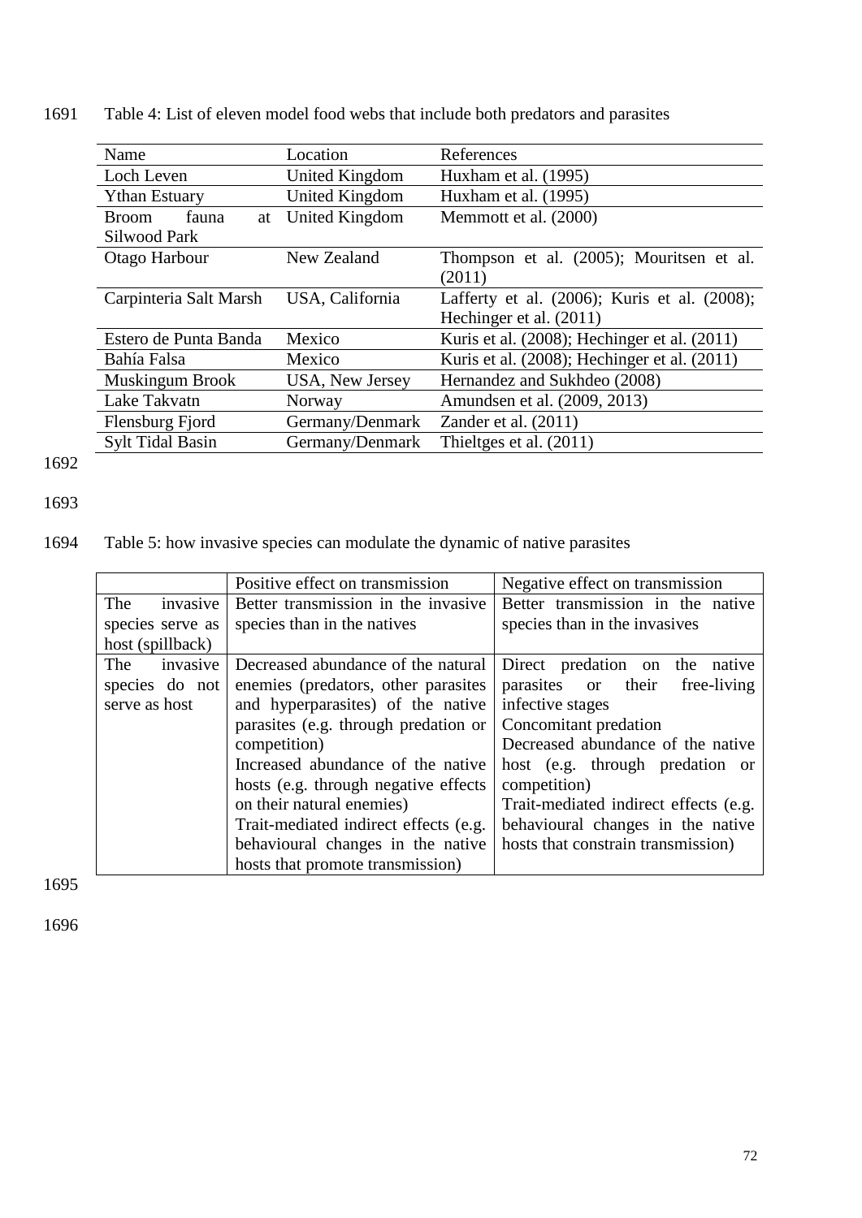Table 4: List of eleven model food webs that include both predators and parasites

| Name | Location | References |
|---|---|---|
| Loch Leven | United Kingdom | Huxham et al. (1995) |
| Ythan Estuary | United Kingdom | Huxham et al. (1995) |
| Broom fauna at Silwood Park | United Kingdom | Memmott et al. (2000) |
| Otago Harbour | New Zealand | Thompson et al. (2005); Mouritsen et al. (2011) |
| Carpinteria Salt Marsh | USA, California | Lafferty et al. (2006); Kuris et al. (2008); Hechinger et al. (2011) |
| Estero de Punta Banda | Mexico | Kuris et al. (2008); Hechinger et al. (2011) |
| Bahía Falsa | Mexico | Kuris et al. (2008); Hechinger et al. (2011) |
| Muskingum Brook | USA, New Jersey | Hernandez and Sukhdeo (2008) |
| Lake Takvatn | Norway | Amundsen et al. (2009, 2013) |
| Flensburg Fjord | Germany/Denmark | Zander et al. (2011) |
| Sylt Tidal Basin | Germany/Denmark | Thieltges et al. (2011) |

Table 5: how invasive species can modulate the dynamic of native parasites

| | Positive effect on transmission | Negative effect on transmission |
|---|---|---|
| The invasive species serve as host (spillback) | Better transmission in the invasive species than in the natives | Better transmission in the native species than in the invasives |
| The invasive species do not serve as host | Decreased abundance of the natural enemies (predators, other parasites and hyperparasites) of the native parasites (e.g. through predation or competition)<br>Increased abundance of the native hosts (e.g. through negative effects on their natural enemies)<br>Trait-mediated indirect effects (e.g. behavioural changes in the native hosts that promote transmission) | Direct predation on the native parasites or their free-living infective stages<br>Concomitant predation<br>Decreased abundance of the native host (e.g. through predation or competition)<br>Trait-mediated indirect effects (e.g. behavioural changes in the native hosts that constrain transmission) |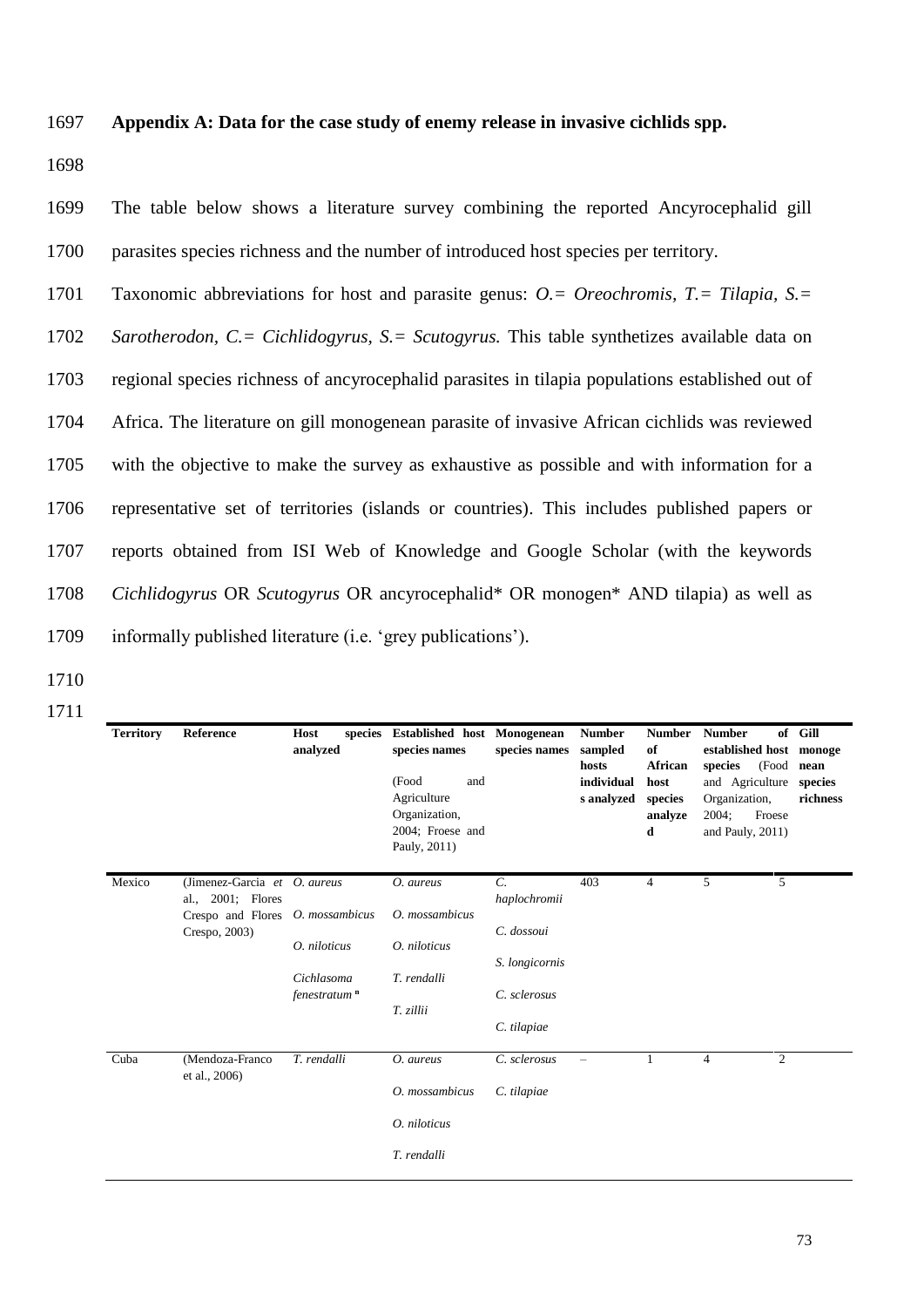**Appendix A: Data for the case study of enemy release in invasive cichlids spp.**

The table below shows a literature survey combining the reported Ancyrocephalid gill parasites species richness and the number of introduced host species per territory.

Taxonomic abbreviations for host and parasite genus: *O.= Oreochromis*, *T.= Tilapia*, *S.= Sarotherodon*, *C.= Cichlidogyrus*, *S.= Scutogyrus.* This table synthetizes available data on regional species richness of ancyrocephalid parasites in tilapia populations established out of Africa. The literature on gill monogenean parasite of invasive African cichlids was reviewed with the objective to make the survey as exhaustive as possible and with information for a representative set of territories (islands or countries). This includes published papers or reports obtained from ISI Web of Knowledge and Google Scholar (with the keywords *Cichlidogyrus* OR *Scutogyrus* OR ancyrocephalid* OR monogen* AND tilapia) as well as informally published literature (i.e. 'grey publications').

| **Territory** | **Reference** | **Host species analyzed** | **Established host species names** (Food and Agriculture Organization, 2004; Froese and Pauly, 2011) | **Monogenean species names** | **Number sampled hosts individuals analyzed** | **Number of African host species analyzed** | **Number of established host species** (Food and Agriculture Organization, 2004; Froese and Pauly, 2011) | **Gill monogenean species richness** |
|---|---|---|---|---|---|---|---|---|
| Mexico | (Jimenez-Garcia *et al.*, 2001; Flores Crespo and Flores Crespo, 2003) | *O. aureus*<br>*O. mossambicus*<br>*O. niloticus*<br>*Cichlasoma fenestratum* [a] | *O. aureus*<br>*O. mossambicus*<br>*O. niloticus*<br>*T. rendalli*<br>*T. zillii* | *C. haplochromii*<br>*C. dossoui*<br>*S. longicornis*<br>*C. sclerosus*<br>*C. tilapiae* | 403 | 4 | 5 | 5 |
| Cuba | (Mendoza-Franco et al., 2006) | *T. rendalli* | *O. aureus*<br>*O. mossambicus*<br>*O. niloticus*<br>*T. rendalli* | *C. sclerosus*<br>*C. tilapiae* | – | 1 | 4 | 2 |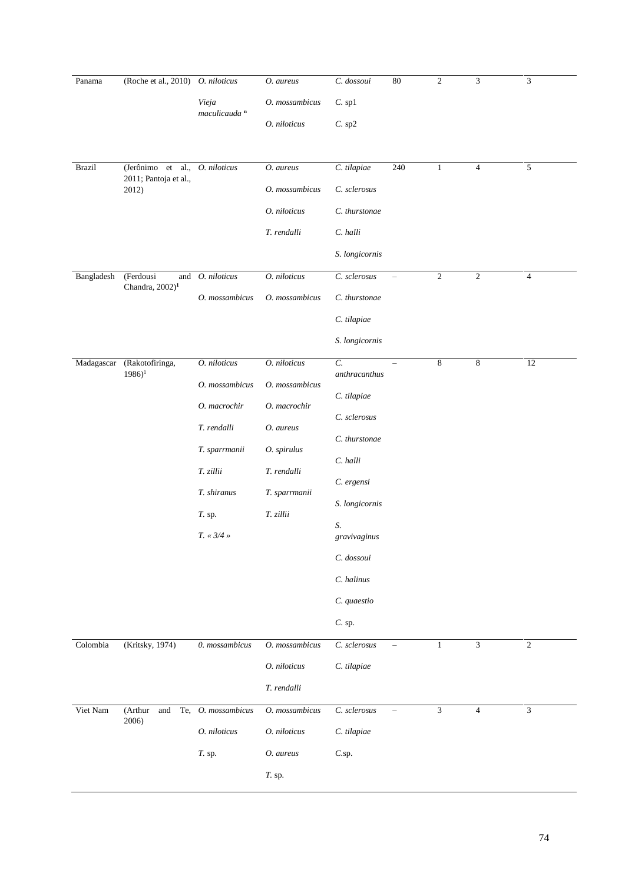| | | | | | | | | |
|---|---|---|---|---|---|---|---|---|
| Panama | (Roche et al., 2010) | *O. niloticus* | *O. aureus* | *C. dossoui* | 80 | 2 | 3 | 3 |
| | | *Vieja maculicauda* [n] | *O. mossambicus* | *C.* sp1 | | | | |
| | | | *O. niloticus* | *C.* sp2 | | | | |
| Brazil | (Jerônimo et al., 2011; Pantoja et al., 2012) | *O. niloticus* | *O. aureus* | *C. tilapiae* | 240 | 1 | 4 | 5 |
| | | | *O. mossambicus* | *C. sclerosus* | | | | |
| | | | *O. niloticus* | *C. thurstonae* | | | | |
| | | | *T. rendalli* | *C. halli* | | | | |
| | | | | *S. longicornis* | | | | |
| Bangladesh | (Ferdousi and Chandra, 2002)[1] | *O. niloticus* | *O. niloticus* | *C. sclerosus* | – | 2 | 2 | 4 |
| | | *O. mossambicus* | *O. mossambicus* | *C. thurstonae* | | | | |
| | | | | *C. tilapiae* | | | | |
| | | | | *S. longicornis* | | | | |
| Madagascar | (Rakotofiringa, 1986)[1] | *O. niloticus* | *O. niloticus* | *C. anthracanthus* | – | 8 | 8 | 12 |
| | | *O. mossambicus* | *O. mossambicus* | *C. tilapiae* | | | | |
| | | *O. macrochir* | *O. macrochir* | *C. sclerosus* | | | | |
| | | *T. rendalli* | *O. aureus* | *C. thurstonae* | | | | |
| | | *T. sparrmanii* | *O. spirulus* | *C. halli* | | | | |
| | | *T. zillii* | *T. rendalli* | *C. ergensi* | | | | |
| | | *T. shiranus* | *T. sparrmanii* | *S. longicornis* | | | | |
| | | *T.* sp. | *T. zillii* | *S. gravivaginus* | | | | |
| | | *T. « 3/4 »* | | *C. dossoui* | | | | |
| | | | | *C. halinus* | | | | |
| | | | | *C. quaestio* | | | | |
| | | | | *C.* sp. | | | | |
| Colombia | (Kritsky, 1974) | *0. mossambicus* | *O. mossambicus* | *C. sclerosus* | – | 1 | 3 | 2 |
| | | | *O. niloticus* | *C. tilapiae* | | | | |
| | | | *T. rendalli* | | | | | |
| Viet Nam | (Arthur and Te, 2006) | *O. mossambicus* | *O. mossambicus* | *C. sclerosus* | – | 3 | 4 | 3 |
| | | *O. niloticus* | *O. niloticus* | *C. tilapiae* | | | | |
| | | *T.* sp. | *O. aureus* | *C.*sp. | | | | |
| | | | *T.* sp. | | | | | |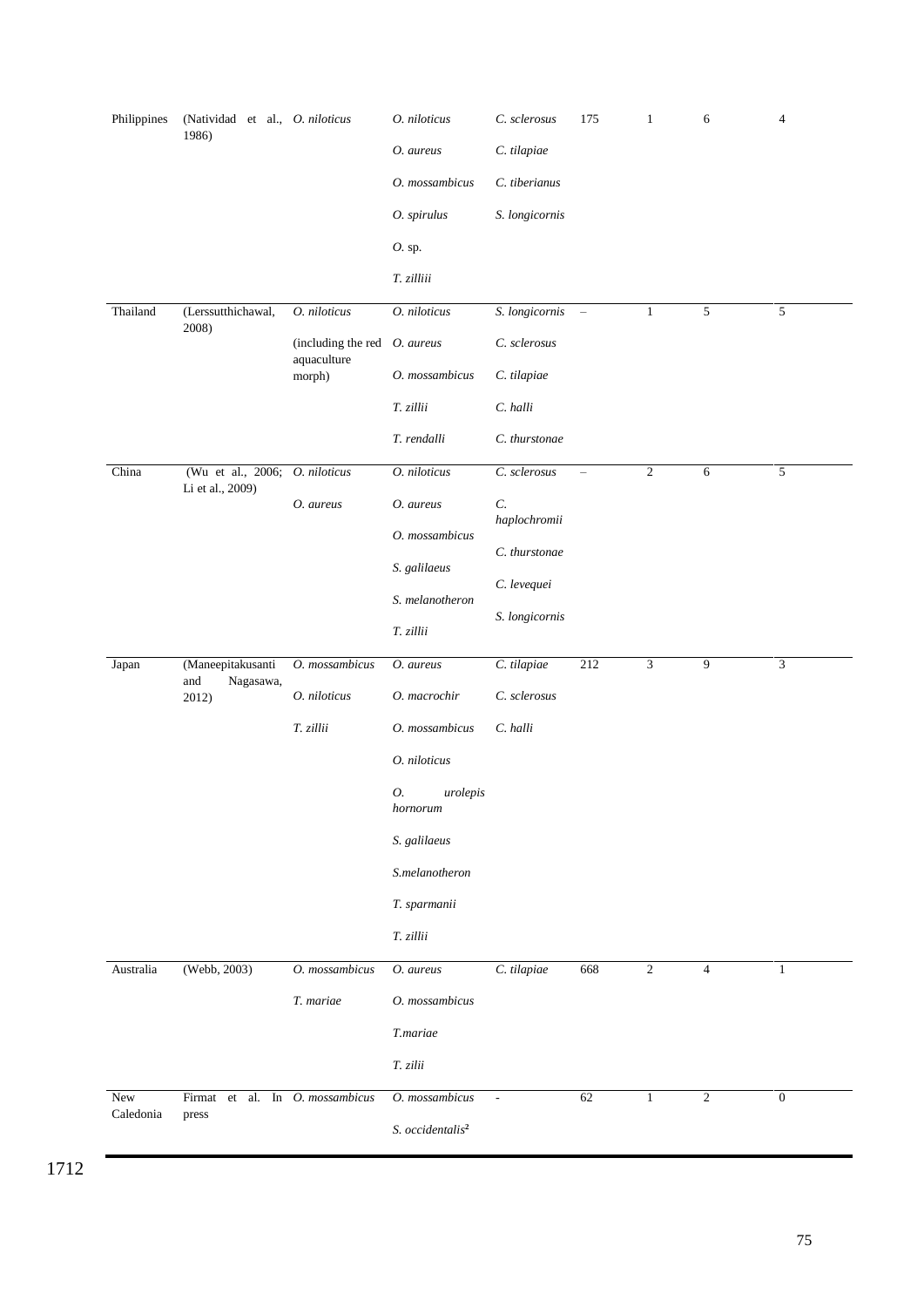| | | | | | | | | |
|---|---|---|---|---|---|---|---|---|
| Philippines | (Natividad et al., 1986) | *O. niloticus* | *O. niloticus*<br>*O. aureus*<br>*O. mossambicus*<br>*O. spirulus*<br>*O.* sp.<br>*T. zilliii* | *C. sclerosus*<br>*C. tilapiae*<br>*C. tiberianus*<br>*S. longicornis* | 175 | 1 | 6 | 4 |
| Thailand | (Lerssutthichawal, 2008) | *O. niloticus*<br>(including the red aquaculture morph) | *O. niloticus*<br>*O. aureus*<br>*O. mossambicus*<br>*T. zillii*<br>*T. rendalli* | *S. longicornis*<br>*C. sclerosus*<br>*C. tilapiae*<br>*C. halli*<br>*C. thurstonae* | – | 1 | 5 | 5 |
| China | (Wu et al., 2006; Li et al., 2009) | *O. niloticus*<br>*O. aureus* | *O. niloticus*<br>*O. aureus*<br>*O. mossambicus*<br>*S. galilaeus*<br>*S. melanotheron*<br>*T. zillii* | *C. sclerosus*<br>*C. haplochromii*<br>*C. thurstonae*<br>*C. levequei*<br>*S. longicornis* | – | 2 | 6 | 5 |
| Japan | (Maneepitakusanti and Nagasawa, 2012) | *O. mossambicus*<br>*O. niloticus*<br>*T. zillii* | *O. aureus*<br>*O. macrochir*<br>*O. mossambicus*<br>*O. niloticus*<br>*O. urolepis hornorum*<br>*S. galilaeus*<br>*S.melanotheron*<br>*T. sparmanii*<br>*T. zillii* | *C. tilapiae*<br>*C. sclerosus*<br>*C. halli* | 212 | 3 | 9 | 3 |
| Australia | (Webb, 2003) | *O. mossambicus*<br>*T. mariae* | *O. aureus*<br>*O. mossambicus*<br>*T.mariae*<br>*T. zilii* | *C. tilapiae* | 668 | 2 | 4 | 1 |
| New Caledonia | Firmat et al. In press | *O. mossambicus* | *O. mossambicus*<br>*S. occidentalis*[2] | - | 62 | 1 | 2 | 0 |

1712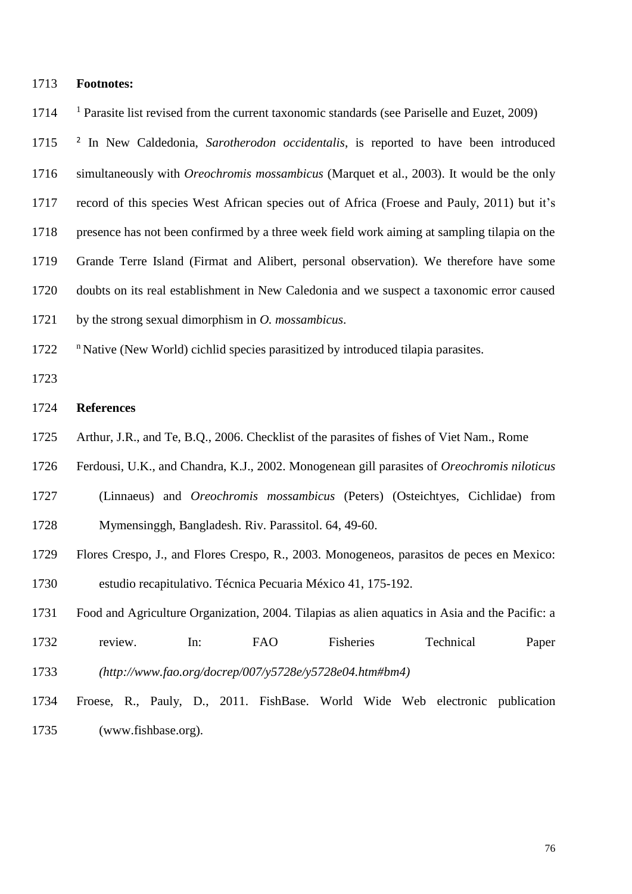**Footnotes:**

[1] Parasite list revised from the current taxonomic standards (see Pariselle and Euzet, 2009)

[2] In New Caldedonia, *Sarotherodon occidentalis*, is reported to have been introduced simultaneously with *Oreochromis mossambicus* (Marquet et al., 2003). It would be the only record of this species West African species out of Africa (Froese and Pauly, 2011) but it's presence has not been confirmed by a three week field work aiming at sampling tilapia on the Grande Terre Island (Firmat and Alibert, personal observation). We therefore have some doubts on its real establishment in New Caledonia and we suspect a taxonomic error caused by the strong sexual dimorphism in *O. mossambicus*.

[n] Native (New World) cichlid species parasitized by introduced tilapia parasites.

**References**

Arthur, J.R., and Te, B.Q., 2006. Checklist of the parasites of fishes of Viet Nam., Rome

Ferdousi, U.K., and Chandra, K.J., 2002. Monogenean gill parasites of *Oreochromis niloticus* (Linnaeus) and *Oreochromis mossambicus* (Peters) (Osteichtyes, Cichlidae) from Mymensinggh, Bangladesh. Riv. Parassitol. 64, 49-60.

Flores Crespo, J., and Flores Crespo, R., 2003. Monogeneos, parasitos de peces en Mexico: estudio recapitulativo. Técnica Pecuaria México 41, 175-192.

Food and Agriculture Organization, 2004. Tilapias as alien aquatics in Asia and the Pacific: a review. In: FAO Fisheries Technical Paper *(http://www.fao.org/docrep/007/y5728e/y5728e04.htm#bm4)*

Froese, R., Pauly, D., 2011. FishBase. World Wide Web electronic publication (www.fishbase.org).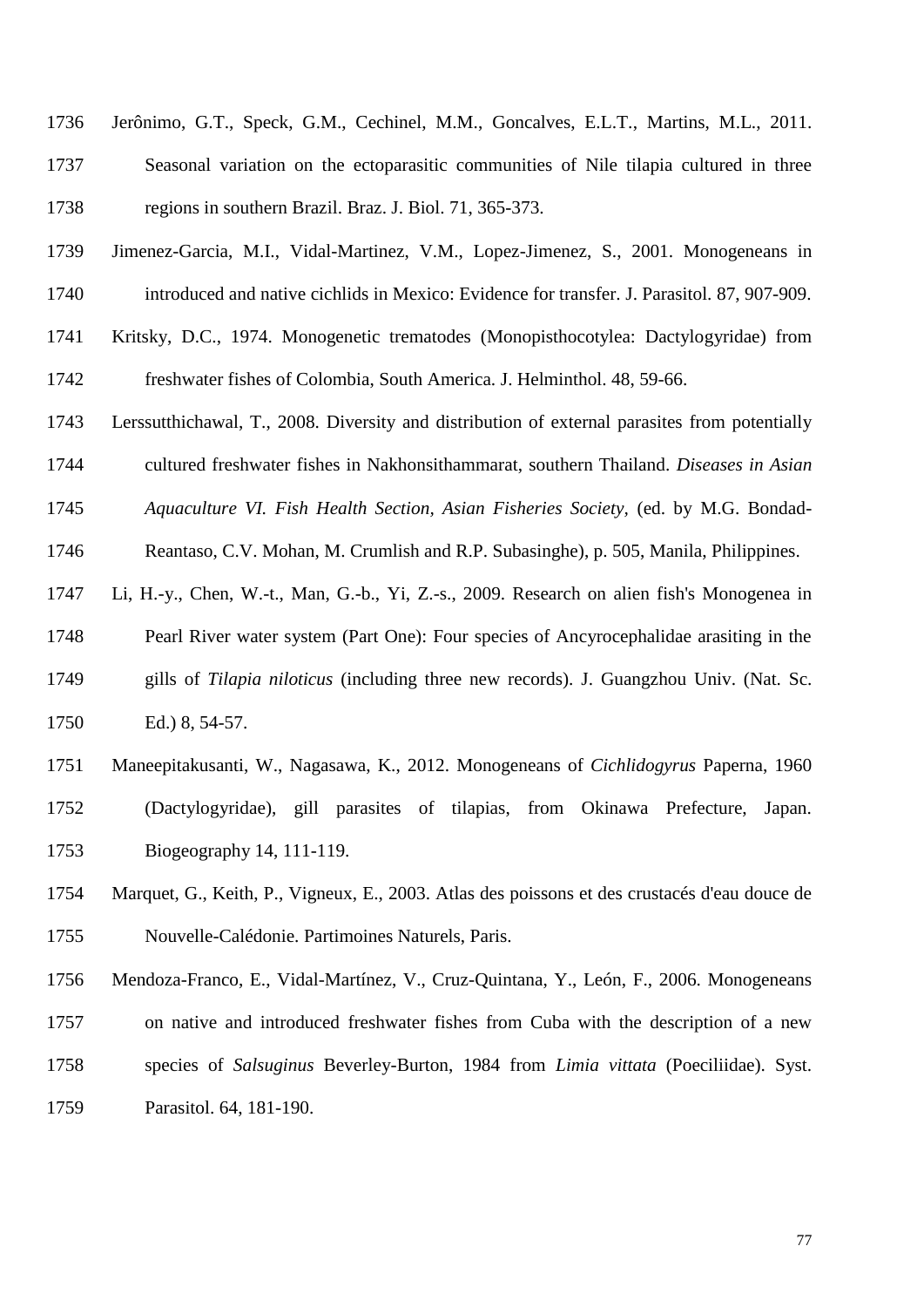Jerônimo, G.T., Speck, G.M., Cechinel, M.M., Goncalves, E.L.T., Martins, M.L., 2011. Seasonal variation on the ectoparasitic communities of Nile tilapia cultured in three regions in southern Brazil. Braz. J. Biol. 71, 365-373.

Jimenez-Garcia, M.I., Vidal-Martinez, V.M., Lopez-Jimenez, S., 2001. Monogeneans in introduced and native cichlids in Mexico: Evidence for transfer. J. Parasitol. 87, 907-909.

Kritsky, D.C., 1974. Monogenetic trematodes (Monopisthocotylea: Dactylogyridae) from freshwater fishes of Colombia, South America. J. Helminthol. 48, 59-66.

Lerssutthichawal, T., 2008. Diversity and distribution of external parasites from potentially cultured freshwater fishes in Nakhonsithammarat, southern Thailand. *Diseases in Asian Aquaculture VI. Fish Health Section, Asian Fisheries Society,* (ed. by M.G. Bondad-Reantaso, C.V. Mohan, M. Crumlish and R.P. Subasinghe), p. 505, Manila, Philippines.

Li, H.-y., Chen, W.-t., Man, G.-b., Yi, Z.-s., 2009. Research on alien fish's Monogenea in Pearl River water system (Part One): Four species of Ancyrocephalidae arasiting in the gills of *Tilapia niloticus* (including three new records). J. Guangzhou Univ. (Nat. Sc. Ed.) 8, 54-57.

Maneepitakusanti, W., Nagasawa, K., 2012. Monogeneans of *Cichlidogyrus* Paperna, 1960 (Dactylogyridae), gill parasites of tilapias, from Okinawa Prefecture, Japan. Biogeography 14, 111-119.

Marquet, G., Keith, P., Vigneux, E., 2003. Atlas des poissons et des crustacés d'eau douce de Nouvelle-Calédonie. Partimoines Naturels, Paris.

Mendoza-Franco, E., Vidal-Martínez, V., Cruz-Quintana, Y., León, F., 2006. Monogeneans on native and introduced freshwater fishes from Cuba with the description of a new species of *Salsuginus* Beverley-Burton, 1984 from *Limia vittata* (Poeciliidae). Syst. Parasitol. 64, 181-190.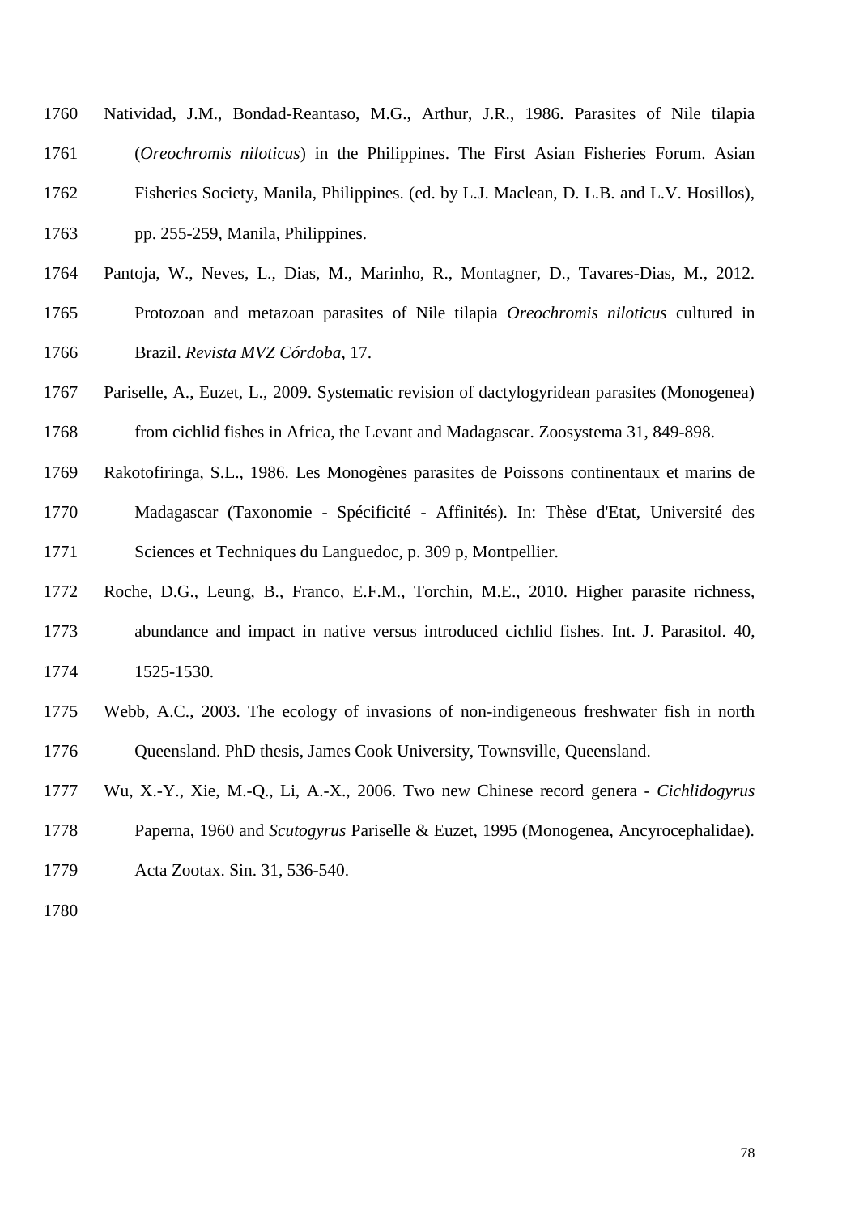Natividad, J.M., Bondad-Reantaso, M.G., Arthur, J.R., 1986. Parasites of Nile tilapia (*Oreochromis niloticus*) in the Philippines. The First Asian Fisheries Forum. Asian Fisheries Society, Manila, Philippines. (ed. by L.J. Maclean, D. L.B. and L.V. Hosillos), pp. 255-259, Manila, Philippines.

Pantoja, W., Neves, L., Dias, M., Marinho, R., Montagner, D., Tavares-Dias, M., 2012. Protozoan and metazoan parasites of Nile tilapia *Oreochromis niloticus* cultured in Brazil. *Revista MVZ Córdoba*, 17.

Pariselle, A., Euzet, L., 2009. Systematic revision of dactylogyridean parasites (Monogenea) from cichlid fishes in Africa, the Levant and Madagascar. Zoosystema 31, 849-898.

Rakotofiringa, S.L., 1986. Les Monogènes parasites de Poissons continentaux et marins de Madagascar (Taxonomie - Spécificité - Affinités). In: Thèse d'Etat, Université des Sciences et Techniques du Languedoc, p. 309 p, Montpellier.

Roche, D.G., Leung, B., Franco, E.F.M., Torchin, M.E., 2010. Higher parasite richness, abundance and impact in native versus introduced cichlid fishes. Int. J. Parasitol. 40, 1525-1530.

Webb, A.C., 2003. The ecology of invasions of non-indigeneous freshwater fish in north Queensland. PhD thesis, James Cook University, Townsville, Queensland.

Wu, X.-Y., Xie, M.-Q., Li, A.-X., 2006. Two new Chinese record genera - *Cichlidogyrus* Paperna, 1960 and *Scutogyrus* Pariselle & Euzet, 1995 (Monogenea, Ancyrocephalidae). Acta Zootax. Sin. 31, 536-540.